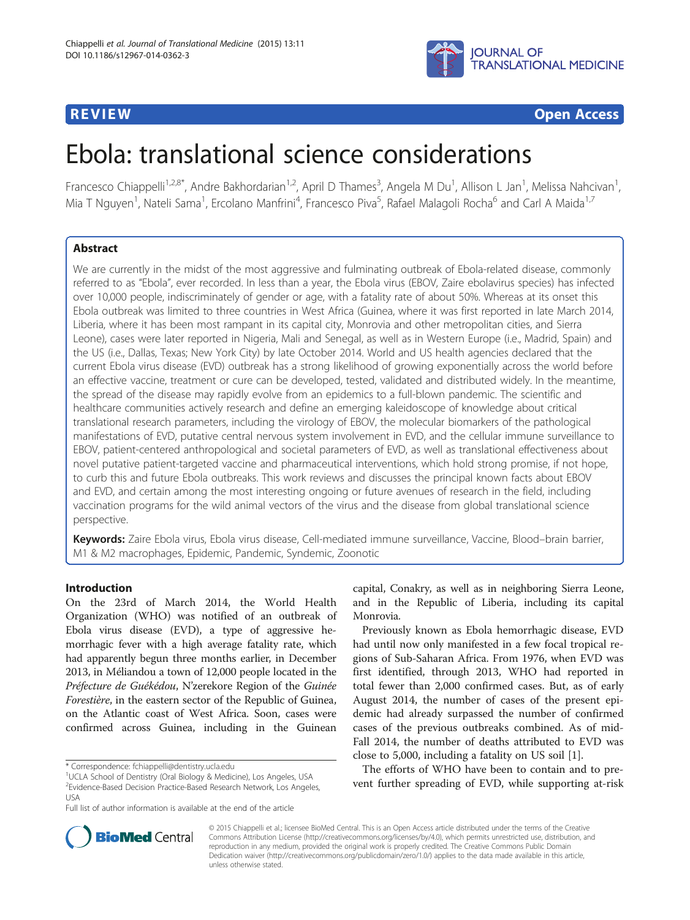**REVIEW** **Open Access**

# Ebola: translational science considerations

Francesco Chiappelli[1,2,8*], Andre Bakhordarian[1,2], April D Thames[3], Angela M Du[1], Allison L Jan[1], Melissa Nahcivan[1], Mia T Nguyen[1], Nateli Sama[1], Ercolano Manfrini[4], Francesco Piva[5], Rafael Malagoli Rocha[6] and Carl A Maida[1,7]

## Abstract

We are currently in the midst of the most aggressive and fulminating outbreak of Ebola-related disease, commonly referred to as "Ebola", ever recorded. In less than a year, the Ebola virus (EBOV, Zaire ebolavirus species) has infected over 10,000 people, indiscriminately of gender or age, with a fatality rate of about 50%. Whereas at its onset this Ebola outbreak was limited to three countries in West Africa (Guinea, where it was first reported in late March 2014, Liberia, where it has been most rampant in its capital city, Monrovia and other metropolitan cities, and Sierra Leone), cases were later reported in Nigeria, Mali and Senegal, as well as in Western Europe (i.e., Madrid, Spain) and the US (i.e., Dallas, Texas; New York City) by late October 2014. World and US health agencies declared that the current Ebola virus disease (EVD) outbreak has a strong likelihood of growing exponentially across the world before an effective vaccine, treatment or cure can be developed, tested, validated and distributed widely. In the meantime, the spread of the disease may rapidly evolve from an epidemics to a full-blown pandemic. The scientific and healthcare communities actively research and define an emerging kaleidoscope of knowledge about critical translational research parameters, including the virology of EBOV, the molecular biomarkers of the pathological manifestations of EVD, putative central nervous system involvement in EVD, and the cellular immune surveillance to EBOV, patient-centered anthropological and societal parameters of EVD, as well as translational effectiveness about novel putative patient-targeted vaccine and pharmaceutical interventions, which hold strong promise, if not hope, to curb this and future Ebola outbreaks. This work reviews and discusses the principal known facts about EBOV and EVD, and certain among the most interesting ongoing or future avenues of research in the field, including vaccination programs for the wild animal vectors of the virus and the disease from global translational science perspective.

**Keywords:** Zaire Ebola virus, Ebola virus disease, Cell-mediated immune surveillance, Vaccine, Blood–brain barrier, M1 & M2 macrophages, Epidemic, Pandemic, Syndemic, Zoonotic

## Introduction

On the 23rd of March 2014, the World Health Organization (WHO) was notified of an outbreak of Ebola virus disease (EVD), a type of aggressive hemorrhagic fever with a high average fatality rate, which had apparently begun three months earlier, in December 2013, in Méliandou a town of 12,000 people located in the *Préfecture de Guékédou*, N'zerekore Region of the *Guinée Forestière*, in the eastern sector of the Republic of Guinea, on the Atlantic coast of West Africa. Soon, cases were confirmed across Guinea, including in the Guinean capital, Conakry, as well as in neighboring Sierra Leone, and in the Republic of Liberia, including its capital Monrovia.

Previously known as Ebola hemorrhagic disease, EVD had until now only manifested in a few focal tropical regions of Sub-Saharan Africa. From 1976, when EVD was first identified, through 2013, WHO had reported in total fewer than 2,000 confirmed cases. But, as of early August 2014, the number of cases of the present epidemic had already surpassed the number of confirmed cases of the previous outbreaks combined. As of mid-Fall 2014, the number of deaths attributed to EVD was close to 5,000, including a fatality on US soil [1].

The efforts of WHO have been to contain and to prevent further spreading of EVD, while supporting at-risk

\* Correspondence: fchiappelli@dentistry.ucla.edu
[1]UCLA School of Dentistry (Oral Biology & Medicine), Los Angeles, USA
[2]Evidence-Based Decision Practice-Based Research Network, Los Angeles, USA
Full list of author information is available at the end of the article

© 2015 Chiappelli et al.; licensee BioMed Central. This is an Open Access article distributed under the terms of the Creative Commons Attribution License (http://creativecommons.org/licenses/by/4.0), which permits unrestricted use, distribution, and reproduction in any medium, provided the original work is properly credited. The Creative Commons Public Domain Dedication waiver (http://creativecommons.org/publicdomain/zero/1.0/) applies to the data made available in this article, unless otherwise stated.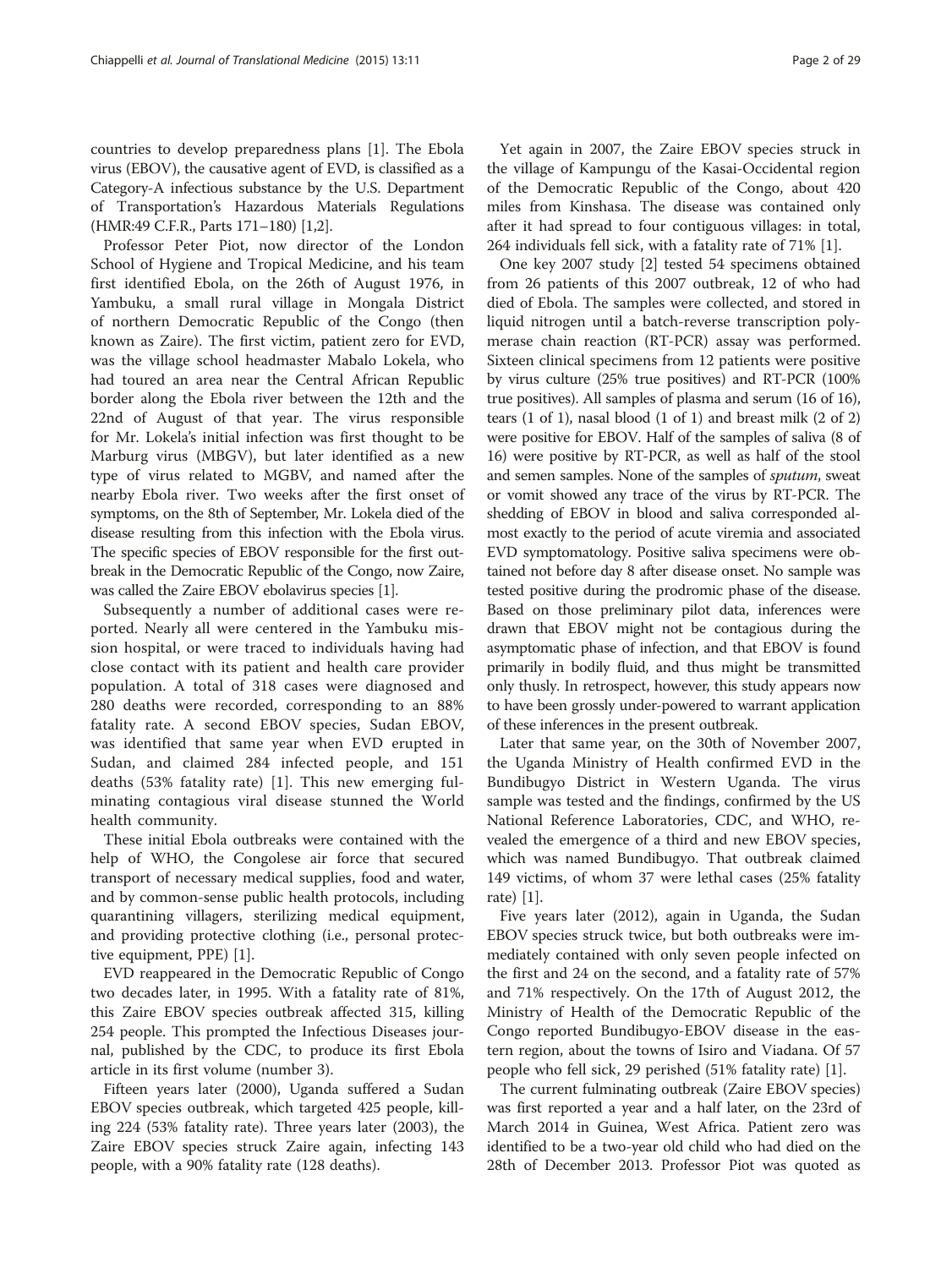countries to develop preparedness plans [1]. The Ebola virus (EBOV), the causative agent of EVD, is classified as a Category-A infectious substance by the U.S. Department of Transportation's Hazardous Materials Regulations (HMR:49 C.F.R., Parts 171–180) [1,2].

Professor Peter Piot, now director of the London School of Hygiene and Tropical Medicine, and his team first identified Ebola, on the 26th of August 1976, in Yambuku, a small rural village in Mongala District of northern Democratic Republic of the Congo (then known as Zaire). The first victim, patient zero for EVD, was the village school headmaster Mabalo Lokela, who had toured an area near the Central African Republic border along the Ebola river between the 12th and the 22nd of August of that year. The virus responsible for Mr. Lokela's initial infection was first thought to be Marburg virus (MBGV), but later identified as a new type of virus related to MGBV, and named after the nearby Ebola river. Two weeks after the first onset of symptoms, on the 8th of September, Mr. Lokela died of the disease resulting from this infection with the Ebola virus. The specific species of EBOV responsible for the first outbreak in the Democratic Republic of the Congo, now Zaire, was called the Zaire EBOV ebolavirus species [1].

Subsequently a number of additional cases were reported. Nearly all were centered in the Yambuku mission hospital, or were traced to individuals having had close contact with its patient and health care provider population. A total of 318 cases were diagnosed and 280 deaths were recorded, corresponding to an 88% fatality rate. A second EBOV species, Sudan EBOV, was identified that same year when EVD erupted in Sudan, and claimed 284 infected people, and 151 deaths (53% fatality rate) [1]. This new emerging fulminating contagious viral disease stunned the World health community.

These initial Ebola outbreaks were contained with the help of WHO, the Congolese air force that secured transport of necessary medical supplies, food and water, and by common-sense public health protocols, including quarantining villagers, sterilizing medical equipment, and providing protective clothing (i.e., personal protective equipment, PPE) [1].

EVD reappeared in the Democratic Republic of Congo two decades later, in 1995. With a fatality rate of 81%, this Zaire EBOV species outbreak affected 315, killing 254 people. This prompted the Infectious Diseases journal, published by the CDC, to produce its first Ebola article in its first volume (number 3).

Fifteen years later (2000), Uganda suffered a Sudan EBOV species outbreak, which targeted 425 people, killing 224 (53% fatality rate). Three years later (2003), the Zaire EBOV species struck Zaire again, infecting 143 people, with a 90% fatality rate (128 deaths).

Yet again in 2007, the Zaire EBOV species struck in the village of Kampungu of the Kasai-Occidental region of the Democratic Republic of the Congo, about 420 miles from Kinshasa. The disease was contained only after it had spread to four contiguous villages: in total, 264 individuals fell sick, with a fatality rate of 71% [1].

One key 2007 study [2] tested 54 specimens obtained from 26 patients of this 2007 outbreak, 12 of who had died of Ebola. The samples were collected, and stored in liquid nitrogen until a batch-reverse transcription polymerase chain reaction (RT-PCR) assay was performed. Sixteen clinical specimens from 12 patients were positive by virus culture (25% true positives) and RT-PCR (100% true positives). All samples of plasma and serum (16 of 16), tears (1 of 1), nasal blood (1 of 1) and breast milk (2 of 2) were positive for EBOV. Half of the samples of saliva (8 of 16) were positive by RT-PCR, as well as half of the stool and semen samples. None of the samples of *sputum*, sweat or vomit showed any trace of the virus by RT-PCR. The shedding of EBOV in blood and saliva corresponded almost exactly to the period of acute viremia and associated EVD symptomatology. Positive saliva specimens were obtained not before day 8 after disease onset. No sample was tested positive during the prodromic phase of the disease. Based on those preliminary pilot data, inferences were drawn that EBOV might not be contagious during the asymptomatic phase of infection, and that EBOV is found primarily in bodily fluid, and thus might be transmitted only thusly. In retrospect, however, this study appears now to have been grossly under-powered to warrant application of these inferences in the present outbreak.

Later that same year, on the 30th of November 2007, the Uganda Ministry of Health confirmed EVD in the Bundibugyo District in Western Uganda. The virus sample was tested and the findings, confirmed by the US National Reference Laboratories, CDC, and WHO, revealed the emergence of a third and new EBOV species, which was named Bundibugyo. That outbreak claimed 149 victims, of whom 37 were lethal cases (25% fatality rate) [1].

Five years later (2012), again in Uganda, the Sudan EBOV species struck twice, but both outbreaks were immediately contained with only seven people infected on the first and 24 on the second, and a fatality rate of 57% and 71% respectively. On the 17th of August 2012, the Ministry of Health of the Democratic Republic of the Congo reported Bundibugyo-EBOV disease in the eastern region, about the towns of Isiro and Viadana. Of 57 people who fell sick, 29 perished (51% fatality rate) [1].

The current fulminating outbreak (Zaire EBOV species) was first reported a year and a half later, on the 23rd of March 2014 in Guinea, West Africa. Patient zero was identified to be a two-year old child who had died on the 28th of December 2013. Professor Piot was quoted as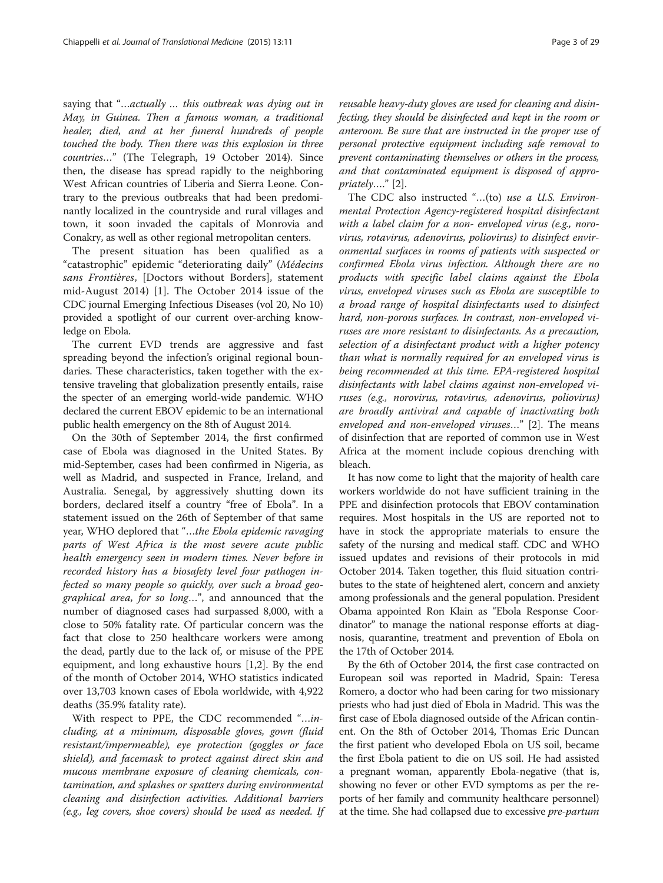saying that "…*actually … this outbreak was dying out in May, in Guinea. Then a famous woman, a traditional healer, died, and at her funeral hundreds of people touched the body. Then there was this explosion in three countries*…" (The Telegraph, 19 October 2014). Since then, the disease has spread rapidly to the neighboring West African countries of Liberia and Sierra Leone. Contrary to the previous outbreaks that had been predominantly localized in the countryside and rural villages and town, it soon invaded the capitals of Monrovia and Conakry, as well as other regional metropolitan centers.

The present situation has been qualified as a "catastrophic" epidemic "deteriorating daily" (*Médecins sans Frontières*, [Doctors without Borders], statement mid-August 2014) [1]. The October 2014 issue of the CDC journal Emerging Infectious Diseases (vol 20, No 10) provided a spotlight of our current over-arching knowledge on Ebola.

The current EVD trends are aggressive and fast spreading beyond the infection's original regional boundaries. These characteristics, taken together with the extensive traveling that globalization presently entails, raise the specter of an emerging world-wide pandemic. WHO declared the current EBOV epidemic to be an international public health emergency on the 8th of August 2014.

On the 30th of September 2014, the first confirmed case of Ebola was diagnosed in the United States. By mid-September, cases had been confirmed in Nigeria, as well as Madrid, and suspected in France, Ireland, and Australia. Senegal, by aggressively shutting down its borders, declared itself a country "free of Ebola". In a statement issued on the 26th of September of that same year, WHO deplored that "…*the Ebola epidemic ravaging parts of West Africa is the most severe acute public health emergency seen in modern times. Never before in recorded history has a biosafety level four pathogen infected so many people so quickly, over such a broad geographical area, for so long*…", and announced that the number of diagnosed cases had surpassed 8,000, with a close to 50% fatality rate. Of particular concern was the fact that close to 250 healthcare workers were among the dead, partly due to the lack of, or misuse of the PPE equipment, and long exhaustive hours [1,2]. By the end of the month of October 2014, WHO statistics indicated over 13,703 known cases of Ebola worldwide, with 4,922 deaths (35.9% fatality rate).

With respect to PPE, the CDC recommended "…*including, at a minimum, disposable gloves, gown (fluid resistant/impermeable), eye protection (goggles or face shield), and facemask to protect against direct skin and mucous membrane exposure of cleaning chemicals, contamination, and splashes or spatters during environmental cleaning and disinfection activities. Additional barriers (e.g., leg covers, shoe covers) should be used as needed. If reusable heavy-duty gloves are used for cleaning and disinfecting, they should be disinfected and kept in the room or anteroom. Be sure that are instructed in the proper use of personal protective equipment including safe removal to prevent contaminating themselves or others in the process, and that contaminated equipment is disposed of appropriately*…." [2].

The CDC also instructed "…(to) *use a U.S. Environmental Protection Agency-registered hospital disinfectant with a label claim for a non- enveloped virus (e.g., norovirus, rotavirus, adenovirus, poliovirus) to disinfect environmental surfaces in rooms of patients with suspected or confirmed Ebola virus infection. Although there are no products with specific label claims against the Ebola virus, enveloped viruses such as Ebola are susceptible to a broad range of hospital disinfectants used to disinfect hard, non-porous surfaces. In contrast, non-enveloped viruses are more resistant to disinfectants. As a precaution, selection of a disinfectant product with a higher potency than what is normally required for an enveloped virus is being recommended at this time. EPA-registered hospital disinfectants with label claims against non-enveloped viruses (e.g., norovirus, rotavirus, adenovirus, poliovirus) are broadly antiviral and capable of inactivating both enveloped and non-enveloped viruses*…" [2]. The means of disinfection that are reported of common use in West Africa at the moment include copious drenching with bleach.

It has now come to light that the majority of health care workers worldwide do not have sufficient training in the PPE and disinfection protocols that EBOV contamination requires. Most hospitals in the US are reported not to have in stock the appropriate materials to ensure the safety of the nursing and medical staff. CDC and WHO issued updates and revisions of their protocols in mid October 2014. Taken together, this fluid situation contributes to the state of heightened alert, concern and anxiety among professionals and the general population. President Obama appointed Ron Klain as "Ebola Response Coordinator" to manage the national response efforts at diagnosis, quarantine, treatment and prevention of Ebola on the 17th of October 2014.

By the 6th of October 2014, the first case contracted on European soil was reported in Madrid, Spain: Teresa Romero, a doctor who had been caring for two missionary priests who had just died of Ebola in Madrid. This was the first case of Ebola diagnosed outside of the African continent. On the 8th of October 2014, Thomas Eric Duncan the first patient who developed Ebola on US soil, became the first Ebola patient to die on US soil. He had assisted a pregnant woman, apparently Ebola-negative (that is, showing no fever or other EVD symptoms as per the reports of her family and community healthcare personnel) at the time. She had collapsed due to excessive *pre-partum*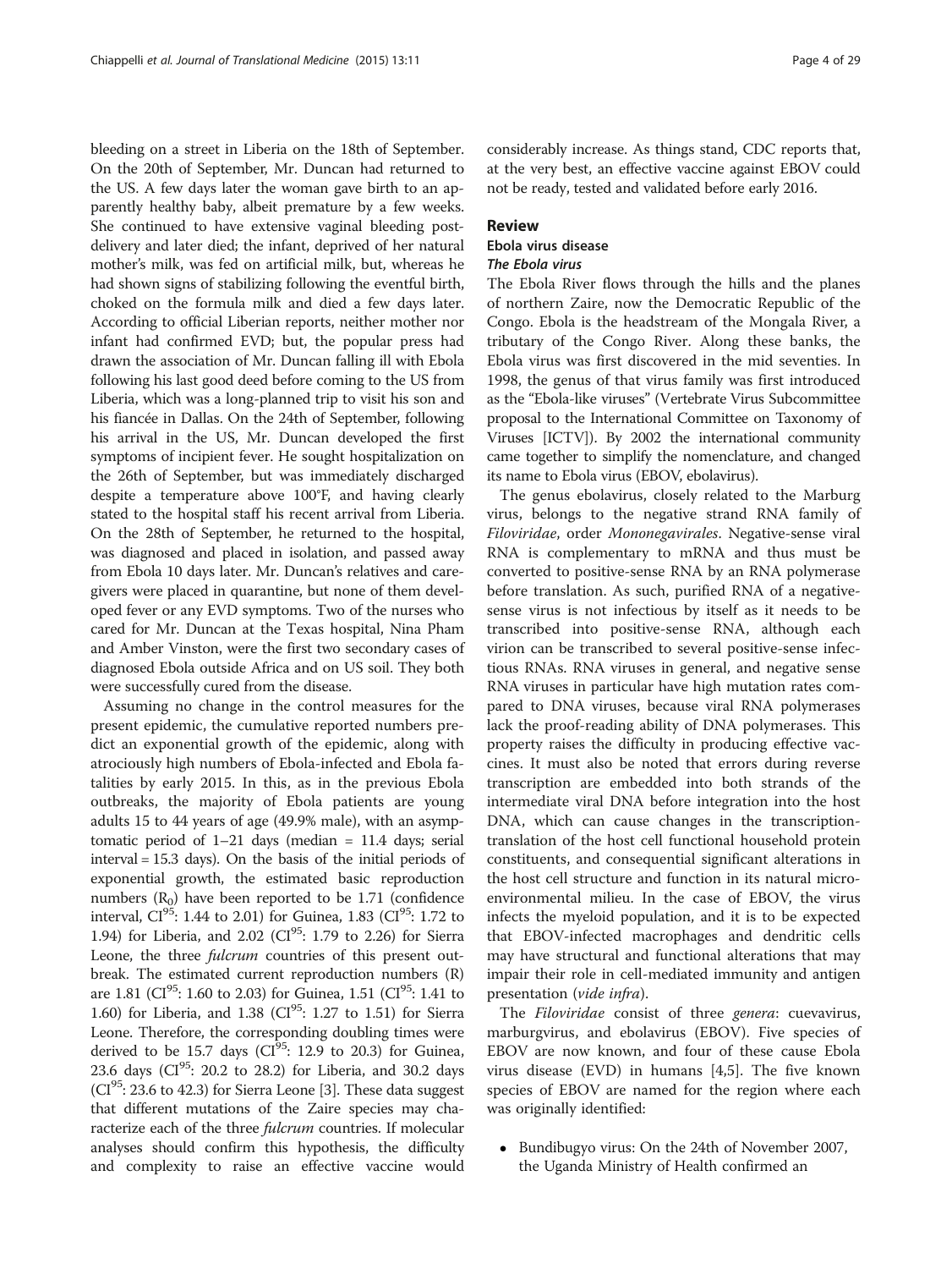bleeding on a street in Liberia on the 18th of September. On the 20th of September, Mr. Duncan had returned to the US. A few days later the woman gave birth to an apparently healthy baby, albeit premature by a few weeks. She continued to have extensive vaginal bleeding post-delivery and later died; the infant, deprived of her natural mother's milk, was fed on artificial milk, but, whereas he had shown signs of stabilizing following the eventful birth, choked on the formula milk and died a few days later. According to official Liberian reports, neither mother nor infant had confirmed EVD; but, the popular press had drawn the association of Mr. Duncan falling ill with Ebola following his last good deed before coming to the US from Liberia, which was a long-planned trip to visit his son and his fiancée in Dallas. On the 24th of September, following his arrival in the US, Mr. Duncan developed the first symptoms of incipient fever. He sought hospitalization on the 26th of September, but was immediately discharged despite a temperature above 100°F, and having clearly stated to the hospital staff his recent arrival from Liberia. On the 28th of September, he returned to the hospital, was diagnosed and placed in isolation, and passed away from Ebola 10 days later. Mr. Duncan's relatives and caregivers were placed in quarantine, but none of them developed fever or any EVD symptoms. Two of the nurses who cared for Mr. Duncan at the Texas hospital, Nina Pham and Amber Vinston, were the first two secondary cases of diagnosed Ebola outside Africa and on US soil. They both were successfully cured from the disease.

Assuming no change in the control measures for the present epidemic, the cumulative reported numbers predict an exponential growth of the epidemic, along with atrociously high numbers of Ebola-infected and Ebola fatalities by early 2015. In this, as in the previous Ebola outbreaks, the majority of Ebola patients are young adults 15 to 44 years of age (49.9% male), with an asymptomatic period of 1–21 days (median = 11.4 days; serial interval = 15.3 days). On the basis of the initial periods of exponential growth, the estimated basic reproduction numbers ($R_0$) have been reported to be 1.71 (confidence interval, $CI^{95}$: 1.44 to 2.01) for Guinea, 1.83 ($CI^{95}$: 1.72 to 1.94) for Liberia, and 2.02 ($CI^{95}$: 1.79 to 2.26) for Sierra Leone, the three *fulcrum* countries of this present outbreak. The estimated current reproduction numbers (R) are 1.81 ($CI^{95}$: 1.60 to 2.03) for Guinea, 1.51 ($CI^{95}$: 1.41 to 1.60) for Liberia, and 1.38 ($CI^{95}$: 1.27 to 1.51) for Sierra Leone. Therefore, the corresponding doubling times were derived to be 15.7 days ($CI^{95}$: 12.9 to 20.3) for Guinea, 23.6 days ($CI^{95}$: 20.2 to 28.2) for Liberia, and 30.2 days ($CI^{95}$: 23.6 to 42.3) for Sierra Leone [3]. These data suggest that different mutations of the Zaire species may characterize each of the three *fulcrum* countries. If molecular analyses should confirm this hypothesis, the difficulty and complexity to raise an effective vaccine would considerably increase. As things stand, CDC reports that, at the very best, an effective vaccine against EBOV could not be ready, tested and validated before early 2016.

## Review

### Ebola virus disease

#### *The Ebola virus*

The Ebola River flows through the hills and the planes of northern Zaire, now the Democratic Republic of the Congo. Ebola is the headstream of the Mongala River, a tributary of the Congo River. Along these banks, the Ebola virus was first discovered in the mid seventies. In 1998, the genus of that virus family was first introduced as the "Ebola-like viruses" (Vertebrate Virus Subcommittee proposal to the International Committee on Taxonomy of Viruses [ICTV]). By 2002 the international community came together to simplify the nomenclature, and changed its name to Ebola virus (EBOV, ebolavirus).

The genus ebolavirus, closely related to the Marburg virus, belongs to the negative strand RNA family of *Filoviridae*, order *Mononegavirales*. Negative-sense viral RNA is complementary to mRNA and thus must be converted to positive-sense RNA by an RNA polymerase before translation. As such, purified RNA of a negative-sense virus is not infectious by itself as it needs to be transcribed into positive-sense RNA, although each virion can be transcribed to several positive-sense infectious RNAs. RNA viruses in general, and negative sense RNA viruses in particular have high mutation rates compared to DNA viruses, because viral RNA polymerases lack the proof-reading ability of DNA polymerases. This property raises the difficulty in producing effective vaccines. It must also be noted that errors during reverse transcription are embedded into both strands of the intermediate viral DNA before integration into the host DNA, which can cause changes in the transcription-translation of the host cell functional household protein constituents, and consequential significant alterations in the host cell structure and function in its natural microenvironmental milieu. In the case of EBOV, the virus infects the myeloid population, and it is to be expected that EBOV-infected macrophages and dendritic cells may have structural and functional alterations that may impair their role in cell-mediated immunity and antigen presentation (*vide infra*).

The *Filoviridae* consist of three *genera*: cuevavirus, marburgvirus, and ebolavirus (EBOV). Five species of EBOV are now known, and four of these cause Ebola virus disease (EVD) in humans [4,5]. The five known species of EBOV are named for the region where each was originally identified:

- Bundibugyo virus: On the 24th of November 2007, the Uganda Ministry of Health confirmed an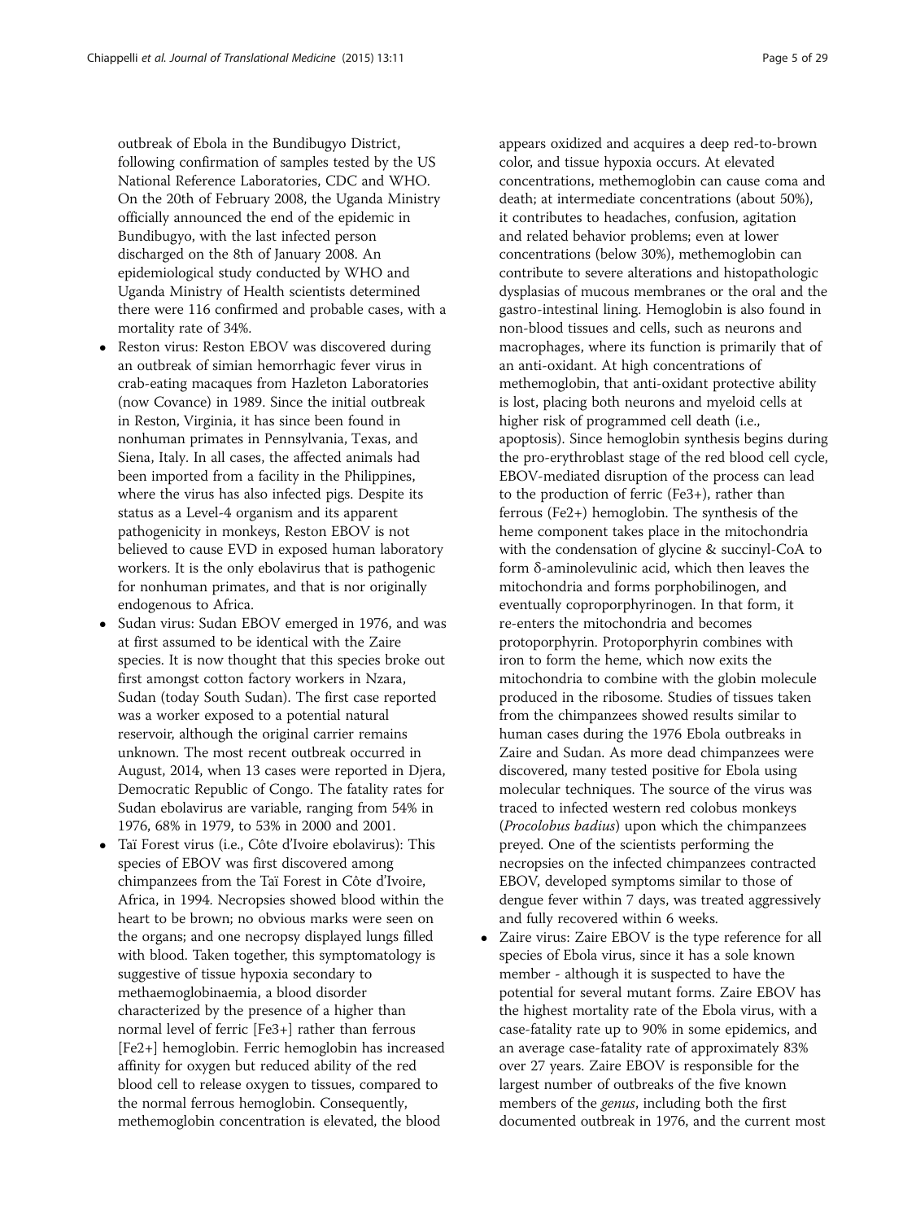outbreak of Ebola in the Bundibugyo District, following confirmation of samples tested by the US National Reference Laboratories, CDC and WHO. On the 20th of February 2008, the Uganda Ministry officially announced the end of the epidemic in Bundibugyo, with the last infected person discharged on the 8th of January 2008. An epidemiological study conducted by WHO and Uganda Ministry of Health scientists determined there were 116 confirmed and probable cases, with a mortality rate of 34%.

- Reston virus: Reston EBOV was discovered during an outbreak of simian hemorrhagic fever virus in crab-eating macaques from Hazleton Laboratories (now Covance) in 1989. Since the initial outbreak in Reston, Virginia, it has since been found in nonhuman primates in Pennsylvania, Texas, and Siena, Italy. In all cases, the affected animals had been imported from a facility in the Philippines, where the virus has also infected pigs. Despite its status as a Level-4 organism and its apparent pathogenicity in monkeys, Reston EBOV is not believed to cause EVD in exposed human laboratory workers. It is the only ebolavirus that is pathogenic for nonhuman primates, and that is nor originally endogenous to Africa.
- Sudan virus: Sudan EBOV emerged in 1976, and was at first assumed to be identical with the Zaire species. It is now thought that this species broke out first amongst cotton factory workers in Nzara, Sudan (today South Sudan). The first case reported was a worker exposed to a potential natural reservoir, although the original carrier remains unknown. The most recent outbreak occurred in August, 2014, when 13 cases were reported in Djera, Democratic Republic of Congo. The fatality rates for Sudan ebolavirus are variable, ranging from 54% in 1976, 68% in 1979, to 53% in 2000 and 2001.
- Taï Forest virus (i.e., Côte d'Ivoire ebolavirus): This species of EBOV was first discovered among chimpanzees from the Taï Forest in Côte d'Ivoire, Africa, in 1994. Necropsies showed blood within the heart to be brown; no obvious marks were seen on the organs; and one necropsy displayed lungs filled with blood. Taken together, this symptomatology is suggestive of tissue hypoxia secondary to methaemoglobinaemia, a blood disorder characterized by the presence of a higher than normal level of ferric [$Fe^{3+}$] rather than ferrous [$Fe^{2+}$] hemoglobin. Ferric hemoglobin has increased affinity for oxygen but reduced ability of the red blood cell to release oxygen to tissues, compared to the normal ferrous hemoglobin. Consequently, methemoglobin concentration is elevated, the blood appears oxidized and acquires a deep red-to-brown color, and tissue hypoxia occurs. At elevated concentrations, methemoglobin can cause coma and death; at intermediate concentrations (about 50%), it contributes to headaches, confusion, agitation and related behavior problems; even at lower concentrations (below 30%), methemoglobin can contribute to severe alterations and histopathologic dysplasias of mucous membranes or the oral and the gastro-intestinal lining. Hemoglobin is also found in non-blood tissues and cells, such as neurons and macrophages, where its function is primarily that of an anti-oxidant. At high concentrations of methemoglobin, that anti-oxidant protective ability is lost, placing both neurons and myeloid cells at higher risk of programmed cell death (i.e., apoptosis). Since hemoglobin synthesis begins during the pro-erythroblast stage of the red blood cell cycle, EBOV-mediated disruption of the process can lead to the production of ferric ($Fe^{3+}$), rather than ferrous ($Fe^{2+}$) hemoglobin. The synthesis of the heme component takes place in the mitochondria with the condensation of glycine & succinyl-CoA to form δ-aminolevulinic acid, which then leaves the mitochondria and forms porphobilinogen, and eventually coproporphyrinogen. In that form, it re-enters the mitochondria and becomes protoporphyrin. Protoporphyrin combines with iron to form the heme, which now exits the mitochondria to combine with the globin molecule produced in the ribosome. Studies of tissues taken from the chimpanzees showed results similar to human cases during the 1976 Ebola outbreaks in Zaire and Sudan. As more dead chimpanzees were discovered, many tested positive for Ebola using molecular techniques. The source of the virus was traced to infected western red colobus monkeys (*Procolobus badius*) upon which the chimpanzees preyed. One of the scientists performing the necropsies on the infected chimpanzees contracted EBOV, developed symptoms similar to those of dengue fever within 7 days, was treated aggressively and fully recovered within 6 weeks.
- Zaire virus: Zaire EBOV is the type reference for all species of Ebola virus, since it has a sole known member - although it is suspected to have the potential for several mutant forms. Zaire EBOV has the highest mortality rate of the Ebola virus, with a case-fatality rate up to 90% in some epidemics, and an average case-fatality rate of approximately 83% over 27 years. Zaire EBOV is responsible for the largest number of outbreaks of the five known members of the *genus*, including both the first documented outbreak in 1976, and the current most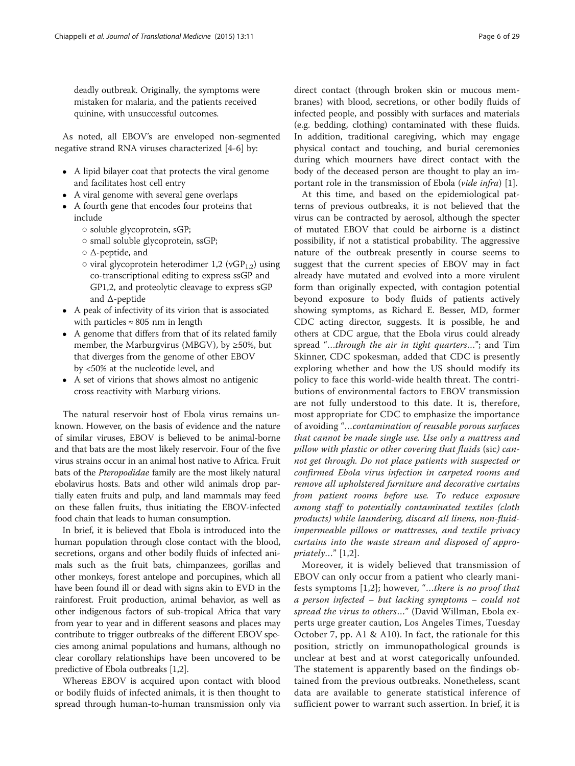deadly outbreak. Originally, the symptoms were mistaken for malaria, and the patients received quinine, with unsuccessful outcomes.

As noted, all EBOV's are enveloped non-segmented negative strand RNA viruses characterized [4-6] by:

- A lipid bilayer coat that protects the viral genome and facilitates host cell entry
- A viral genome with several gene overlaps
- A fourth gene that encodes four proteins that include
  - soluble glycoprotein, sGP;
  - small soluble glycoprotein, ssGP;
  - Δ-peptide, and
  - viral glycoprotein heterodimer 1,2 ($vGP_{1,2}$) using co-transcriptional editing to express ssGP and GP1,2, and proteolytic cleavage to express sGP and Δ-peptide
- A peak of infectivity of its virion that is associated with particles ≈ 805 nm in length
- A genome that differs from that of its related family member, the Marburgvirus (MBGV), by ≥50%, but that diverges from the genome of other EBOV by <50% at the nucleotide level, and
- A set of virions that shows almost no antigenic cross reactivity with Marburg virions.

The natural reservoir host of Ebola virus remains unknown. However, on the basis of evidence and the nature of similar viruses, EBOV is believed to be animal-borne and that bats are the most likely reservoir. Four of the five virus strains occur in an animal host native to Africa. Fruit bats of the *Pteropodidae* family are the most likely natural ebolavirus hosts. Bats and other wild animals drop partially eaten fruits and pulp, and land mammals may feed on these fallen fruits, thus initiating the EBOV-infected food chain that leads to human consumption.

In brief, it is believed that Ebola is introduced into the human population through close contact with the blood, secretions, organs and other bodily fluids of infected animals such as the fruit bats, chimpanzees, gorillas and other monkeys, forest antelope and porcupines, which all have been found ill or dead with signs akin to EVD in the rainforest. Fruit production, animal behavior, as well as other indigenous factors of sub-tropical Africa that vary from year to year and in different seasons and places may contribute to trigger outbreaks of the different EBOV species among animal populations and humans, although no clear corollary relationships have been uncovered to be predictive of Ebola outbreaks [1,2].

Whereas EBOV is acquired upon contact with blood or bodily fluids of infected animals, it is then thought to spread through human-to-human transmission only via direct contact (through broken skin or mucous membranes) with blood, secretions, or other bodily fluids of infected people, and possibly with surfaces and materials (e.g. bedding, clothing) contaminated with these fluids. In addition, traditional caregiving, which may engage physical contact and touching, and burial ceremonies during which mourners have direct contact with the body of the deceased person are thought to play an important role in the transmission of Ebola (*vide infra*) [1].

At this time, and based on the epidemiological patterns of previous outbreaks, it is not believed that the virus can be contracted by aerosol, although the specter of mutated EBOV that could be airborne is a distinct possibility, if not a statistical probability. The aggressive nature of the outbreak presently in course seems to suggest that the current species of EBOV may in fact already have mutated and evolved into a more virulent form than originally expected, with contagion potential beyond exposure to body fluids of patients actively showing symptoms, as Richard E. Besser, MD, former CDC acting director, suggests. It is possible, he and others at CDC argue, that the Ebola virus could already spread "…*through the air in tight quarters*…"; and Tim Skinner, CDC spokesman, added that CDC is presently exploring whether and how the US should modify its policy to face this world-wide health threat. The contributions of environmental factors to EBOV transmission are not fully understood to this date. It is, therefore, most appropriate for CDC to emphasize the importance of avoiding "…*contamination of reusable porous surfaces that cannot be made single use. Use only a mattress and pillow with plastic or other covering that fluids* (sic) *cannot get through. Do not place patients with suspected or confirmed Ebola virus infection in carpeted rooms and remove all upholstered furniture and decorative curtains from patient rooms before use. To reduce exposure among staff to potentially contaminated textiles (cloth products) while laundering, discard all linens, non-fluid-impermeable pillows or mattresses, and textile privacy curtains into the waste stream and disposed of appropriately*…" [1,2].

Moreover, it is widely believed that transmission of EBOV can only occur from a patient who clearly manifests symptoms [1,2]; however, "…*there is no proof that a person infected – but lacking symptoms – could not spread the virus to others*…" (David Willman, Ebola experts urge greater caution, Los Angeles Times, Tuesday October 7, pp. A1 & A10). In fact, the rationale for this position, strictly on immunopathological grounds is unclear at best and at worst categorically unfounded. The statement is apparently based on the findings obtained from the previous outbreaks. Nonetheless, scant data are available to generate statistical inference of sufficient power to warrant such assertion. In brief, it is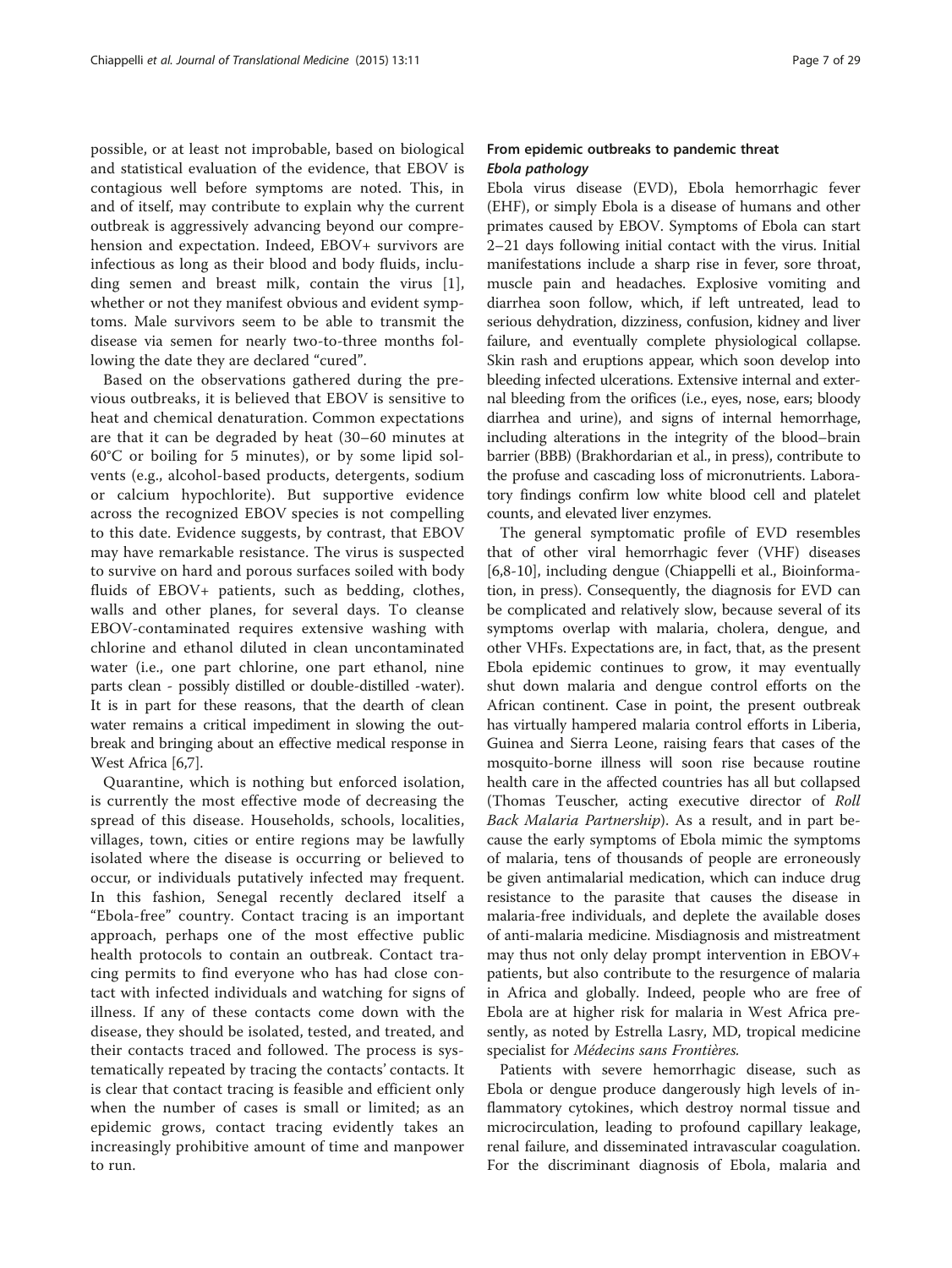possible, or at least not improbable, based on biological and statistical evaluation of the evidence, that EBOV is contagious well before symptoms are noted. This, in and of itself, may contribute to explain why the current outbreak is aggressively advancing beyond our comprehension and expectation. Indeed, EBOV+ survivors are infectious as long as their blood and body fluids, including semen and breast milk, contain the virus [1], whether or not they manifest obvious and evident symptoms. Male survivors seem to be able to transmit the disease via semen for nearly two-to-three months following the date they are declared "cured".

Based on the observations gathered during the previous outbreaks, it is believed that EBOV is sensitive to heat and chemical denaturation. Common expectations are that it can be degraded by heat (30–60 minutes at 60°C or boiling for 5 minutes), or by some lipid solvents (e.g., alcohol-based products, detergents, sodium or calcium hypochlorite). But supportive evidence across the recognized EBOV species is not compelling to this date. Evidence suggests, by contrast, that EBOV may have remarkable resistance. The virus is suspected to survive on hard and porous surfaces soiled with body fluids of EBOV+ patients, such as bedding, clothes, walls and other planes, for several days. To cleanse EBOV-contaminated requires extensive washing with chlorine and ethanol diluted in clean uncontaminated water (i.e., one part chlorine, one part ethanol, nine parts clean - possibly distilled or double-distilled -water). It is in part for these reasons, that the dearth of clean water remains a critical impediment in slowing the outbreak and bringing about an effective medical response in West Africa [6,7].

Quarantine, which is nothing but enforced isolation, is currently the most effective mode of decreasing the spread of this disease. Households, schools, localities, villages, town, cities or entire regions may be lawfully isolated where the disease is occurring or believed to occur, or individuals putatively infected may frequent. In this fashion, Senegal recently declared itself a "Ebola-free" country. Contact tracing is an important approach, perhaps one of the most effective public health protocols to contain an outbreak. Contact tracing permits to find everyone who has had close contact with infected individuals and watching for signs of illness. If any of these contacts come down with the disease, they should be isolated, tested, and treated, and their contacts traced and followed. The process is systematically repeated by tracing the contacts' contacts. It is clear that contact tracing is feasible and efficient only when the number of cases is small or limited; as an epidemic grows, contact tracing evidently takes an increasingly prohibitive amount of time and manpower to run.

## From epidemic outbreaks to pandemic threat

### *Ebola pathology*

Ebola virus disease (EVD), Ebola hemorrhagic fever (EHF), or simply Ebola is a disease of humans and other primates caused by EBOV. Symptoms of Ebola can start 2–21 days following initial contact with the virus. Initial manifestations include a sharp rise in fever, sore throat, muscle pain and headaches. Explosive vomiting and diarrhea soon follow, which, if left untreated, lead to serious dehydration, dizziness, confusion, kidney and liver failure, and eventually complete physiological collapse. Skin rash and eruptions appear, which soon develop into bleeding infected ulcerations. Extensive internal and external bleeding from the orifices (i.e., eyes, nose, ears; bloody diarrhea and urine), and signs of internal hemorrhage, including alterations in the integrity of the blood–brain barrier (BBB) (Brakhordarian et al., in press), contribute to the profuse and cascading loss of micronutrients. Laboratory findings confirm low white blood cell and platelet counts, and elevated liver enzymes.

The general symptomatic profile of EVD resembles that of other viral hemorrhagic fever (VHF) diseases [6,8-10], including dengue (Chiappelli et al., Bioinformation, in press). Consequently, the diagnosis for EVD can be complicated and relatively slow, because several of its symptoms overlap with malaria, cholera, dengue, and other VHFs. Expectations are, in fact, that, as the present Ebola epidemic continues to grow, it may eventually shut down malaria and dengue control efforts on the African continent. Case in point, the present outbreak has virtually hampered malaria control efforts in Liberia, Guinea and Sierra Leone, raising fears that cases of the mosquito-borne illness will soon rise because routine health care in the affected countries has all but collapsed (Thomas Teuscher, acting executive director of *Roll Back Malaria Partnership*). As a result, and in part because the early symptoms of Ebola mimic the symptoms of malaria, tens of thousands of people are erroneously be given antimalarial medication, which can induce drug resistance to the parasite that causes the disease in malaria-free individuals, and deplete the available doses of anti-malaria medicine. Misdiagnosis and mistreatment may thus not only delay prompt intervention in EBOV+ patients, but also contribute to the resurgence of malaria in Africa and globally. Indeed, people who are free of Ebola are at higher risk for malaria in West Africa presently, as noted by Estrella Lasry, MD, tropical medicine specialist for *Médecins sans Frontières.*

Patients with severe hemorrhagic disease, such as Ebola or dengue produce dangerously high levels of inflammatory cytokines, which destroy normal tissue and microcirculation, leading to profound capillary leakage, renal failure, and disseminated intravascular coagulation. For the discriminant diagnosis of Ebola, malaria and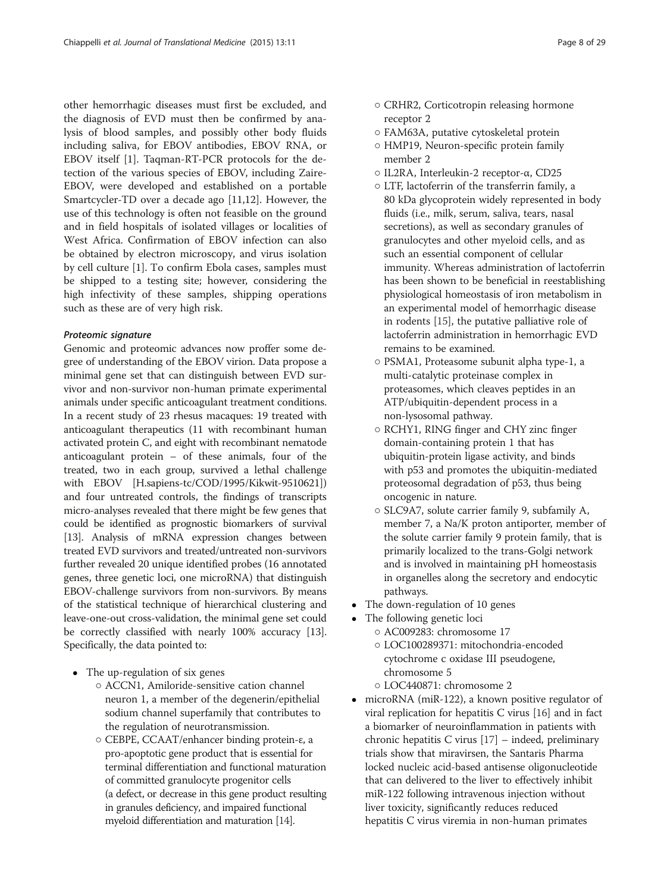other hemorrhagic diseases must first be excluded, and the diagnosis of EVD must then be confirmed by analysis of blood samples, and possibly other body fluids including saliva, for EBOV antibodies, EBOV RNA, or EBOV itself [1]. Taqman-RT-PCR protocols for the detection of the various species of EBOV, including Zaire-EBOV, were developed and established on a portable Smartcycler-TD over a decade ago [11,12]. However, the use of this technology is often not feasible on the ground and in field hospitals of isolated villages or localities of West Africa. Confirmation of EBOV infection can also be obtained by electron microscopy, and virus isolation by cell culture [1]. To confirm Ebola cases, samples must be shipped to a testing site; however, considering the high infectivity of these samples, shipping operations such as these are of very high risk.

#### *Proteomic signature*

Genomic and proteomic advances now proffer some degree of understanding of the EBOV virion. Data propose a minimal gene set that can distinguish between EVD survivor and non-survivor non-human primate experimental animals under specific anticoagulant treatment conditions. In a recent study of 23 rhesus macaques: 19 treated with anticoagulant therapeutics (11 with recombinant human activated protein C, and eight with recombinant nematode anticoagulant protein – of these animals, four of the treated, two in each group, survived a lethal challenge with EBOV [H.sapiens-tc/COD/1995/Kikwit-9510621]) and four untreated controls, the findings of transcripts micro-analyses revealed that there might be few genes that could be identified as prognostic biomarkers of survival [13]. Analysis of mRNA expression changes between treated EVD survivors and treated/untreated non-survivors further revealed 20 unique identified probes (16 annotated genes, three genetic loci, one microRNA) that distinguish EBOV-challenge survivors from non-survivors. By means of the statistical technique of hierarchical clustering and leave-one-out cross-validation, the minimal gene set could be correctly classified with nearly 100% accuracy [13]. Specifically, the data pointed to:

- The up-regulation of six genes
  - ACCN1, Amiloride-sensitive cation channel neuron 1, a member of the degenerin/epithelial sodium channel superfamily that contributes to the regulation of neurotransmission.
  - CEBPE, CCAAT/enhancer binding protein-ε, a pro-apoptotic gene product that is essential for terminal differentiation and functional maturation of committed granulocyte progenitor cells (a defect, or decrease in this gene product resulting in granules deficiency, and impaired functional myeloid differentiation and maturation [14].
  - CRHR2, Corticotropin releasing hormone receptor 2
  - FAM63A, putative cytoskeletal protein
  - HMP19, Neuron-specific protein family member 2
  - IL2RA, Interleukin-2 receptor-α, CD25
  - LTF, lactoferrin of the transferrin family, a 80 kDa glycoprotein widely represented in body fluids (i.e., milk, serum, saliva, tears, nasal secretions), as well as secondary granules of granulocytes and other myeloid cells, and as such an essential component of cellular immunity. Whereas administration of lactoferrin has been shown to be beneficial in reestablishing physiological homeostasis of iron metabolism in an experimental model of hemorrhagic disease in rodents [15], the putative palliative role of lactoferrin administration in hemorrhagic EVD remains to be examined.
  - PSMA1, Proteasome subunit alpha type-1, a multi-catalytic proteinase complex in proteasomes, which cleaves peptides in an ATP/ubiquitin-dependent process in a non-lysosomal pathway.
  - RCHY1, RING finger and CHY zinc finger domain-containing protein 1 that has ubiquitin-protein ligase activity, and binds with p53 and promotes the ubiquitin-mediated proteosomal degradation of p53, thus being oncogenic in nature.
  - SLC9A7, solute carrier family 9, subfamily A, member 7, a Na/K proton antiporter, member of the solute carrier family 9 protein family, that is primarily localized to the trans-Golgi network and is involved in maintaining pH homeostasis in organelles along the secretory and endocytic pathways.
- The down-regulation of 10 genes
- The following genetic loci
  - AC009283: chromosome 17
  - LOC100289371: mitochondria-encoded cytochrome c oxidase III pseudogene, chromosome 5
  - LOC440871: chromosome 2
- microRNA (miR-122), a known positive regulator of viral replication for hepatitis C virus [16] and in fact a biomarker of neuroinflammation in patients with chronic hepatitis C virus [17] – indeed, preliminary trials show that miravirsen, the Santaris Pharma locked nucleic acid-based antisense oligonucleotide that can delivered to the liver to effectively inhibit miR-122 following intravenous injection without liver toxicity, significantly reduces reduced hepatitis C virus viremia in non-human primates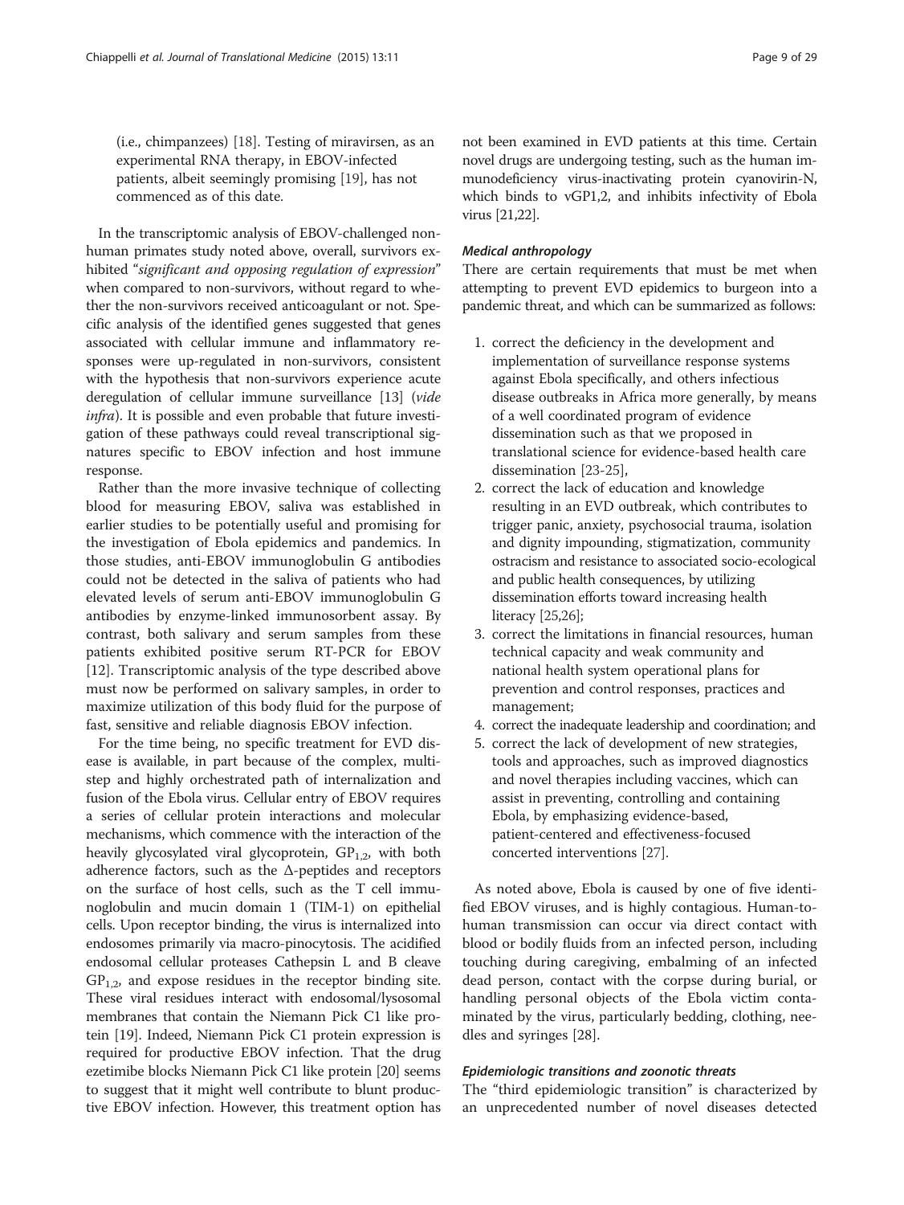(i.e., chimpanzees) [18]. Testing of miravirsen, as an experimental RNA therapy, in EBOV-infected patients, albeit seemingly promising [19], has not commenced as of this date.

In the transcriptomic analysis of EBOV-challenged non-human primates study noted above, overall, survivors exhibited "*significant and opposing regulation of expression*" when compared to non-survivors, without regard to whether the non-survivors received anticoagulant or not. Specific analysis of the identified genes suggested that genes associated with cellular immune and inflammatory responses were up-regulated in non-survivors, consistent with the hypothesis that non-survivors experience acute deregulation of cellular immune surveillance [13] (*vide infra*). It is possible and even probable that future investigation of these pathways could reveal transcriptional signatures specific to EBOV infection and host immune response.

Rather than the more invasive technique of collecting blood for measuring EBOV, saliva was established in earlier studies to be potentially useful and promising for the investigation of Ebola epidemics and pandemics. In those studies, anti-EBOV immunoglobulin G antibodies could not be detected in the saliva of patients who had elevated levels of serum anti-EBOV immunoglobulin G antibodies by enzyme-linked immunosorbent assay. By contrast, both salivary and serum samples from these patients exhibited positive serum RT-PCR for EBOV [12]. Transcriptomic analysis of the type described above must now be performed on salivary samples, in order to maximize utilization of this body fluid for the purpose of fast, sensitive and reliable diagnosis EBOV infection.

For the time being, no specific treatment for EVD disease is available, in part because of the complex, multi-step and highly orchestrated path of internalization and fusion of the Ebola virus. Cellular entry of EBOV requires a series of cellular protein interactions and molecular mechanisms, which commence with the interaction of the heavily glycosylated viral glycoprotein, $GP_{1,2}$, with both adherence factors, such as the Δ-peptides and receptors on the surface of host cells, such as the T cell immunoglobulin and mucin domain 1 (TIM-1) on epithelial cells. Upon receptor binding, the virus is internalized into endosomes primarily via macro-pinocytosis. The acidified endosomal cellular proteases Cathepsin L and B cleave $GP_{1,2}$, and expose residues in the receptor binding site. These viral residues interact with endosomal/lysosomal membranes that contain the Niemann Pick C1 like protein [19]. Indeed, Niemann Pick C1 protein expression is required for productive EBOV infection. That the drug ezetimibe blocks Niemann Pick C1 like protein [20] seems to suggest that it might well contribute to blunt productive EBOV infection. However, this treatment option has not been examined in EVD patients at this time. Certain novel drugs are undergoing testing, such as the human immunodeficiency virus-inactivating protein cyanovirin-N, which binds to vGP1,2, and inhibits infectivity of Ebola virus [21,22].

#### Medical anthropology

There are certain requirements that must be met when attempting to prevent EVD epidemics to burgeon into a pandemic threat, and which can be summarized as follows:

1. correct the deficiency in the development and implementation of surveillance response systems against Ebola specifically, and others infectious disease outbreaks in Africa more generally, by means of a well coordinated program of evidence dissemination such as that we proposed in translational science for evidence-based health care dissemination [23-25],
2. correct the lack of education and knowledge resulting in an EVD outbreak, which contributes to trigger panic, anxiety, psychosocial trauma, isolation and dignity impounding, stigmatization, community ostracism and resistance to associated socio-ecological and public health consequences, by utilizing dissemination efforts toward increasing health literacy [25,26];
3. correct the limitations in financial resources, human technical capacity and weak community and national health system operational plans for prevention and control responses, practices and management;
4. correct the inadequate leadership and coordination; and
5. correct the lack of development of new strategies, tools and approaches, such as improved diagnostics and novel therapies including vaccines, which can assist in preventing, controlling and containing Ebola, by emphasizing evidence-based, patient-centered and effectiveness-focused concerted interventions [27].

As noted above, Ebola is caused by one of five identified EBOV viruses, and is highly contagious. Human-to-human transmission can occur via direct contact with blood or bodily fluids from an infected person, including touching during caregiving, embalming of an infected dead person, contact with the corpse during burial, or handling personal objects of the Ebola victim contaminated by the virus, particularly bedding, clothing, needles and syringes [28].

#### Epidemiologic transitions and zoonotic threats

The "third epidemiologic transition" is characterized by an unprecedented number of novel diseases detected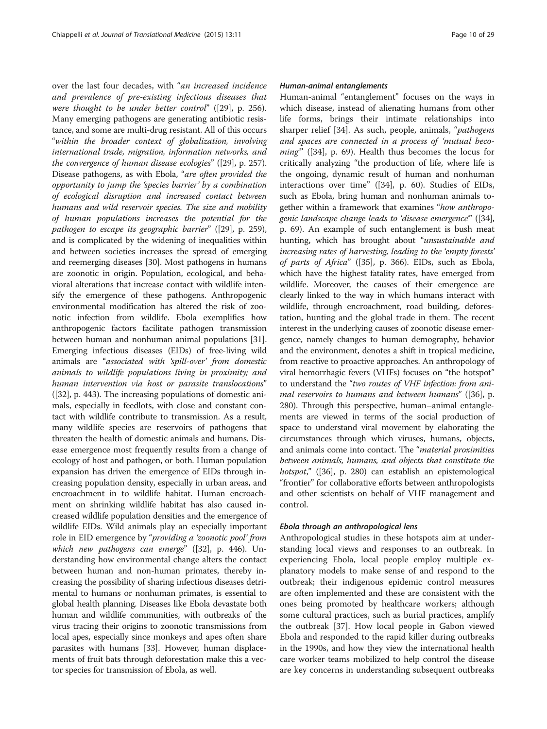over the last four decades, with "*an increased incidence and prevalence of pre-existing infectious diseases that were thought to be under better control*" ([29], p. 256). Many emerging pathogens are generating antibiotic resistance, and some are multi-drug resistant. All of this occurs "*within the broader context of globalization, involving international trade, migration, information networks, and the convergence of human disease ecologies*" ([29], p. 257). Disease pathogens, as with Ebola, "*are often provided the opportunity to jump the 'species barrier' by a combination of ecological disruption and increased contact between humans and wild reservoir species. The size and mobility of human populations increases the potential for the pathogen to escape its geographic barrier*" ([29], p. 259), and is complicated by the widening of inequalities within and between societies increases the spread of emerging and reemerging diseases [30]. Most pathogens in humans are zoonotic in origin. Population, ecological, and behavioral alterations that increase contact with wildlife intensify the emergence of these pathogens. Anthropogenic environmental modification has altered the risk of zoonotic infection from wildlife. Ebola exemplifies how anthropogenic factors facilitate pathogen transmission between human and nonhuman animal populations [31]. Emerging infectious diseases (EIDs) of free-living wild animals are "*associated with 'spill-over' from domestic animals to wildlife populations living in proximity; and human intervention via host or parasite translocations*" ([32], p. 443). The increasing populations of domestic animals, especially in feedlots, with close and constant contact with wildlife contribute to transmission. As a result, many wildlife species are reservoirs of pathogens that threaten the health of domestic animals and humans. Disease emergence most frequently results from a change of ecology of host and pathogen, or both. Human population expansion has driven the emergence of EIDs through increasing population density, especially in urban areas, and encroachment in to wildlife habitat. Human encroachment on shrinking wildlife habitat has also caused increased wildlife population densities and the emergence of wildlife EIDs. Wild animals play an especially important role in EID emergence by "*providing a 'zoonotic pool' from which new pathogens can emerge*" ([32], p. 446). Understanding how environmental change alters the contact between human and non-human primates, thereby increasing the possibility of sharing infectious diseases detrimental to humans or nonhuman primates, is essential to global health planning. Diseases like Ebola devastate both human and wildlife communities, with outbreaks of the virus tracing their origins to zoonotic transmissions from local apes, especially since monkeys and apes often share parasites with humans [33]. However, human displacements of fruit bats through deforestation make this a vector species for transmission of Ebola, as well.

#### Human-animal entanglements

Human-animal "entanglement" focuses on the ways in which disease, instead of alienating humans from other life forms, brings their intimate relationships into sharper relief [34]. As such, people, animals, "*pathogens and spaces are connected in a process of 'mutual becoming'*" ([34], p. 69). Health thus becomes the locus for critically analyzing "the production of life, where life is the ongoing, dynamic result of human and nonhuman interactions over time" ([34], p. 60). Studies of EIDs, such as Ebola, bring human and nonhuman animals together within a framework that examines "*how anthropogenic landscape change leads to 'disease emergence'*" ([34], p. 69). An example of such entanglement is bush meat hunting, which has brought about "*unsustainable and increasing rates of harvesting, leading to the 'empty forests' of parts of Africa*" ([35], p. 366). EIDs, such as Ebola, which have the highest fatality rates, have emerged from wildlife. Moreover, the causes of their emergence are clearly linked to the way in which humans interact with wildlife, through encroachment, road building, deforestation, hunting and the global trade in them. The recent interest in the underlying causes of zoonotic disease emergence, namely changes to human demography, behavior and the environment, denotes a shift in tropical medicine, from reactive to proactive approaches. An anthropology of viral hemorrhagic fevers (VHFs) focuses on "the hotspot" to understand the "*two routes of VHF infection: from animal reservoirs to humans and between humans*" ([36], p. 280). Through this perspective, human–animal entanglements are viewed in terms of the social production of space to understand viral movement by elaborating the circumstances through which viruses, humans, objects, and animals come into contact. The "*material proximities between animals, humans, and objects that constitute the hotspot*," ([36], p. 280) can establish an epistemological "frontier" for collaborative efforts between anthropologists and other scientists on behalf of VHF management and control.

#### Ebola through an anthropological lens

Anthropological studies in these hotspots aim at understanding local views and responses to an outbreak. In experiencing Ebola, local people employ multiple explanatory models to make sense of and respond to the outbreak; their indigenous epidemic control measures are often implemented and these are consistent with the ones being promoted by healthcare workers; although some cultural practices, such as burial practices, amplify the outbreak [37]. How local people in Gabon viewed Ebola and responded to the rapid killer during outbreaks in the 1990s, and how they view the international health care worker teams mobilized to help control the disease are key concerns in understanding subsequent outbreaks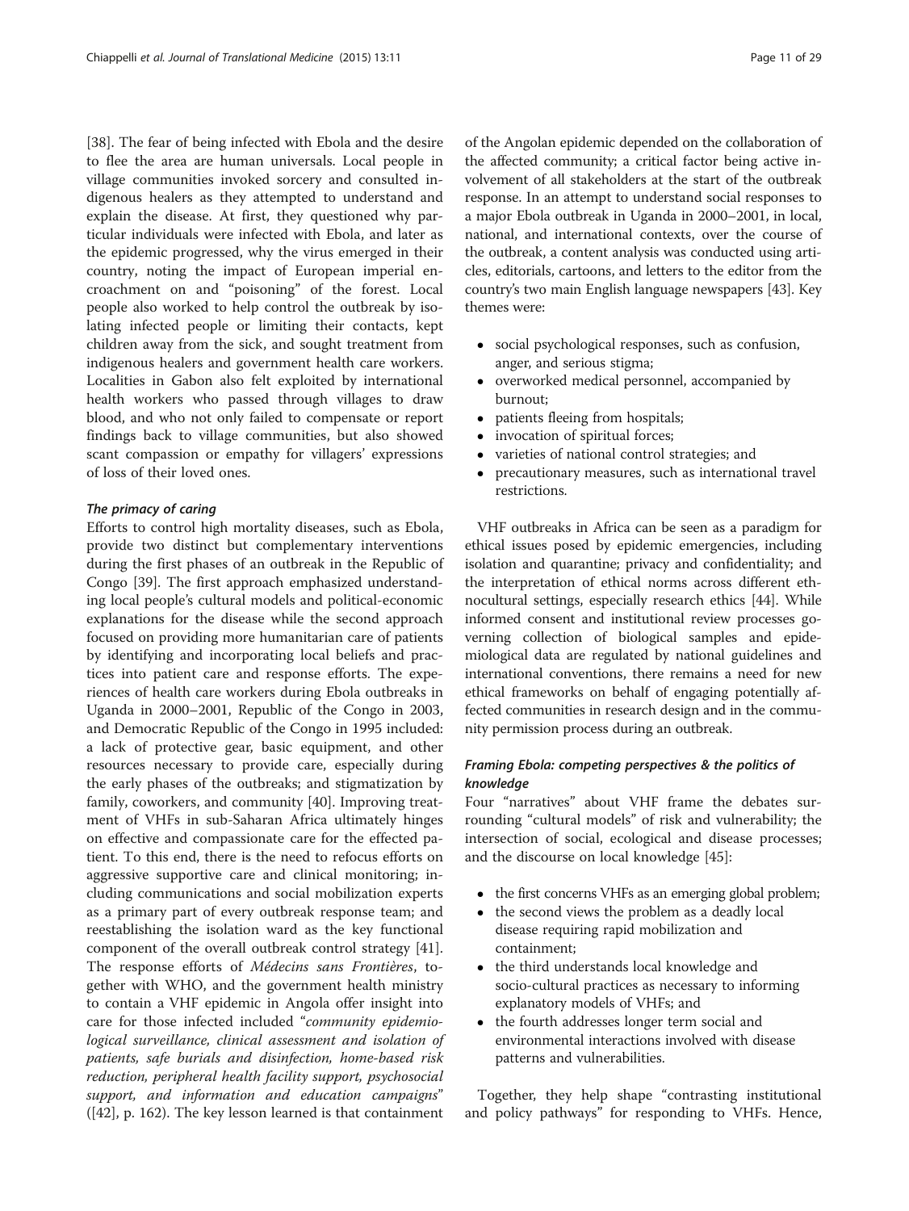[38]. The fear of being infected with Ebola and the desire to flee the area are human universals. Local people in village communities invoked sorcery and consulted indigenous healers as they attempted to understand and explain the disease. At first, they questioned why particular individuals were infected with Ebola, and later as the epidemic progressed, why the virus emerged in their country, noting the impact of European imperial encroachment on and "poisoning" of the forest. Local people also worked to help control the outbreak by isolating infected people or limiting their contacts, kept children away from the sick, and sought treatment from indigenous healers and government health care workers. Localities in Gabon also felt exploited by international health workers who passed through villages to draw blood, and who not only failed to compensate or report findings back to village communities, but also showed scant compassion or empathy for villagers' expressions of loss of their loved ones.

#### *The primacy of caring*

Efforts to control high mortality diseases, such as Ebola, provide two distinct but complementary interventions during the first phases of an outbreak in the Republic of Congo [39]. The first approach emphasized understanding local people's cultural models and political-economic explanations for the disease while the second approach focused on providing more humanitarian care of patients by identifying and incorporating local beliefs and practices into patient care and response efforts. The experiences of health care workers during Ebola outbreaks in Uganda in 2000–2001, Republic of the Congo in 2003, and Democratic Republic of the Congo in 1995 included: a lack of protective gear, basic equipment, and other resources necessary to provide care, especially during the early phases of the outbreaks; and stigmatization by family, coworkers, and community [40]. Improving treatment of VHFs in sub-Saharan Africa ultimately hinges on effective and compassionate care for the effected patient. To this end, there is the need to refocus efforts on aggressive supportive care and clinical monitoring; including communications and social mobilization experts as a primary part of every outbreak response team; and reestablishing the isolation ward as the key functional component of the overall outbreak control strategy [41]. The response efforts of *Médecins sans Frontières*, together with WHO, and the government health ministry to contain a VHF epidemic in Angola offer insight into care for those infected included "*community epidemiological surveillance, clinical assessment and isolation of patients, safe burials and disinfection, home-based risk reduction, peripheral health facility support, psychosocial support, and information and education campaigns*" ([42], p. 162). The key lesson learned is that containment of the Angolan epidemic depended on the collaboration of the affected community; a critical factor being active involvement of all stakeholders at the start of the outbreak response. In an attempt to understand social responses to a major Ebola outbreak in Uganda in 2000–2001, in local, national, and international contexts, over the course of the outbreak, a content analysis was conducted using articles, editorials, cartoons, and letters to the editor from the country's two main English language newspapers [43]. Key themes were:

- social psychological responses, such as confusion, anger, and serious stigma;
- overworked medical personnel, accompanied by burnout;
- patients fleeing from hospitals;
- invocation of spiritual forces;
- varieties of national control strategies; and
- precautionary measures, such as international travel restrictions.

VHF outbreaks in Africa can be seen as a paradigm for ethical issues posed by epidemic emergencies, including isolation and quarantine; privacy and confidentiality; and the interpretation of ethical norms across different ethnocultural settings, especially research ethics [44]. While informed consent and institutional review processes governing collection of biological samples and epidemiological data are regulated by national guidelines and international conventions, there remains a need for new ethical frameworks on behalf of engaging potentially affected communities in research design and in the community permission process during an outbreak.

#### *Framing Ebola: competing perspectives & the politics of knowledge*

Four "narratives" about VHF frame the debates surrounding "cultural models" of risk and vulnerability; the intersection of social, ecological and disease processes; and the discourse on local knowledge [45]:

- the first concerns VHFs as an emerging global problem;
- the second views the problem as a deadly local disease requiring rapid mobilization and containment;
- the third understands local knowledge and socio-cultural practices as necessary to informing explanatory models of VHFs; and
- the fourth addresses longer term social and environmental interactions involved with disease patterns and vulnerabilities.

Together, they help shape "contrasting institutional and policy pathways" for responding to VHFs. Hence,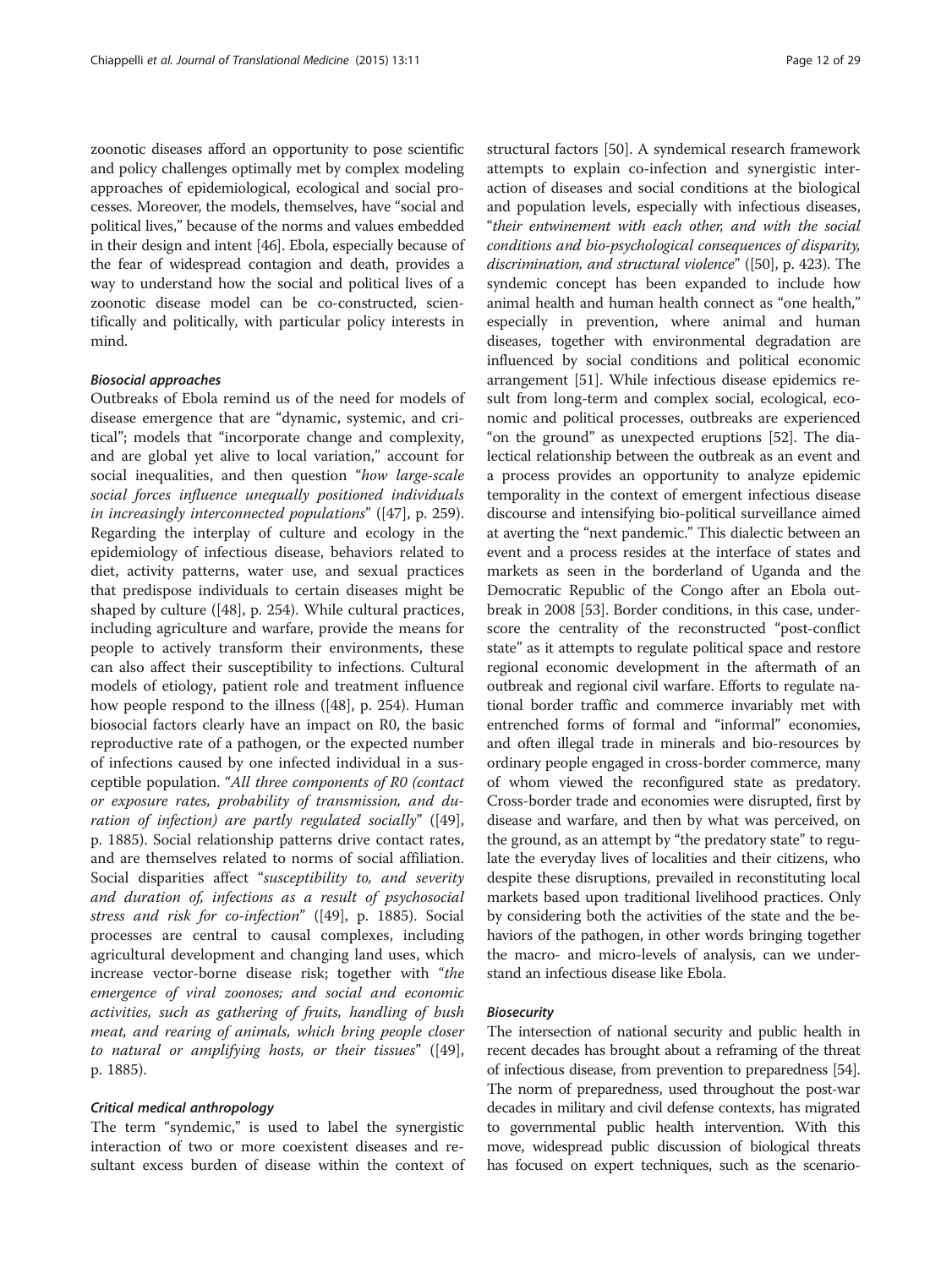zoonotic diseases afford an opportunity to pose scientific and policy challenges optimally met by complex modeling approaches of epidemiological, ecological and social processes. Moreover, the models, themselves, have "social and political lives," because of the norms and values embedded in their design and intent [46]. Ebola, especially because of the fear of widespread contagion and death, provides a way to understand how the social and political lives of a zoonotic disease model can be co-constructed, scientifically and politically, with particular policy interests in mind.

#### *Biosocial approaches*

Outbreaks of Ebola remind us of the need for models of disease emergence that are "dynamic, systemic, and critical"; models that "incorporate change and complexity, and are global yet alive to local variation," account for social inequalities, and then question "*how large-scale social forces influence unequally positioned individuals in increasingly interconnected populations*" ([47], p. 259). Regarding the interplay of culture and ecology in the epidemiology of infectious disease, behaviors related to diet, activity patterns, water use, and sexual practices that predispose individuals to certain diseases might be shaped by culture ([48], p. 254). While cultural practices, including agriculture and warfare, provide the means for people to actively transform their environments, these can also affect their susceptibility to infections. Cultural models of etiology, patient role and treatment influence how people respond to the illness ([48], p. 254). Human biosocial factors clearly have an impact on R0, the basic reproductive rate of a pathogen, or the expected number of infections caused by one infected individual in a susceptible population. "*All three components of R0 (contact or exposure rates, probability of transmission, and duration of infection) are partly regulated socially*" ([49], p. 1885). Social relationship patterns drive contact rates, and are themselves related to norms of social affiliation. Social disparities affect "*susceptibility to, and severity and duration of, infections as a result of psychosocial stress and risk for co-infection*" ([49], p. 1885). Social processes are central to causal complexes, including agricultural development and changing land uses, which increase vector-borne disease risk; together with "*the emergence of viral zoonoses; and social and economic activities, such as gathering of fruits, handling of bush meat, and rearing of animals, which bring people closer to natural or amplifying hosts, or their tissues*" ([49], p. 1885).

#### *Critical medical anthropology*

The term "syndemic," is used to label the synergistic interaction of two or more coexistent diseases and resultant excess burden of disease within the context of structural factors [50]. A syndemical research framework attempts to explain co-infection and synergistic interaction of diseases and social conditions at the biological and population levels, especially with infectious diseases, "*their entwinement with each other, and with the social conditions and bio-psychological consequences of disparity, discrimination, and structural violence*" ([50], p. 423). The syndemic concept has been expanded to include how animal health and human health connect as "one health," especially in prevention, where animal and human diseases, together with environmental degradation are influenced by social conditions and political economic arrangement [51]. While infectious disease epidemics result from long-term and complex social, ecological, economic and political processes, outbreaks are experienced "on the ground" as unexpected eruptions [52]. The dialectical relationship between the outbreak as an event and a process provides an opportunity to analyze epidemic temporality in the context of emergent infectious disease discourse and intensifying bio-political surveillance aimed at averting the "next pandemic." This dialectic between an event and a process resides at the interface of states and markets as seen in the borderland of Uganda and the Democratic Republic of the Congo after an Ebola outbreak in 2008 [53]. Border conditions, in this case, underscore the centrality of the reconstructed "post-conflict state" as it attempts to regulate political space and restore regional economic development in the aftermath of an outbreak and regional civil warfare. Efforts to regulate national border traffic and commerce invariably met with entrenched forms of formal and "informal" economies, and often illegal trade in minerals and bio-resources by ordinary people engaged in cross-border commerce, many of whom viewed the reconfigured state as predatory. Cross-border trade and economies were disrupted, first by disease and warfare, and then by what was perceived, on the ground, as an attempt by "the predatory state" to regulate the everyday lives of localities and their citizens, who despite these disruptions, prevailed in reconstituting local markets based upon traditional livelihood practices. Only by considering both the activities of the state and the behaviors of the pathogen, in other words bringing together the macro- and micro-levels of analysis, can we understand an infectious disease like Ebola.

#### *Biosecurity*

The intersection of national security and public health in recent decades has brought about a reframing of the threat of infectious disease, from prevention to preparedness [54]. The norm of preparedness, used throughout the post-war decades in military and civil defense contexts, has migrated to governmental public health intervention. With this move, widespread public discussion of biological threats has focused on expert techniques, such as the scenario-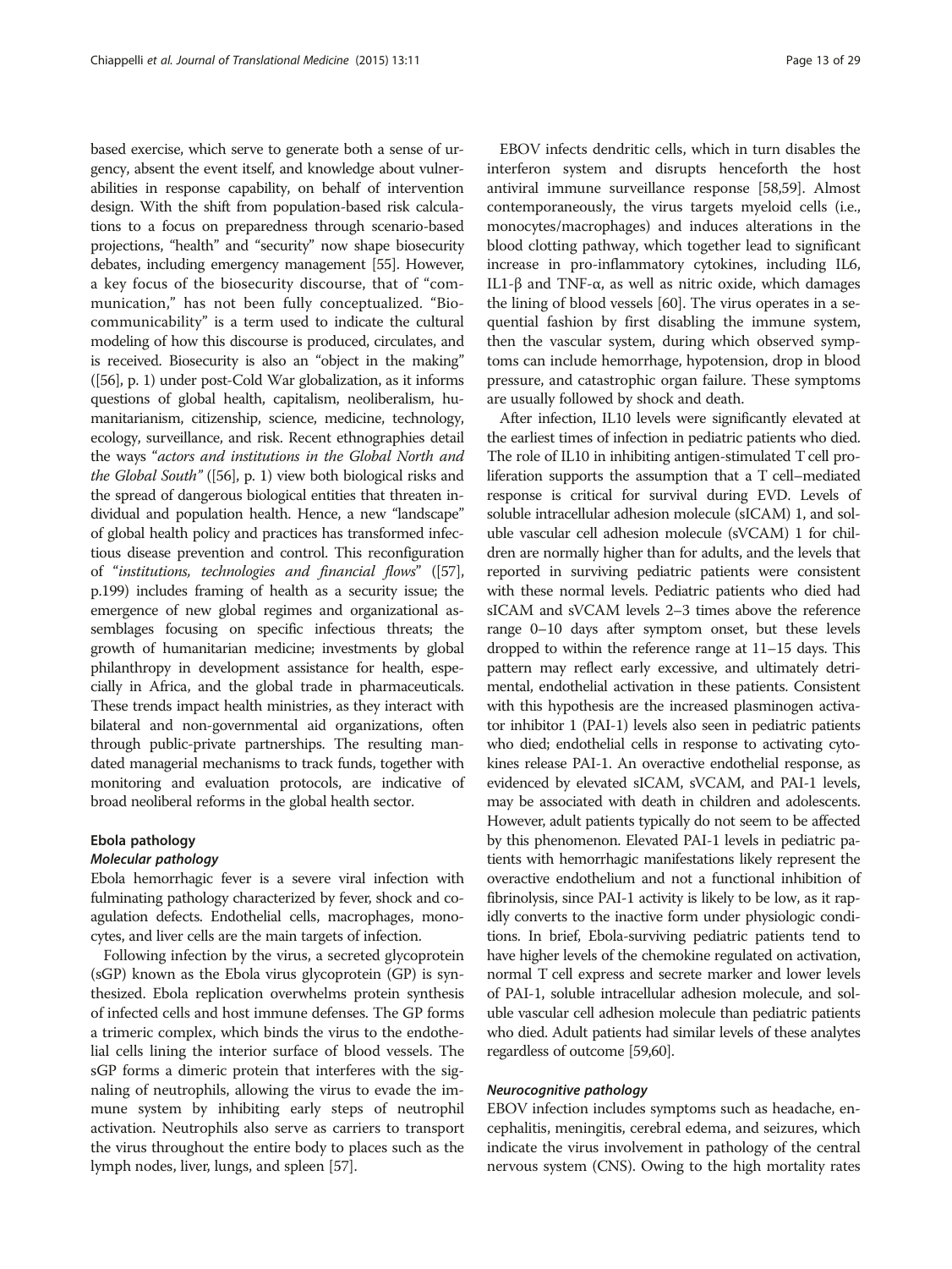based exercise, which serve to generate both a sense of urgency, absent the event itself, and knowledge about vulnerabilities in response capability, on behalf of intervention design. With the shift from population-based risk calculations to a focus on preparedness through scenario-based projections, "health" and "security" now shape biosecurity debates, including emergency management [55]. However, a key focus of the biosecurity discourse, that of "communication," has not been fully conceptualized. "Biocommunicability" is a term used to indicate the cultural modeling of how this discourse is produced, circulates, and is received. Biosecurity is also an "object in the making" ([56], p. 1) under post-Cold War globalization, as it informs questions of global health, capitalism, neoliberalism, humanitarianism, citizenship, science, medicine, technology, ecology, surveillance, and risk. Recent ethnographies detail the ways *"actors and institutions in the Global North and the Global South"* ([56], p. 1) view both biological risks and the spread of dangerous biological entities that threaten individual and population health. Hence, a new "landscape" of global health policy and practices has transformed infectious disease prevention and control. This reconfiguration of *"institutions, technologies and financial flows"* ([57], p.199) includes framing of health as a security issue; the emergence of new global regimes and organizational assemblages focusing on specific infectious threats; the growth of humanitarian medicine; investments by global philanthropy in development assistance for health, especially in Africa, and the global trade in pharmaceuticals. These trends impact health ministries, as they interact with bilateral and non-governmental aid organizations, often through public-private partnerships. The resulting mandated managerial mechanisms to track funds, together with monitoring and evaluation protocols, are indicative of broad neoliberal reforms in the global health sector.

## Ebola pathology

### *Molecular pathology*

Ebola hemorrhagic fever is a severe viral infection with fulminating pathology characterized by fever, shock and coagulation defects. Endothelial cells, macrophages, monocytes, and liver cells are the main targets of infection.

Following infection by the virus, a secreted glycoprotein (sGP) known as the Ebola virus glycoprotein (GP) is synthesized. Ebola replication overwhelms protein synthesis of infected cells and host immune defenses. The GP forms a trimeric complex, which binds the virus to the endothelial cells lining the interior surface of blood vessels. The sGP forms a dimeric protein that interferes with the signaling of neutrophils, allowing the virus to evade the immune system by inhibiting early steps of neutrophil activation. Neutrophils also serve as carriers to transport the virus throughout the entire body to places such as the lymph nodes, liver, lungs, and spleen [57].

EBOV infects dendritic cells, which in turn disables the interferon system and disrupts henceforth the host antiviral immune surveillance response [58,59]. Almost contemporaneously, the virus targets myeloid cells (i.e., monocytes/macrophages) and induces alterations in the blood clotting pathway, which together lead to significant increase in pro-inflammatory cytokines, including IL6, IL1-β and TNF-α, as well as nitric oxide, which damages the lining of blood vessels [60]. The virus operates in a sequential fashion by first disabling the immune system, then the vascular system, during which observed symptoms can include hemorrhage, hypotension, drop in blood pressure, and catastrophic organ failure. These symptoms are usually followed by shock and death.

After infection, IL10 levels were significantly elevated at the earliest times of infection in pediatric patients who died. The role of IL10 in inhibiting antigen-stimulated T cell proliferation supports the assumption that a T cell–mediated response is critical for survival during EVD. Levels of soluble intracellular adhesion molecule (sICAM) 1, and soluble vascular cell adhesion molecule (sVCAM) 1 for children are normally higher than for adults, and the levels that reported in surviving pediatric patients were consistent with these normal levels. Pediatric patients who died had sICAM and sVCAM levels 2–3 times above the reference range 0–10 days after symptom onset, but these levels dropped to within the reference range at 11–15 days. This pattern may reflect early excessive, and ultimately detrimental, endothelial activation in these patients. Consistent with this hypothesis are the increased plasminogen activator inhibitor 1 (PAI-1) levels also seen in pediatric patients who died; endothelial cells in response to activating cytokines release PAI-1. An overactive endothelial response, as evidenced by elevated sICAM, sVCAM, and PAI-1 levels, may be associated with death in children and adolescents. However, adult patients typically do not seem to be affected by this phenomenon. Elevated PAI-1 levels in pediatric patients with hemorrhagic manifestations likely represent the overactive endothelium and not a functional inhibition of fibrinolysis, since PAI-1 activity is likely to be low, as it rapidly converts to the inactive form under physiologic conditions. In brief, Ebola-surviving pediatric patients tend to have higher levels of the chemokine regulated on activation, normal T cell express and secrete marker and lower levels of PAI-1, soluble intracellular adhesion molecule, and soluble vascular cell adhesion molecule than pediatric patients who died. Adult patients had similar levels of these analytes regardless of outcome [59,60].

### *Neurocognitive pathology*

EBOV infection includes symptoms such as headache, encephalitis, meningitis, cerebral edema, and seizures, which indicate the virus involvement in pathology of the central nervous system (CNS). Owing to the high mortality rates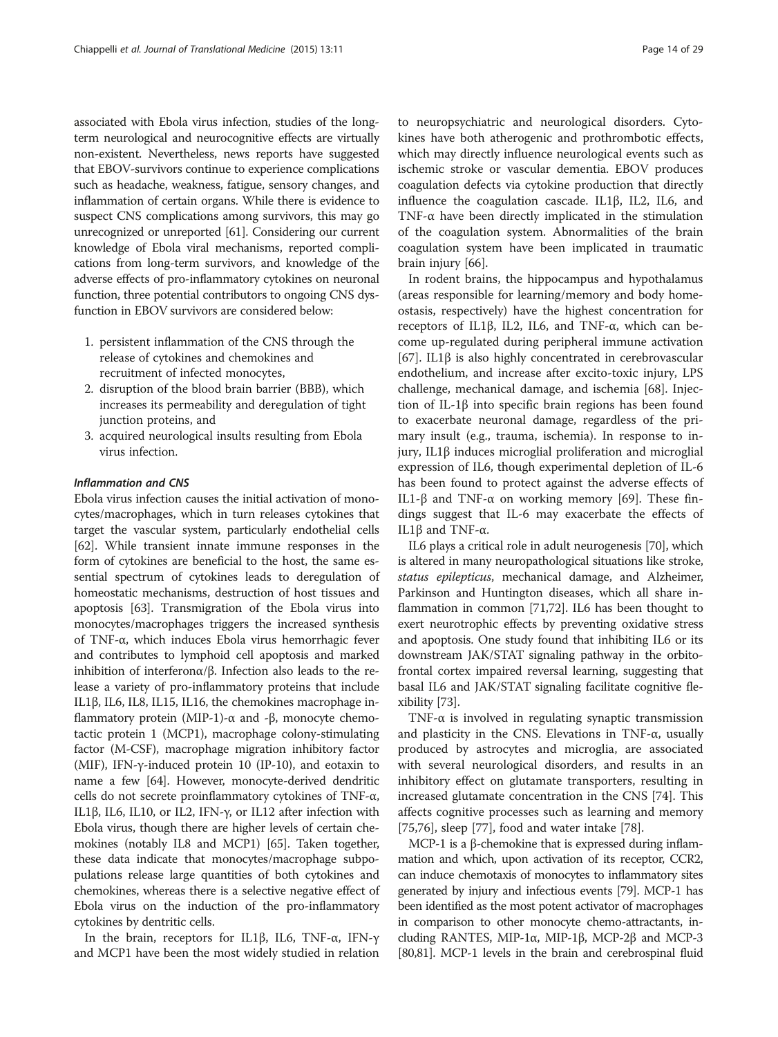associated with Ebola virus infection, studies of the long-term neurological and neurocognitive effects are virtually non-existent. Nevertheless, news reports have suggested that EBOV-survivors continue to experience complications such as headache, weakness, fatigue, sensory changes, and inflammation of certain organs. While there is evidence to suspect CNS complications among survivors, this may go unrecognized or unreported [61]. Considering our current knowledge of Ebola viral mechanisms, reported complications from long-term survivors, and knowledge of the adverse effects of pro-inflammatory cytokines on neuronal function, three potential contributors to ongoing CNS dysfunction in EBOV survivors are considered below:

1. persistent inflammation of the CNS through the release of cytokines and chemokines and recruitment of infected monocytes,
2. disruption of the blood brain barrier (BBB), which increases its permeability and deregulation of tight junction proteins, and
3. acquired neurological insults resulting from Ebola virus infection.

#### *Inflammation and CNS*

Ebola virus infection causes the initial activation of monocytes/macrophages, which in turn releases cytokines that target the vascular system, particularly endothelial cells [62]. While transient innate immune responses in the form of cytokines are beneficial to the host, the same essential spectrum of cytokines leads to deregulation of homeostatic mechanisms, destruction of host tissues and apoptosis [63]. Transmigration of the Ebola virus into monocytes/macrophages triggers the increased synthesis of TNF-α, which induces Ebola virus hemorrhagic fever and contributes to lymphoid cell apoptosis and marked inhibition of interferonα/β. Infection also leads to the release a variety of pro-inflammatory proteins that include IL1β, IL6, IL8, IL15, IL16, the chemokines macrophage inflammatory protein (MIP-1)-α and -β, monocyte chemotactic protein 1 (MCP1), macrophage colony-stimulating factor (M-CSF), macrophage migration inhibitory factor (MIF), IFN-γ-induced protein 10 (IP-10), and eotaxin to name a few [64]. However, monocyte-derived dendritic cells do not secrete proinflammatory cytokines of TNF-α, IL1β, IL6, IL10, or IL2, IFN-γ, or IL12 after infection with Ebola virus, though there are higher levels of certain chemokines (notably IL8 and MCP1) [65]. Taken together, these data indicate that monocytes/macrophage subpopulations release large quantities of both cytokines and chemokines, whereas there is a selective negative effect of Ebola virus on the induction of the pro-inflammatory cytokines by dendritic cells.

In the brain, receptors for IL1β, IL6, TNF-α, IFN-γ and MCP1 have been the most widely studied in relation to neuropsychiatric and neurological disorders. Cytokines have both atherogenic and prothrombotic effects, which may directly influence neurological events such as ischemic stroke or vascular dementia. EBOV produces coagulation defects via cytokine production that directly influence the coagulation cascade. IL1β, IL2, IL6, and TNF-α have been directly implicated in the stimulation of the coagulation system. Abnormalities of the brain coagulation system have been implicated in traumatic brain injury [66].

In rodent brains, the hippocampus and hypothalamus (areas responsible for learning/memory and body homeostasis, respectively) have the highest concentration for receptors of IL1β, IL2, IL6, and TNF-α, which can become up-regulated during peripheral immune activation [67]. IL1β is also highly concentrated in cerebrovascular endothelium, and increase after excito-toxic injury, LPS challenge, mechanical damage, and ischemia [68]. Injection of IL-1β into specific brain regions has been found to exacerbate neuronal damage, regardless of the primary insult (e.g., trauma, ischemia). In response to injury, IL1β induces microglial proliferation and microglial expression of IL6, though experimental depletion of IL-6 has been found to protect against the adverse effects of IL1-β and TNF-α on working memory [69]. These findings suggest that IL-6 may exacerbate the effects of IL1β and TNF-α.

IL6 plays a critical role in adult neurogenesis [70], which is altered in many neuropathological situations like stroke, *status epilepticus*, mechanical damage, and Alzheimer, Parkinson and Huntington diseases, which all share inflammation in common [71,72]. IL6 has been thought to exert neurotrophic effects by preventing oxidative stress and apoptosis. One study found that inhibiting IL6 or its downstream JAK/STAT signaling pathway in the orbitofrontal cortex impaired reversal learning, suggesting that basal IL6 and JAK/STAT signaling facilitate cognitive flexibility [73].

TNF-α is involved in regulating synaptic transmission and plasticity in the CNS. Elevations in TNF-α, usually produced by astrocytes and microglia, are associated with several neurological disorders, and results in an inhibitory effect on glutamate transporters, resulting in increased glutamate concentration in the CNS [74]. This affects cognitive processes such as learning and memory [75,76], sleep [77], food and water intake [78].

MCP-1 is a β-chemokine that is expressed during inflammation and which, upon activation of its receptor, CCR2, can induce chemotaxis of monocytes to inflammatory sites generated by injury and infectious events [79]. MCP-1 has been identified as the most potent activator of macrophages in comparison to other monocyte chemo-attractants, including RANTES, MIP-1α, MIP-1β, MCP-2β and MCP-3 [80,81]. MCP-1 levels in the brain and cerebrospinal fluid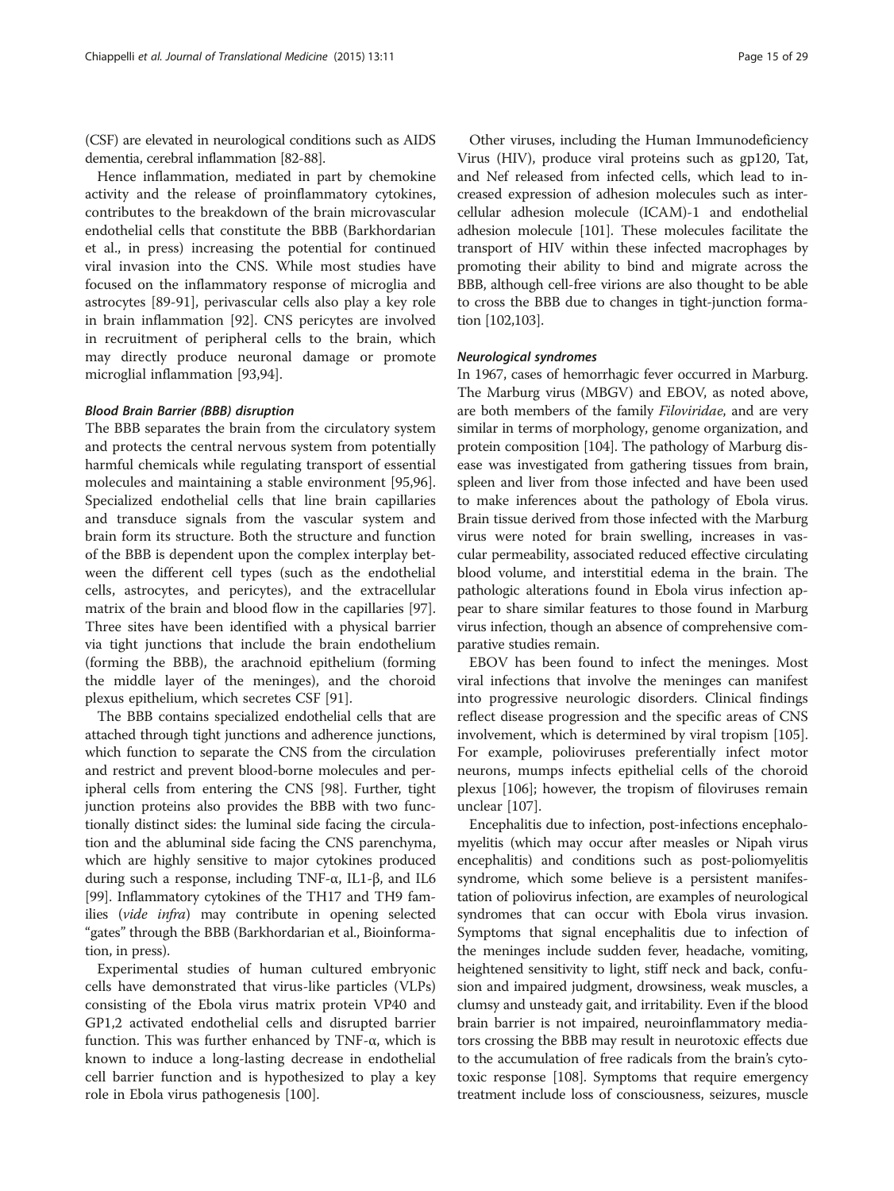(CSF) are elevated in neurological conditions such as AIDS dementia, cerebral inflammation [82-88].

Hence inflammation, mediated in part by chemokine activity and the release of proinflammatory cytokines, contributes to the breakdown of the brain microvascular endothelial cells that constitute the BBB (Barkhordarian et al., in press) increasing the potential for continued viral invasion into the CNS. While most studies have focused on the inflammatory response of microglia and astrocytes [89-91], perivascular cells also play a key role in brain inflammation [92]. CNS pericytes are involved in recruitment of peripheral cells to the brain, which may directly produce neuronal damage or promote microglial inflammation [93,94].

#### *Blood Brain Barrier (BBB) disruption*

The BBB separates the brain from the circulatory system and protects the central nervous system from potentially harmful chemicals while regulating transport of essential molecules and maintaining a stable environment [95,96]. Specialized endothelial cells that line brain capillaries and transduce signals from the vascular system and brain form its structure. Both the structure and function of the BBB is dependent upon the complex interplay between the different cell types (such as the endothelial cells, astrocytes, and pericytes), and the extracellular matrix of the brain and blood flow in the capillaries [97]. Three sites have been identified with a physical barrier via tight junctions that include the brain endothelium (forming the BBB), the arachnoid epithelium (forming the middle layer of the meninges), and the choroid plexus epithelium, which secretes CSF [91].

The BBB contains specialized endothelial cells that are attached through tight junctions and adherence junctions, which function to separate the CNS from the circulation and restrict and prevent blood-borne molecules and peripheral cells from entering the CNS [98]. Further, tight junction proteins also provides the BBB with two functionally distinct sides: the luminal side facing the circulation and the abluminal side facing the CNS parenchyma, which are highly sensitive to major cytokines produced during such a response, including TNF-α, IL1-β, and IL6 [99]. Inflammatory cytokines of the TH17 and TH9 families (*vide infra*) may contribute in opening selected "gates" through the BBB (Barkhordarian et al., Bioinformation, in press).

Experimental studies of human cultured embryonic cells have demonstrated that virus-like particles (VLPs) consisting of the Ebola virus matrix protein VP40 and GP1,2 activated endothelial cells and disrupted barrier function. This was further enhanced by TNF-α, which is known to induce a long-lasting decrease in endothelial cell barrier function and is hypothesized to play a key role in Ebola virus pathogenesis [100].

Other viruses, including the Human Immunodeficiency Virus (HIV), produce viral proteins such as gp120, Tat, and Nef released from infected cells, which lead to increased expression of adhesion molecules such as intercellular adhesion molecule (ICAM)-1 and endothelial adhesion molecule [101]. These molecules facilitate the transport of HIV within these infected macrophages by promoting their ability to bind and migrate across the BBB, although cell-free virions are also thought to be able to cross the BBB due to changes in tight-junction formation [102,103].

#### *Neurological syndromes*

In 1967, cases of hemorrhagic fever occurred in Marburg. The Marburg virus (MBGV) and EBOV, as noted above, are both members of the family *Filoviridae*, and are very similar in terms of morphology, genome organization, and protein composition [104]. The pathology of Marburg disease was investigated from gathering tissues from brain, spleen and liver from those infected and have been used to make inferences about the pathology of Ebola virus. Brain tissue derived from those infected with the Marburg virus were noted for brain swelling, increases in vascular permeability, associated reduced effective circulating blood volume, and interstitial edema in the brain. The pathologic alterations found in Ebola virus infection appear to share similar features to those found in Marburg virus infection, though an absence of comprehensive comparative studies remain.

EBOV has been found to infect the meninges. Most viral infections that involve the meninges can manifest into progressive neurologic disorders. Clinical findings reflect disease progression and the specific areas of CNS involvement, which is determined by viral tropism [105]. For example, polioviruses preferentially infect motor neurons, mumps infects epithelial cells of the choroid plexus [106]; however, the tropism of filoviruses remain unclear [107].

Encephalitis due to infection, post-infections encephalomyelitis (which may occur after measles or Nipah virus encephalitis) and conditions such as post-poliomyelitis syndrome, which some believe is a persistent manifestation of poliovirus infection, are examples of neurological syndromes that can occur with Ebola virus invasion. Symptoms that signal encephalitis due to infection of the meninges include sudden fever, headache, vomiting, heightened sensitivity to light, stiff neck and back, confusion and impaired judgment, drowsiness, weak muscles, a clumsy and unsteady gait, and irritability. Even if the blood brain barrier is not impaired, neuroinflammatory mediators crossing the BBB may result in neurotoxic effects due to the accumulation of free radicals from the brain's cytotoxic response [108]. Symptoms that require emergency treatment include loss of consciousness, seizures, muscle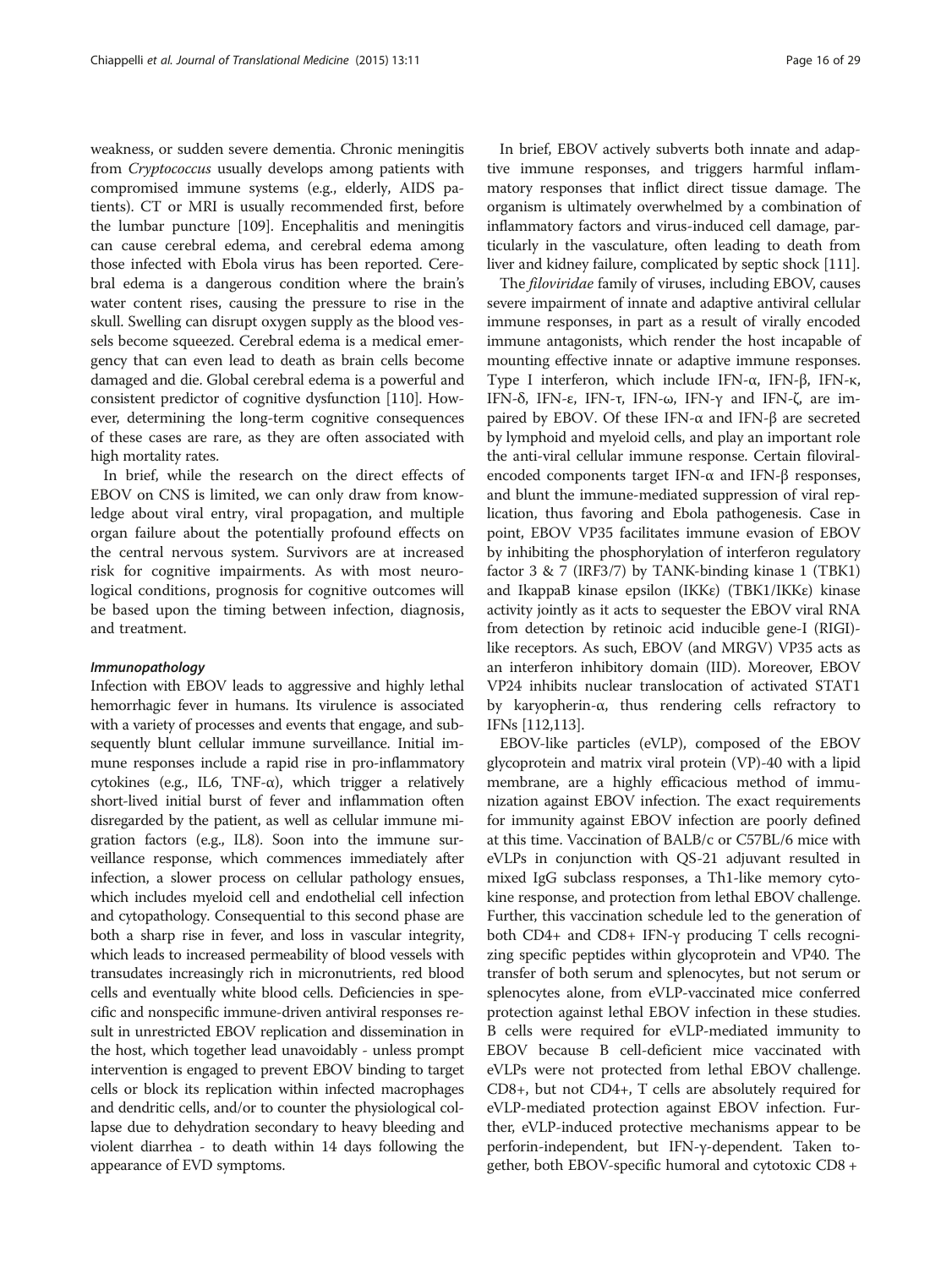weakness, or sudden severe dementia. Chronic meningitis from *Cryptococcus* usually develops among patients with compromised immune systems (e.g., elderly, AIDS patients). CT or MRI is usually recommended first, before the lumbar puncture [109]. Encephalitis and meningitis can cause cerebral edema, and cerebral edema among those infected with Ebola virus has been reported. Cerebral edema is a dangerous condition where the brain's water content rises, causing the pressure to rise in the skull. Swelling can disrupt oxygen supply as the blood vessels become squeezed. Cerebral edema is a medical emergency that can even lead to death as brain cells become damaged and die. Global cerebral edema is a powerful and consistent predictor of cognitive dysfunction [110]. However, determining the long-term cognitive consequences of these cases are rare, as they are often associated with high mortality rates.

In brief, while the research on the direct effects of EBOV on CNS is limited, we can only draw from knowledge about viral entry, viral propagation, and multiple organ failure about the potentially profound effects on the central nervous system. Survivors are at increased risk for cognitive impairments. As with most neurological conditions, prognosis for cognitive outcomes will be based upon the timing between infection, diagnosis, and treatment.

#### *Immunopathology*

Infection with EBOV leads to aggressive and highly lethal hemorrhagic fever in humans. Its virulence is associated with a variety of processes and events that engage, and subsequently blunt cellular immune surveillance. Initial immune responses include a rapid rise in pro-inflammatory cytokines (e.g., IL6, TNF-α), which trigger a relatively short-lived initial burst of fever and inflammation often disregarded by the patient, as well as cellular immune migration factors (e.g., IL8). Soon into the immune surveillance response, which commences immediately after infection, a slower process on cellular pathology ensues, which includes myeloid cell and endothelial cell infection and cytopathology. Consequential to this second phase are both a sharp rise in fever, and loss in vascular integrity, which leads to increased permeability of blood vessels with transudates increasingly rich in micronutrients, red blood cells and eventually white blood cells. Deficiencies in specific and nonspecific immune-driven antiviral responses result in unrestricted EBOV replication and dissemination in the host, which together lead unavoidably - unless prompt intervention is engaged to prevent EBOV binding to target cells or block its replication within infected macrophages and dendritic cells, and/or to counter the physiological collapse due to dehydration secondary to heavy bleeding and violent diarrhea - to death within 14 days following the appearance of EVD symptoms.

In brief, EBOV actively subverts both innate and adaptive immune responses, and triggers harmful inflammatory responses that inflict direct tissue damage. The organism is ultimately overwhelmed by a combination of inflammatory factors and virus-induced cell damage, particularly in the vasculature, often leading to death from liver and kidney failure, complicated by septic shock [111].

The *filoviridae* family of viruses, including EBOV, causes severe impairment of innate and adaptive antiviral cellular immune responses, in part as a result of virally encoded immune antagonists, which render the host incapable of mounting effective innate or adaptive immune responses. Type I interferon, which include IFN-α, IFN-β, IFN-κ, IFN-δ, IFN-ε, IFN-τ, IFN-ω, IFN-γ and IFN-ζ, are impaired by EBOV. Of these IFN-α and IFN-β are secreted by lymphoid and myeloid cells, and play an important role the anti-viral cellular immune response. Certain filoviral-encoded components target IFN-α and IFN-β responses, and blunt the immune-mediated suppression of viral replication, thus favoring and Ebola pathogenesis. Case in point, EBOV VP35 facilitates immune evasion of EBOV by inhibiting the phosphorylation of interferon regulatory factor 3 & 7 (IRF3/7) by TANK-binding kinase 1 (TBK1) and IkappaB kinase epsilon (IKKε) (TBK1/IKKε) kinase activity jointly as it acts to sequester the EBOV viral RNA from detection by retinoic acid inducible gene-I (RIGI)-like receptors. As such, EBOV (and MRGV) VP35 acts as an interferon inhibitory domain (IID). Moreover, EBOV VP24 inhibits nuclear translocation of activated STAT1 by karyopherin-α, thus rendering cells refractory to IFNs [112,113].

EBOV-like particles (eVLP), composed of the EBOV glycoprotein and matrix viral protein (VP)-40 with a lipid membrane, are a highly efficacious method of immunization against EBOV infection. The exact requirements for immunity against EBOV infection are poorly defined at this time. Vaccination of BALB/c or C57BL/6 mice with eVLPs in conjunction with QS-21 adjuvant resulted in mixed IgG subclass responses, a Th1-like memory cytokine response, and protection from lethal EBOV challenge. Further, this vaccination schedule led to the generation of both CD4+ and CD8+ IFN-γ producing T cells recognizing specific peptides within glycoprotein and VP40. The transfer of both serum and splenocytes, but not serum or splenocytes alone, from eVLP-vaccinated mice conferred protection against lethal EBOV infection in these studies. B cells were required for eVLP-mediated immunity to EBOV because B cell-deficient mice vaccinated with eVLPs were not protected from lethal EBOV challenge. CD8+, but not CD4+, T cells are absolutely required for eVLP-mediated protection against EBOV infection. Further, eVLP-induced protective mechanisms appear to be perforin-independent, but IFN-γ-dependent. Taken together, both EBOV-specific humoral and cytotoxic CD8 +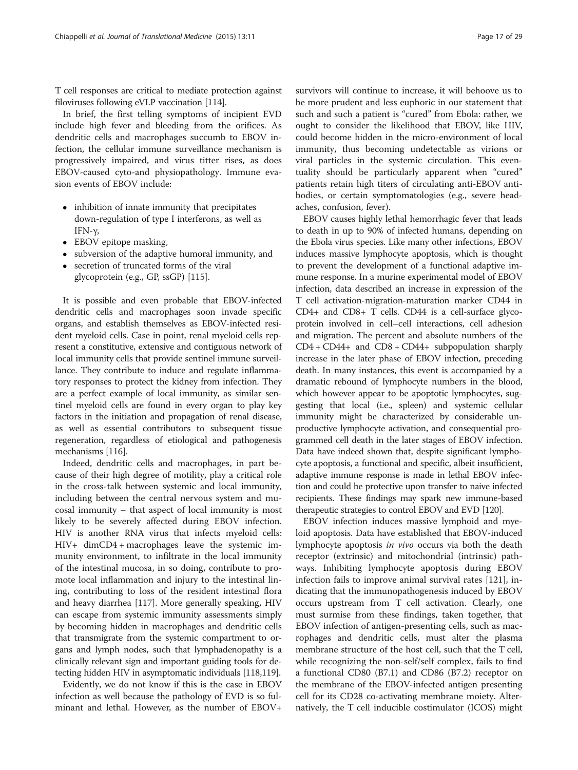T cell responses are critical to mediate protection against filoviruses following eVLP vaccination [114].

In brief, the first telling symptoms of incipient EVD include high fever and bleeding from the orifices. As dendritic cells and macrophages succumb to EBOV infection, the cellular immune surveillance mechanism is progressively impaired, and virus titter rises, as does EBOV-caused cyto-and physiopathology. Immune evasion events of EBOV include:

- inhibition of innate immunity that precipitates down-regulation of type I interferons, as well as IFN-γ,
- EBOV epitope masking,
- subversion of the adaptive humoral immunity, and
- secretion of truncated forms of the viral glycoprotein (e.g., GP, ssGP) [115].

It is possible and even probable that EBOV-infected dendritic cells and macrophages soon invade specific organs, and establish themselves as EBOV-infected resident myeloid cells. Case in point, renal myeloid cells represent a constitutive, extensive and contiguous network of local immunity cells that provide sentinel immune surveillance. They contribute to induce and regulate inflammatory responses to protect the kidney from infection. They are a perfect example of local immunity, as similar sentinel myeloid cells are found in every organ to play key factors in the initiation and propagation of renal disease, as well as essential contributors to subsequent tissue regeneration, regardless of etiological and pathogenesis mechanisms [116].

Indeed, dendritic cells and macrophages, in part because of their high degree of motility, play a critical role in the cross-talk between systemic and local immunity, including between the central nervous system and mucosal immunity – that aspect of local immunity is most likely to be severely affected during EBOV infection. HIV is another RNA virus that infects myeloid cells: HIV+ dimCD4 + macrophages leave the systemic immunity environment, to infiltrate in the local immunity of the intestinal mucosa, in so doing, contribute to promote local inflammation and injury to the intestinal lining, contributing to loss of the resident intestinal flora and heavy diarrhea [117]. More generally speaking, HIV can escape from systemic immunity assessments simply by becoming hidden in macrophages and dendritic cells that transmigrate from the systemic compartment to organs and lymph nodes, such that lymphadenopathy is a clinically relevant sign and important guiding tools for detecting hidden HIV in asymptomatic individuals [118,119].

Evidently, we do not know if this is the case in EBOV infection as well because the pathology of EVD is so fulminant and lethal. However, as the number of EBOV+ survivors will continue to increase, it will behoove us to be more prudent and less euphoric in our statement that such and such a patient is "cured" from Ebola: rather, we ought to consider the likelihood that EBOV, like HIV, could become hidden in the micro-environment of local immunity, thus becoming undetectable as virions or viral particles in the systemic circulation. This eventuality should be particularly apparent when "cured" patients retain high titers of circulating anti-EBOV antibodies, or certain symptomatologies (e.g., severe headaches, confusion, fever).

EBOV causes highly lethal hemorrhagic fever that leads to death in up to 90% of infected humans, depending on the Ebola virus species. Like many other infections, EBOV induces massive lymphocyte apoptosis, which is thought to prevent the development of a functional adaptive immune response. In a murine experimental model of EBOV infection, data described an increase in expression of the T cell activation-migration-maturation marker CD44 in CD4+ and CD8+ T cells. CD44 is a cell-surface glycoprotein involved in cell–cell interactions, cell adhesion and migration. The percent and absolute numbers of the CD4 + CD44+ and CD8 + CD44+ subpopulation sharply increase in the later phase of EBOV infection, preceding death. In many instances, this event is accompanied by a dramatic rebound of lymphocyte numbers in the blood, which however appear to be apoptotic lymphocytes, suggesting that local (i.e., spleen) and systemic cellular immunity might be characterized by considerable unproductive lymphocyte activation, and consequential programmed cell death in the later stages of EBOV infection. Data have indeed shown that, despite significant lymphocyte apoptosis, a functional and specific, albeit insufficient, adaptive immune response is made in lethal EBOV infection and could be protective upon transfer to naive infected recipients. These findings may spark new immune-based therapeutic strategies to control EBOV and EVD [120].

EBOV infection induces massive lymphoid and myeloid apoptosis. Data have established that EBOV-induced lymphocyte apoptosis *in vivo* occurs via both the death receptor (extrinsic) and mitochondrial (intrinsic) pathways. Inhibiting lymphocyte apoptosis during EBOV infection fails to improve animal survival rates [121], indicating that the immunopathogenesis induced by EBOV occurs upstream from T cell activation. Clearly, one must surmise from these findings, taken together, that EBOV infection of antigen-presenting cells, such as macrophages and dendritic cells, must alter the plasma membrane structure of the host cell, such that the T cell, while recognizing the non-self/self complex, fails to find a functional CD80 (B7.1) and CD86 (B7.2) receptor on the membrane of the EBOV-infected antigen presenting cell for its CD28 co-activating membrane moiety. Alternatively, the T cell inducible costimulator (ICOS) might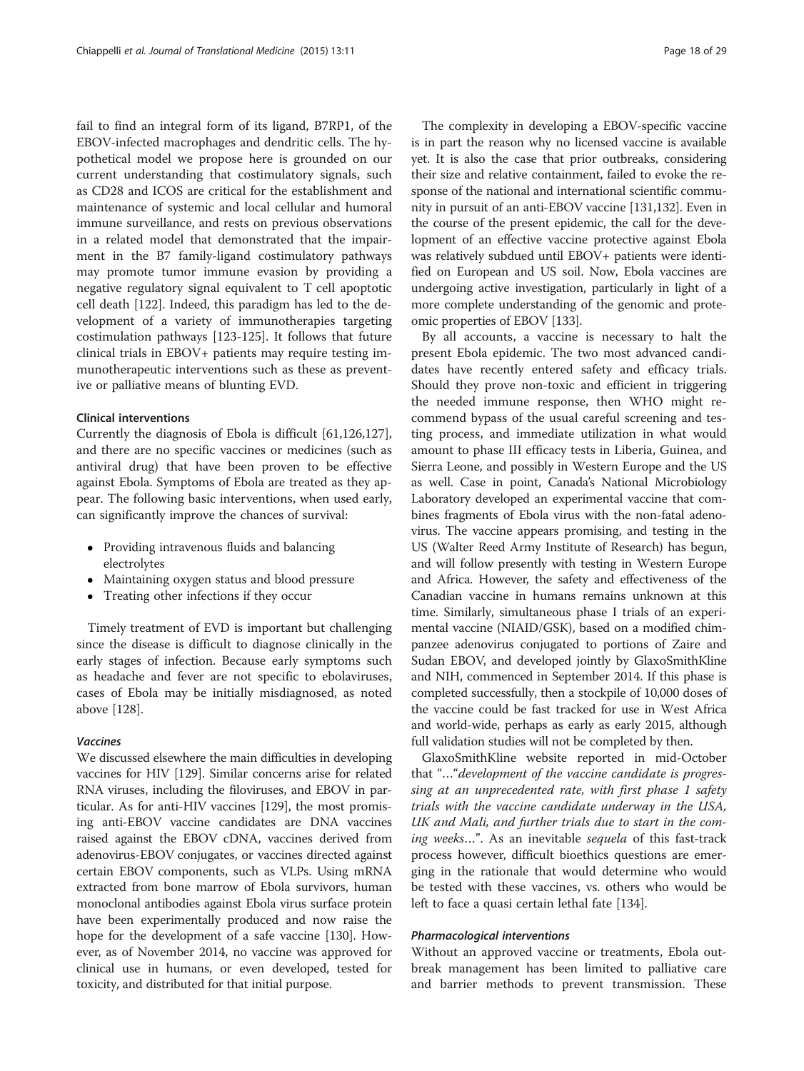fail to find an integral form of its ligand, B7RP1, of the EBOV-infected macrophages and dendritic cells. The hypothetical model we propose here is grounded on our current understanding that costimulatory signals, such as CD28 and ICOS are critical for the establishment and maintenance of systemic and local cellular and humoral immune surveillance, and rests on previous observations in a related model that demonstrated that the impairment in the B7 family-ligand costimulatory pathways may promote tumor immune evasion by providing a negative regulatory signal equivalent to T cell apoptotic cell death [122]. Indeed, this paradigm has led to the development of a variety of immunotherapies targeting costimulation pathways [123-125]. It follows that future clinical trials in EBOV+ patients may require testing immunotherapeutic interventions such as these as preventive or palliative means of blunting EVD.

#### Clinical interventions

Currently the diagnosis of Ebola is difficult [61,126,127], and there are no specific vaccines or medicines (such as antiviral drug) that have been proven to be effective against Ebola. Symptoms of Ebola are treated as they appear. The following basic interventions, when used early, can significantly improve the chances of survival:

- Providing intravenous fluids and balancing electrolytes
- Maintaining oxygen status and blood pressure
- Treating other infections if they occur

Timely treatment of EVD is important but challenging since the disease is difficult to diagnose clinically in the early stages of infection. Because early symptoms such as headache and fever are not specific to ebolaviruses, cases of Ebola may be initially misdiagnosed, as noted above [128].

##### *Vaccines*

We discussed elsewhere the main difficulties in developing vaccines for HIV [129]. Similar concerns arise for related RNA viruses, including the filoviruses, and EBOV in particular. As for anti-HIV vaccines [129], the most promising anti-EBOV vaccine candidates are DNA vaccines raised against the EBOV cDNA, vaccines derived from adenovirus-EBOV conjugates, or vaccines directed against certain EBOV components, such as VLPs. Using mRNA extracted from bone marrow of Ebola survivors, human monoclonal antibodies against Ebola virus surface protein have been experimentally produced and now raise the hope for the development of a safe vaccine [130]. However, as of November 2014, no vaccine was approved for clinical use in humans, or even developed, tested for toxicity, and distributed for that initial purpose.

The complexity in developing a EBOV-specific vaccine is in part the reason why no licensed vaccine is available yet. It is also the case that prior outbreaks, considering their size and relative containment, failed to evoke the response of the national and international scientific community in pursuit of an anti-EBOV vaccine [131,132]. Even in the course of the present epidemic, the call for the development of an effective vaccine protective against Ebola was relatively subdued until EBOV+ patients were identified on European and US soil. Now, Ebola vaccines are undergoing active investigation, particularly in light of a more complete understanding of the genomic and proteomic properties of EBOV [133].

By all accounts, a vaccine is necessary to halt the present Ebola epidemic. The two most advanced candidates have recently entered safety and efficacy trials. Should they prove non-toxic and efficient in triggering the needed immune response, then WHO might recommend bypass of the usual careful screening and testing process, and immediate utilization in what would amount to phase III efficacy tests in Liberia, Guinea, and Sierra Leone, and possibly in Western Europe and the US as well. Case in point, Canada's National Microbiology Laboratory developed an experimental vaccine that combines fragments of Ebola virus with the non-fatal adenovirus. The vaccine appears promising, and testing in the US (Walter Reed Army Institute of Research) has begun, and will follow presently with testing in Western Europe and Africa. However, the safety and effectiveness of the Canadian vaccine in humans remains unknown at this time. Similarly, simultaneous phase I trials of an experimental vaccine (NIAID/GSK), based on a modified chimpanzee adenovirus conjugated to portions of Zaire and Sudan EBOV, and developed jointly by GlaxoSmithKline and NIH, commenced in September 2014. If this phase is completed successfully, then a stockpile of 10,000 doses of the vaccine could be fast tracked for use in West Africa and world-wide, perhaps as early as early 2015, although full validation studies will not be completed by then.

GlaxoSmithKline website reported in mid-October that "…"*development of the vaccine candidate is progressing at an unprecedented rate, with first phase 1 safety trials with the vaccine candidate underway in the USA, UK and Mali, and further trials due to start in the coming weeks…*". As an inevitable *sequela* of this fast-track process however, difficult bioethics questions are emerging in the rationale that would determine who would be tested with these vaccines, vs. others who would be left to face a quasi certain lethal fate [134].

##### *Pharmacological interventions*

Without an approved vaccine or treatments, Ebola outbreak management has been limited to palliative care and barrier methods to prevent transmission. These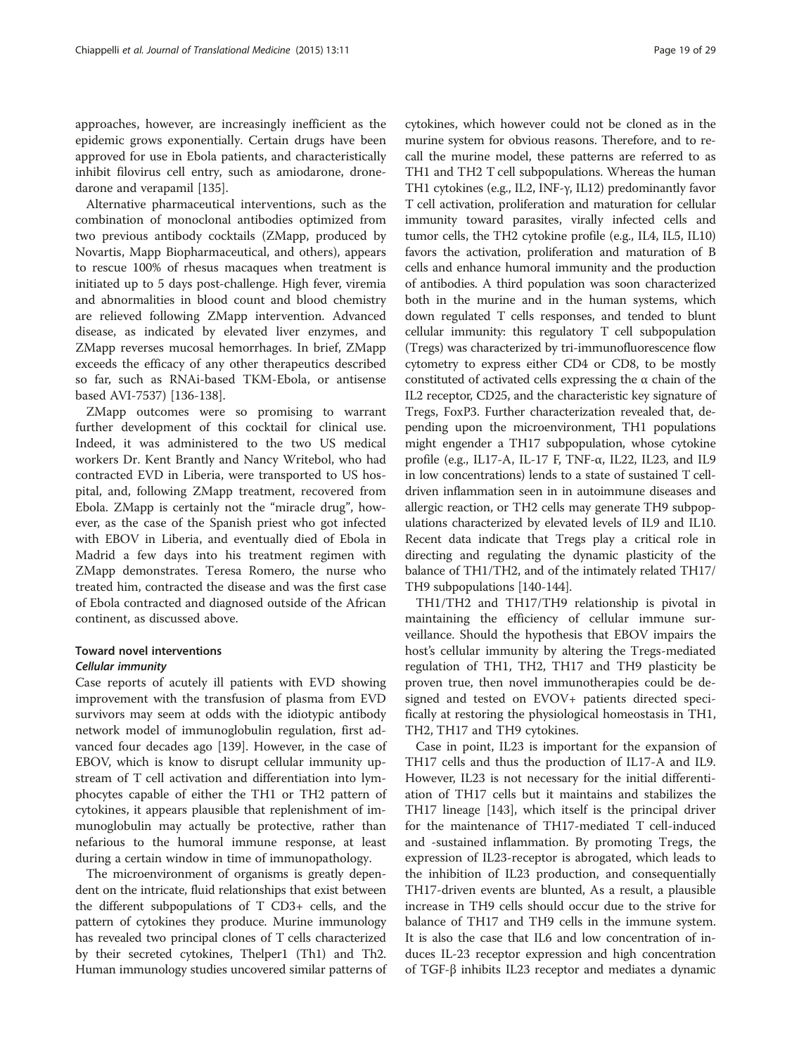approaches, however, are increasingly inefficient as the epidemic grows exponentially. Certain drugs have been approved for use in Ebola patients, and characteristically inhibit filovirus cell entry, such as amiodarone, dronedarone and verapamil [135].

Alternative pharmaceutical interventions, such as the combination of monoclonal antibodies optimized from two previous antibody cocktails (ZMapp, produced by Novartis, Mapp Biopharmaceutical, and others), appears to rescue 100% of rhesus macaques when treatment is initiated up to 5 days post-challenge. High fever, viremia and abnormalities in blood count and blood chemistry are relieved following ZMapp intervention. Advanced disease, as indicated by elevated liver enzymes, and ZMapp reverses mucosal hemorrhages. In brief, ZMapp exceeds the efficacy of any other therapeutics described so far, such as RNAi-based TKM-Ebola, or antisense based AVI-7537) [136-138].

ZMapp outcomes were so promising to warrant further development of this cocktail for clinical use. Indeed, it was administered to the two US medical workers Dr. Kent Brantly and Nancy Writebol, who had contracted EVD in Liberia, were transported to US hospital, and, following ZMapp treatment, recovered from Ebola. ZMapp is certainly not the "miracle drug", however, as the case of the Spanish priest who got infected with EBOV in Liberia, and eventually died of Ebola in Madrid a few days into his treatment regimen with ZMapp demonstrates. Teresa Romero, the nurse who treated him, contracted the disease and was the first case of Ebola contracted and diagnosed outside of the African continent, as discussed above.

## Toward novel interventions

### *Cellular immunity*

Case reports of acutely ill patients with EVD showing improvement with the transfusion of plasma from EVD survivors may seem at odds with the idiotypic antibody network model of immunoglobulin regulation, first advanced four decades ago [139]. However, in the case of EBOV, which is know to disrupt cellular immunity upstream of T cell activation and differentiation into lymphocytes capable of either the TH1 or TH2 pattern of cytokines, it appears plausible that replenishment of immunoglobulin may actually be protective, rather than nefarious to the humoral immune response, at least during a certain window in time of immunopathology.

The microenvironment of organisms is greatly dependent on the intricate, fluid relationships that exist between the different subpopulations of T CD3+ cells, and the pattern of cytokines they produce. Murine immunology has revealed two principal clones of T cells characterized by their secreted cytokines, Thelper1 (Th1) and Th2. Human immunology studies uncovered similar patterns of cytokines, which however could not be cloned as in the murine system for obvious reasons. Therefore, and to recall the murine model, these patterns are referred to as TH1 and TH2 T cell subpopulations. Whereas the human TH1 cytokines (e.g., IL2, INF-γ, IL12) predominantly favor T cell activation, proliferation and maturation for cellular immunity toward parasites, virally infected cells and tumor cells, the TH2 cytokine profile (e.g., IL4, IL5, IL10) favors the activation, proliferation and maturation of B cells and enhance humoral immunity and the production of antibodies. A third population was soon characterized both in the murine and in the human systems, which down regulated T cells responses, and tended to blunt cellular immunity: this regulatory T cell subpopulation (Tregs) was characterized by tri-immunofluorescence flow cytometry to express either CD4 or CD8, to be mostly constituted of activated cells expressing the α chain of the IL2 receptor, CD25, and the characteristic key signature of Tregs, FoxP3. Further characterization revealed that, depending upon the microenvironment, TH1 populations might engender a TH17 subpopulation, whose cytokine profile (e.g., IL17-A, IL-17 F, TNF-α, IL22, IL23, and IL9 in low concentrations) lends to a state of sustained T cell-driven inflammation seen in in autoimmune diseases and allergic reaction, or TH2 cells may generate TH9 subpopulations characterized by elevated levels of IL9 and IL10. Recent data indicate that Tregs play a critical role in directing and regulating the dynamic plasticity of the balance of TH1/TH2, and of the intimately related TH17/TH9 subpopulations [140-144].

TH1/TH2 and TH17/TH9 relationship is pivotal in maintaining the efficiency of cellular immune surveillance. Should the hypothesis that EBOV impairs the host's cellular immunity by altering the Tregs-mediated regulation of TH1, TH2, TH17 and TH9 plasticity be proven true, then novel immunotherapies could be designed and tested on EVOV+ patients directed specifically at restoring the physiological homeostasis in TH1, TH2, TH17 and TH9 cytokines.

Case in point, IL23 is important for the expansion of TH17 cells and thus the production of IL17-A and IL9. However, IL23 is not necessary for the initial differentiation of TH17 cells but it maintains and stabilizes the TH17 lineage [143], which itself is the principal driver for the maintenance of TH17-mediated T cell-induced and -sustained inflammation. By promoting Tregs, the expression of IL23-receptor is abrogated, which leads to the inhibition of IL23 production, and consequentially TH17-driven events are blunted, As a result, a plausible increase in TH9 cells should occur due to the strive for balance of TH17 and TH9 cells in the immune system. It is also the case that IL6 and low concentration of induces IL-23 receptor expression and high concentration of TGF-β inhibits IL23 receptor and mediates a dynamic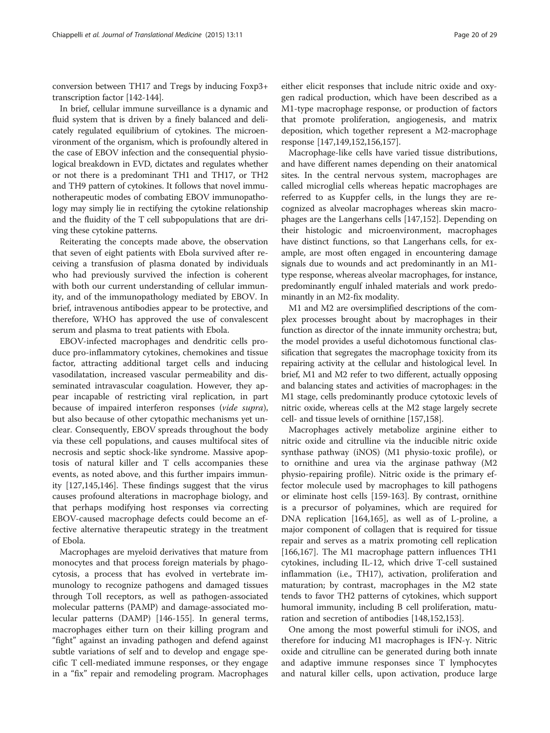conversion between TH17 and Tregs by inducing Foxp3+ transcription factor [142-144].

In brief, cellular immune surveillance is a dynamic and fluid system that is driven by a finely balanced and delicately regulated equilibrium of cytokines. The microenvironment of the organism, which is profoundly altered in the case of EBOV infection and the consequential physiological breakdown in EVD, dictates and regulates whether or not there is a predominant TH1 and TH17, or TH2 and TH9 pattern of cytokines. It follows that novel immunotherapeutic modes of combating EBOV immunopathology may simply lie in rectifying the cytokine relationship and the fluidity of the T cell subpopulations that are driving these cytokine patterns.

Reiterating the concepts made above, the observation that seven of eight patients with Ebola survived after receiving a transfusion of plasma donated by individuals who had previously survived the infection is coherent with both our current understanding of cellular immunity, and of the immunopathology mediated by EBOV. In brief, intravenous antibodies appear to be protective, and therefore, WHO has approved the use of convalescent serum and plasma to treat patients with Ebola.

EBOV-infected macrophages and dendritic cells produce pro-inflammatory cytokines, chemokines and tissue factor, attracting additional target cells and inducing vasodilatation, increased vascular permeability and disseminated intravascular coagulation. However, they appear incapable of restricting viral replication, in part because of impaired interferon responses (*vide supra*), but also because of other cytopathic mechanisms yet unclear. Consequently, EBOV spreads throughout the body via these cell populations, and causes multifocal sites of necrosis and septic shock-like syndrome. Massive apoptosis of natural killer and T cells accompanies these events, as noted above, and this further impairs immunity [127,145,146]. These findings suggest that the virus causes profound alterations in macrophage biology, and that perhaps modifying host responses via correcting EBOV-caused macrophage defects could become an effective alternative therapeutic strategy in the treatment of Ebola.

Macrophages are myeloid derivatives that mature from monocytes and that process foreign materials by phagocytosis, a process that has evolved in vertebrate immunology to recognize pathogens and damaged tissues through Toll receptors, as well as pathogen-associated molecular patterns (PAMP) and damage-associated molecular patterns (DAMP) [146-155]. In general terms, macrophages either turn on their killing program and "fight" against an invading pathogen and defend against subtle variations of self and to develop and engage specific T cell-mediated immune responses, or they engage in a "fix" repair and remodeling program. Macrophages either elicit responses that include nitric oxide and oxygen radical production, which have been described as a M1-type macrophage response, or production of factors that promote proliferation, angiogenesis, and matrix deposition, which together represent a M2-macrophage response [147,149,152,156,157].

Macrophage-like cells have varied tissue distributions, and have different names depending on their anatomical sites. In the central nervous system, macrophages are called microglial cells whereas hepatic macrophages are referred to as Kuppfer cells, in the lungs they are recognized as alveolar macrophages whereas skin macrophages are the Langerhans cells [147,152]. Depending on their histologic and microenvironment, macrophages have distinct functions, so that Langerhans cells, for example, are most often engaged in encountering damage signals due to wounds and act predominantly in an M1-type response, whereas alveolar macrophages, for instance, predominantly engulf inhaled materials and work predominantly in an M2-fix modality.

M1 and M2 are oversimplified descriptions of the complex processes brought about by macrophages in their function as director of the innate immunity orchestra; but, the model provides a useful dichotomous functional classification that segregates the macrophage toxicity from its repairing activity at the cellular and histological level. In brief, M1 and M2 refer to two different, actually opposing and balancing states and activities of macrophages: in the M1 stage, cells predominantly produce cytotoxic levels of nitric oxide, whereas cells at the M2 stage largely secrete cell- and tissue levels of ornithine [157,158].

Macrophages actively metabolize arginine either to nitric oxide and citrulline via the inducible nitric oxide synthase pathway (iNOS) (M1 physio-toxic profile), or to ornithine and urea via the arginase pathway (M2 physio-repairing profile). Nitric oxide is the primary effector molecule used by macrophages to kill pathogens or eliminate host cells [159-163]. By contrast, ornithine is a precursor of polyamines, which are required for DNA replication [164,165], as well as of L-proline, a major component of collagen that is required for tissue repair and serves as a matrix promoting cell replication [166,167]. The M1 macrophage pattern influences TH1 cytokines, including IL-12, which drive T-cell sustained inflammation (i.e., TH17), activation, proliferation and maturation; by contrast, macrophages in the M2 state tends to favor TH2 patterns of cytokines, which support humoral immunity, including B cell proliferation, maturation and secretion of antibodies [148,152,153].

One among the most powerful stimuli for iNOS, and therefore for inducing M1 macrophages is IFN-γ. Nitric oxide and citrulline can be generated during both innate and adaptive immune responses since T lymphocytes and natural killer cells, upon activation, produce large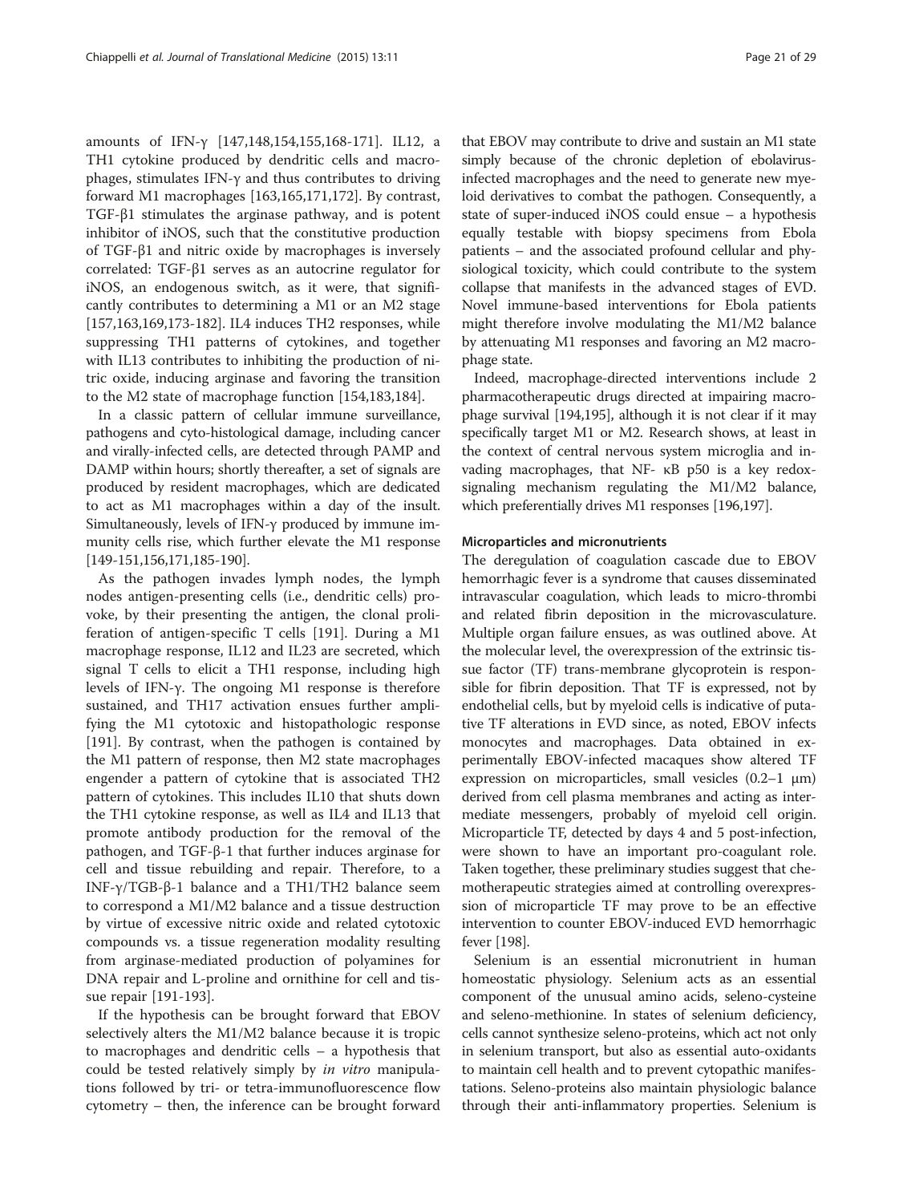amounts of IFN-γ [147,148,154,155,168-171]. IL12, a TH1 cytokine produced by dendritic cells and macrophages, stimulates IFN-γ and thus contributes to driving forward M1 macrophages [163,165,171,172]. By contrast, TGF-β1 stimulates the arginase pathway, and is potent inhibitor of iNOS, such that the constitutive production of TGF-β1 and nitric oxide by macrophages is inversely correlated: TGF-β1 serves as an autocrine regulator for iNOS, an endogenous switch, as it were, that significantly contributes to determining a M1 or an M2 stage [157,163,169,173-182]. IL4 induces TH2 responses, while suppressing TH1 patterns of cytokines, and together with IL13 contributes to inhibiting the production of nitric oxide, inducing arginase and favoring the transition to the M2 state of macrophage function [154,183,184].

In a classic pattern of cellular immune surveillance, pathogens and cyto-histological damage, including cancer and virally-infected cells, are detected through PAMP and DAMP within hours; shortly thereafter, a set of signals are produced by resident macrophages, which are dedicated to act as M1 macrophages within a day of the insult. Simultaneously, levels of IFN-γ produced by immune immunity cells rise, which further elevate the M1 response [149-151,156,171,185-190].

As the pathogen invades lymph nodes, the lymph nodes antigen-presenting cells (i.e., dendritic cells) provoke, by their presenting the antigen, the clonal proliferation of antigen-specific T cells [191]. During a M1 macrophage response, IL12 and IL23 are secreted, which signal T cells to elicit a TH1 response, including high levels of IFN-γ. The ongoing M1 response is therefore sustained, and TH17 activation ensues further amplifying the M1 cytotoxic and histopathologic response [191]. By contrast, when the pathogen is contained by the M1 pattern of response, then M2 state macrophages engender a pattern of cytokine that is associated TH2 pattern of cytokines. This includes IL10 that shuts down the TH1 cytokine response, as well as IL4 and IL13 that promote antibody production for the removal of the pathogen, and TGF-β-1 that further induces arginase for cell and tissue rebuilding and repair. Therefore, to a INF-γ/TGB-β-1 balance and a TH1/TH2 balance seem to correspond a M1/M2 balance and a tissue destruction by virtue of excessive nitric oxide and related cytotoxic compounds vs. a tissue regeneration modality resulting from arginase-mediated production of polyamines for DNA repair and L-proline and ornithine for cell and tissue repair [191-193].

If the hypothesis can be brought forward that EBOV selectively alters the M1/M2 balance because it is tropic to macrophages and dendritic cells – a hypothesis that could be tested relatively simply by *in vitro* manipulations followed by tri- or tetra-immunofluorescence flow cytometry – then, the inference can be brought forward that EBOV may contribute to drive and sustain an M1 state simply because of the chronic depletion of ebolavirus-infected macrophages and the need to generate new myeloid derivatives to combat the pathogen. Consequently, a state of super-induced iNOS could ensue – a hypothesis equally testable with biopsy specimens from Ebola patients – and the associated profound cellular and physiological toxicity, which could contribute to the system collapse that manifests in the advanced stages of EVD. Novel immune-based interventions for Ebola patients might therefore involve modulating the M1/M2 balance by attenuating M1 responses and favoring an M2 macrophage state.

Indeed, macrophage-directed interventions include 2 pharmacotherapeutic drugs directed at impairing macrophage survival [194,195], although it is not clear if it may specifically target M1 or M2. Research shows, at least in the context of central nervous system microglia and invading macrophages, that NF- κB p50 is a key redox-signaling mechanism regulating the M1/M2 balance, which preferentially drives M1 responses [196,197].

#### Microparticles and micronutrients

The deregulation of coagulation cascade due to EBOV hemorrhagic fever is a syndrome that causes disseminated intravascular coagulation, which leads to micro-thrombi and related fibrin deposition in the microvasculature. Multiple organ failure ensues, as was outlined above. At the molecular level, the overexpression of the extrinsic tissue factor (TF) trans-membrane glycoprotein is responsible for fibrin deposition. That TF is expressed, not by endothelial cells, but by myeloid cells is indicative of putative TF alterations in EVD since, as noted, EBOV infects monocytes and macrophages. Data obtained in experimentally EBOV-infected macaques show altered TF expression on microparticles, small vesicles (0.2–1 μm) derived from cell plasma membranes and acting as intermediate messengers, probably of myeloid cell origin. Microparticle TF, detected by days 4 and 5 post-infection, were shown to have an important pro-coagulant role. Taken together, these preliminary studies suggest that chemotherapeutic strategies aimed at controlling overexpression of microparticle TF may prove to be an effective intervention to counter EBOV-induced EVD hemorrhagic fever [198].

Selenium is an essential micronutrient in human homeostatic physiology. Selenium acts as an essential component of the unusual amino acids, seleno-cysteine and seleno-methionine. In states of selenium deficiency, cells cannot synthesize seleno-proteins, which act not only in selenium transport, but also as essential auto-oxidants to maintain cell health and to prevent cytopathic manifestations. Seleno-proteins also maintain physiologic balance through their anti-inflammatory properties. Selenium is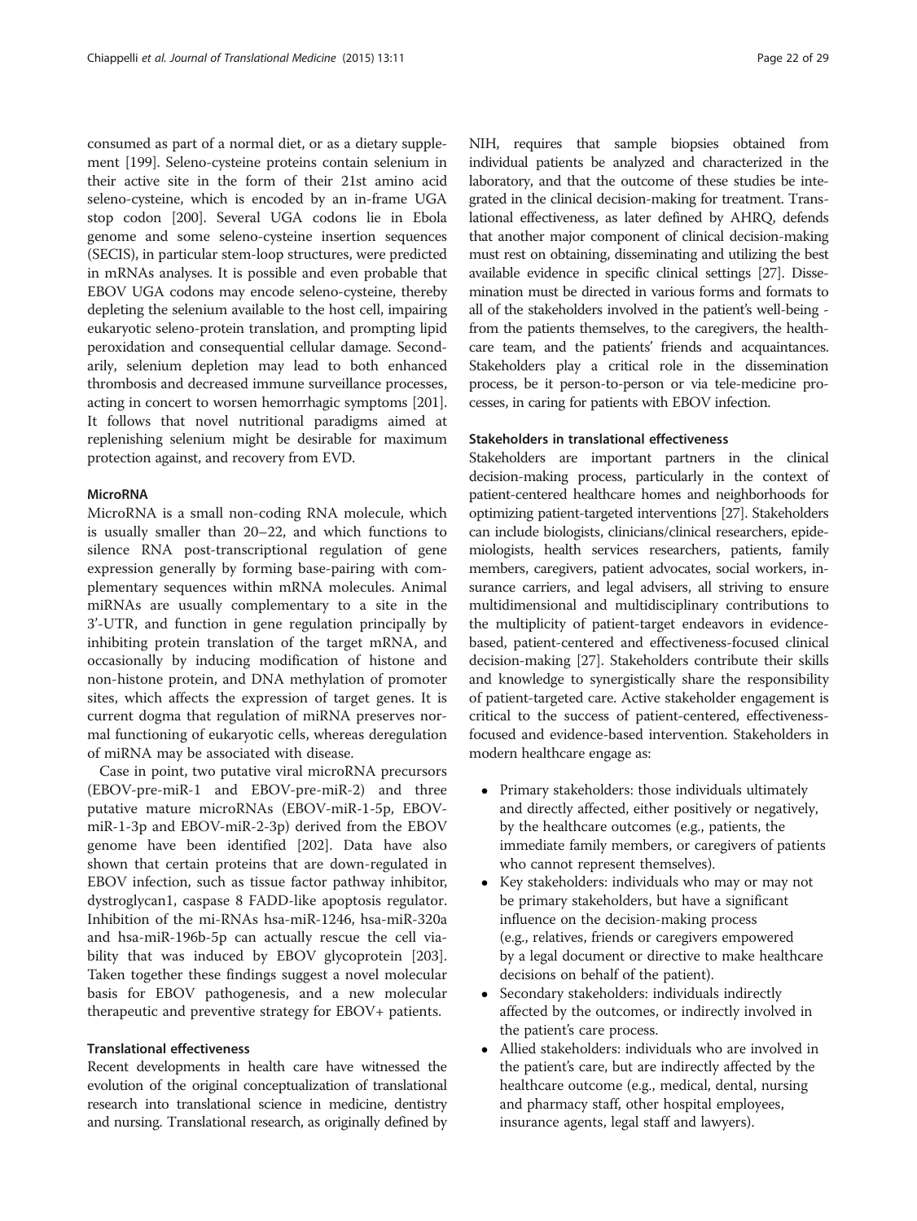consumed as part of a normal diet, or as a dietary supplement [199]. Seleno-cysteine proteins contain selenium in their active site in the form of their 21st amino acid seleno-cysteine, which is encoded by an in-frame UGA stop codon [200]. Several UGA codons lie in Ebola genome and some seleno-cysteine insertion sequences (SECIS), in particular stem-loop structures, were predicted in mRNAs analyses. It is possible and even probable that EBOV UGA codons may encode seleno-cysteine, thereby depleting the selenium available to the host cell, impairing eukaryotic seleno-protein translation, and prompting lipid peroxidation and consequential cellular damage. Secondarily, selenium depletion may lead to both enhanced thrombosis and decreased immune surveillance processes, acting in concert to worsen hemorrhagic symptoms [201]. It follows that novel nutritional paradigms aimed at replenishing selenium might be desirable for maximum protection against, and recovery from EVD.

#### MicroRNA

MicroRNA is a small non-coding RNA molecule, which is usually smaller than 20–22, and which functions to silence RNA post-transcriptional regulation of gene expression generally by forming base-pairing with complementary sequences within mRNA molecules. Animal miRNAs are usually complementary to a site in the 3'-UTR, and function in gene regulation principally by inhibiting protein translation of the target mRNA, and occasionally by inducing modification of histone and non-histone protein, and DNA methylation of promoter sites, which affects the expression of target genes. It is current dogma that regulation of miRNA preserves normal functioning of eukaryotic cells, whereas deregulation of miRNA may be associated with disease.

Case in point, two putative viral microRNA precursors (EBOV-pre-miR-1 and EBOV-pre-miR-2) and three putative mature microRNAs (EBOV-miR-1-5p, EBOV-miR-1-3p and EBOV-miR-2-3p) derived from the EBOV genome have been identified [202]. Data have also shown that certain proteins that are down-regulated in EBOV infection, such as tissue factor pathway inhibitor, dystroglycan1, caspase 8 FADD-like apoptosis regulator. Inhibition of the mi-RNAs hsa-miR-1246, hsa-miR-320a and hsa-miR-196b-5p can actually rescue the cell viability that was induced by EBOV glycoprotein [203]. Taken together these findings suggest a novel molecular basis for EBOV pathogenesis, and a new molecular therapeutic and preventive strategy for EBOV+ patients.

#### Translational effectiveness

Recent developments in health care have witnessed the evolution of the original conceptualization of translational research into translational science in medicine, dentistry and nursing. Translational research, as originally defined by NIH, requires that sample biopsies obtained from individual patients be analyzed and characterized in the laboratory, and that the outcome of these studies be integrated in the clinical decision-making for treatment. Translational effectiveness, as later defined by AHRQ, defends that another major component of clinical decision-making must rest on obtaining, disseminating and utilizing the best available evidence in specific clinical settings [27]. Dissemination must be directed in various forms and formats to all of the stakeholders involved in the patient's well-being - from the patients themselves, to the caregivers, the healthcare team, and the patients' friends and acquaintances. Stakeholders play a critical role in the dissemination process, be it person-to-person or via tele-medicine processes, in caring for patients with EBOV infection.

#### Stakeholders in translational effectiveness

Stakeholders are important partners in the clinical decision-making process, particularly in the context of patient-centered healthcare homes and neighborhoods for optimizing patient-targeted interventions [27]. Stakeholders can include biologists, clinicians/clinical researchers, epidemiologists, health services researchers, patients, family members, caregivers, patient advocates, social workers, insurance carriers, and legal advisers, all striving to ensure multidimensional and multidisciplinary contributions to the multiplicity of patient-target endeavors in evidence-based, patient-centered and effectiveness-focused clinical decision-making [27]. Stakeholders contribute their skills and knowledge to synergistically share the responsibility of patient-targeted care. Active stakeholder engagement is critical to the success of patient-centered, effectiveness-focused and evidence-based intervention. Stakeholders in modern healthcare engage as:

- Primary stakeholders: those individuals ultimately and directly affected, either positively or negatively, by the healthcare outcomes (e.g., patients, the immediate family members, or caregivers of patients who cannot represent themselves).
- Key stakeholders: individuals who may or may not be primary stakeholders, but have a significant influence on the decision-making process (e.g., relatives, friends or caregivers empowered by a legal document or directive to make healthcare decisions on behalf of the patient).
- Secondary stakeholders: individuals indirectly affected by the outcomes, or indirectly involved in the patient's care process.
- Allied stakeholders: individuals who are involved in the patient's care, but are indirectly affected by the healthcare outcome (e.g., medical, dental, nursing and pharmacy staff, other hospital employees, insurance agents, legal staff and lawyers).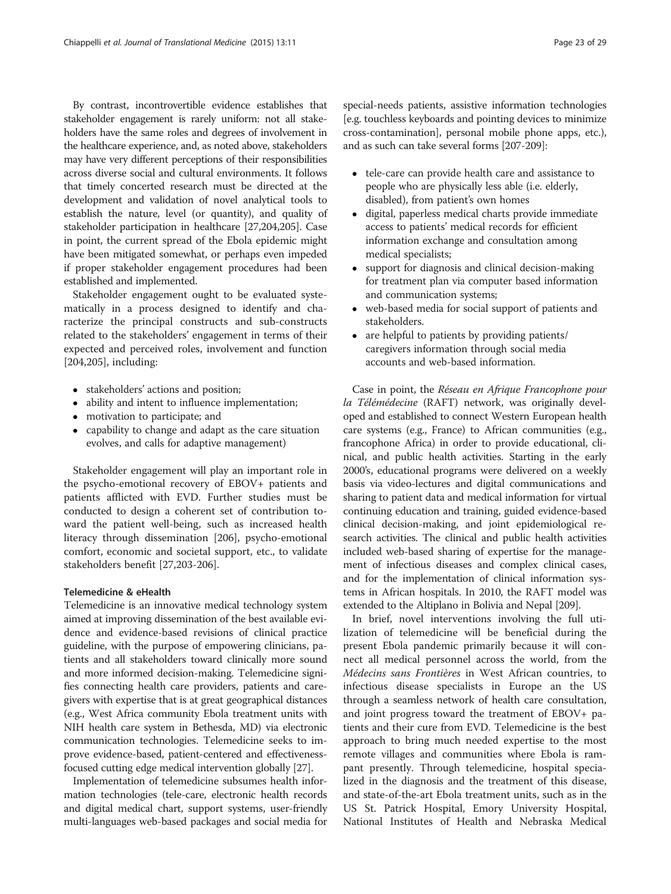By contrast, incontrovertible evidence establishes that stakeholder engagement is rarely uniform: not all stakeholders have the same roles and degrees of involvement in the healthcare experience, and, as noted above, stakeholders may have very different perceptions of their responsibilities across diverse social and cultural environments. It follows that timely concerted research must be directed at the development and validation of novel analytical tools to establish the nature, level (or quantity), and quality of stakeholder participation in healthcare [27,204,205]. Case in point, the current spread of the Ebola epidemic might have been mitigated somewhat, or perhaps even impeded if proper stakeholder engagement procedures had been established and implemented.

Stakeholder engagement ought to be evaluated systematically in a process designed to identify and characterize the principal constructs and sub-constructs related to the stakeholders' engagement in terms of their expected and perceived roles, involvement and function [204,205], including:

- stakeholders' actions and position;
- ability and intent to influence implementation;
- motivation to participate; and
- capability to change and adapt as the care situation evolves, and calls for adaptive management)

Stakeholder engagement will play an important role in the psycho-emotional recovery of EBOV+ patients and patients afflicted with EVD. Further studies must be conducted to design a coherent set of contribution toward the patient well-being, such as increased health literacy through dissemination [206], psycho-emotional comfort, economic and societal support, etc., to validate stakeholders benefit [27,203-206].

#### Telemedicine & eHealth

Telemedicine is an innovative medical technology system aimed at improving dissemination of the best available evidence and evidence-based revisions of clinical practice guideline, with the purpose of empowering clinicians, patients and all stakeholders toward clinically more sound and more informed decision-making. Telemedicine signifies connecting health care providers, patients and caregivers with expertise that is at great geographical distances (e.g., West Africa community Ebola treatment units with NIH health care system in Bethesda, MD) via electronic communication technologies. Telemedicine seeks to improve evidence-based, patient-centered and effectiveness-focused cutting edge medical intervention globally [27].

Implementation of telemedicine subsumes health information technologies (tele-care, electronic health records and digital medical chart, support systems, user-friendly multi-languages web-based packages and social media for special-needs patients, assistive information technologies [e.g. touchless keyboards and pointing devices to minimize cross-contamination], personal mobile phone apps, etc.), and as such can take several forms [207-209]:

- tele-care can provide health care and assistance to people who are physically less able (i.e. elderly, disabled), from patient's own homes
- digital, paperless medical charts provide immediate access to patients' medical records for efficient information exchange and consultation among medical specialists;
- support for diagnosis and clinical decision-making for treatment plan via computer based information and communication systems;
- web-based media for social support of patients and stakeholders.
- are helpful to patients by providing patients/caregivers information through social media accounts and web-based information.

Case in point, the *Réseau en Afrique Francophone pour la Télémédecine* (RAFT) network, was originally developed and established to connect Western European health care systems (e.g., France) to African communities (e.g., francophone Africa) in order to provide educational, clinical, and public health activities. Starting in the early 2000's, educational programs were delivered on a weekly basis via video-lectures and digital communications and sharing to patient data and medical information for virtual continuing education and training, guided evidence-based clinical decision-making, and joint epidemiological research activities. The clinical and public health activities included web-based sharing of expertise for the management of infectious diseases and complex clinical cases, and for the implementation of clinical information systems in African hospitals. In 2010, the RAFT model was extended to the Altiplano in Bolivia and Nepal [209].

In brief, novel interventions involving the full utilization of telemedicine will be beneficial during the present Ebola pandemic primarily because it will connect all medical personnel across the world, from the *Médecins sans Frontières* in West African countries, to infectious disease specialists in Europe an the US through a seamless network of health care consultation, and joint progress toward the treatment of EBOV+ patients and their cure from EVD. Telemedicine is the best approach to bring much needed expertise to the most remote villages and communities where Ebola is rampant presently. Through telemedicine, hospital specialized in the diagnosis and the treatment of this disease, and state-of-the-art Ebola treatment units, such as in the US St. Patrick Hospital, Emory University Hospital, National Institutes of Health and Nebraska Medical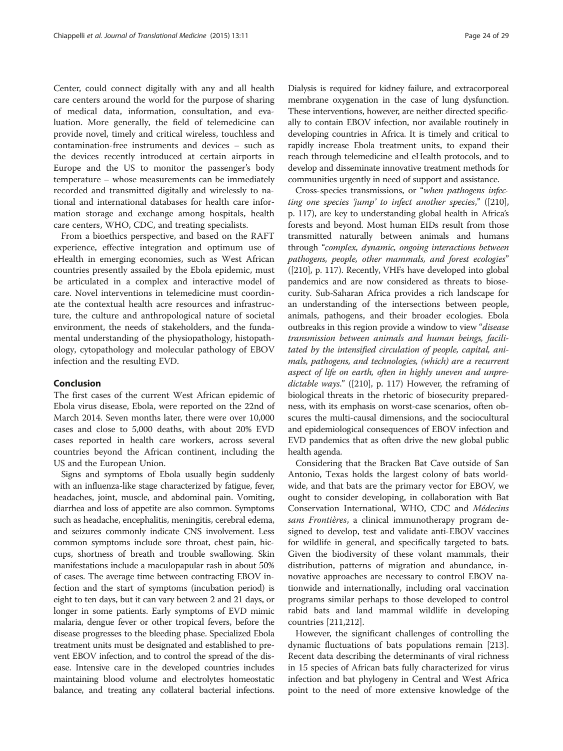Center, could connect digitally with any and all health care centers around the world for the purpose of sharing of medical data, information, consultation, and evaluation. More generally, the field of telemedicine can provide novel, timely and critical wireless, touchless and contamination-free instruments and devices – such as the devices recently introduced at certain airports in Europe and the US to monitor the passenger's body temperature – whose measurements can be immediately recorded and transmitted digitally and wirelessly to national and international databases for health care information storage and exchange among hospitals, health care centers, WHO, CDC, and treating specialists.

From a bioethics perspective, and based on the RAFT experience, effective integration and optimum use of eHealth in emerging economies, such as West African countries presently assailed by the Ebola epidemic, must be articulated in a complex and interactive model of care. Novel interventions in telemedicine must coordinate the contextual health acre resources and infrastructure, the culture and anthropological nature of societal environment, the needs of stakeholders, and the fundamental understanding of the physiopathology, histopathology, cytopathology and molecular pathology of EBOV infection and the resulting EVD.

## Conclusion

The first cases of the current West African epidemic of Ebola virus disease, Ebola, were reported on the 22nd of March 2014. Seven months later, there were over 10,000 cases and close to 5,000 deaths, with about 20% EVD cases reported in health care workers, across several countries beyond the African continent, including the US and the European Union.

Signs and symptoms of Ebola usually begin suddenly with an influenza-like stage characterized by fatigue, fever, headaches, joint, muscle, and abdominal pain. Vomiting, diarrhea and loss of appetite are also common. Symptoms such as headache, encephalitis, meningitis, cerebral edema, and seizures commonly indicate CNS involvement. Less common symptoms include sore throat, chest pain, hiccups, shortness of breath and trouble swallowing. Skin manifestations include a maculopapular rash in about 50% of cases. The average time between contracting EBOV infection and the start of symptoms (incubation period) is eight to ten days, but it can vary between 2 and 21 days, or longer in some patients. Early symptoms of EVD mimic malaria, dengue fever or other tropical fevers, before the disease progresses to the bleeding phase. Specialized Ebola treatment units must be designated and established to prevent EBOV infection, and to control the spread of the disease. Intensive care in the developed countries includes maintaining blood volume and electrolytes homeostatic balance, and treating any collateral bacterial infections. Dialysis is required for kidney failure, and extracorporeal membrane oxygenation in the case of lung dysfunction. These interventions, however, are neither directed specifically to contain EBOV infection, nor available routinely in developing countries in Africa. It is timely and critical to rapidly increase Ebola treatment units, to expand their reach through telemedicine and eHealth protocols, and to develop and disseminate innovative treatment methods for communities urgently in need of support and assistance.

Cross-species transmissions, or "*when pathogens infecting one species 'jump' to infect another species*," ([210], p. 117), are key to understanding global health in Africa's forests and beyond. Most human EIDs result from those transmitted naturally between animals and humans through "*complex, dynamic, ongoing interactions between pathogens, people, other mammals, and forest ecologies*" ([210], p. 117). Recently, VHFs have developed into global pandemics and are now considered as threats to biosecurity. Sub-Saharan Africa provides a rich landscape for an understanding of the intersections between people, animals, pathogens, and their broader ecologies. Ebola outbreaks in this region provide a window to view "*disease transmission between animals and human beings, facilitated by the intensified circulation of people, capital, animals, pathogens, and technologies, (which) are a recurrent aspect of life on earth, often in highly uneven and unpredictable ways.*" ([210], p. 117) However, the reframing of biological threats in the rhetoric of biosecurity preparedness, with its emphasis on worst-case scenarios, often obscures the multi-causal dimensions, and the sociocultural and epidemiological consequences of EBOV infection and EVD pandemics that as often drive the new global public health agenda.

Considering that the Bracken Bat Cave outside of San Antonio, Texas holds the largest colony of bats worldwide, and that bats are the primary vector for EBOV, we ought to consider developing, in collaboration with Bat Conservation International, WHO, CDC and *Médecins sans Frontières*, a clinical immunotherapy program designed to develop, test and validate anti-EBOV vaccines for wildlife in general, and specifically targeted to bats. Given the biodiversity of these volant mammals, their distribution, patterns of migration and abundance, innovative approaches are necessary to control EBOV nationwide and internationally, including oral vaccination programs similar perhaps to those developed to control rabid bats and land mammal wildlife in developing countries [211,212].

However, the significant challenges of controlling the dynamic fluctuations of bats populations remain [213]. Recent data describing the determinants of viral richness in 15 species of African bats fully characterized for virus infection and bat phylogeny in Central and West Africa point to the need of more extensive knowledge of the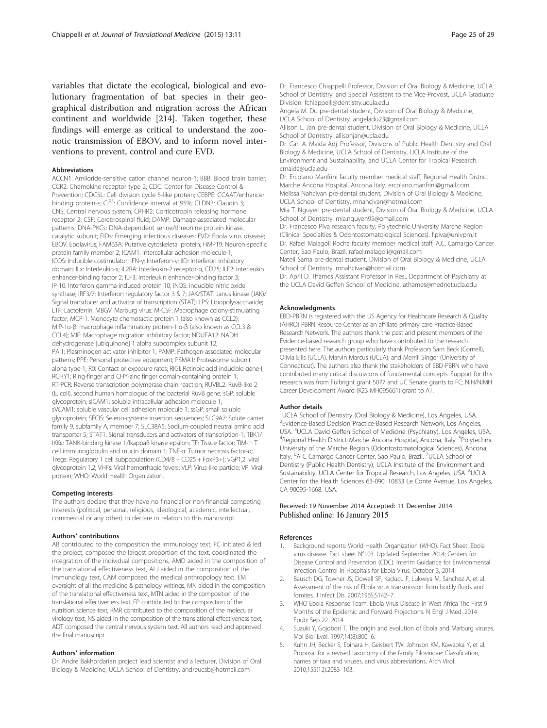variables that dictate the ecological, biological and evolutionary fragmentation of bat species in their geographical distribution and migration across the African continent and worldwide [214]. Taken together, these findings will emerge as critical to understand the zoonotic transmission of EBOV, and to inform novel interventions to prevent, control and cure EVD.

#### Abbreviations

ACCN1: Amiloride-sensitive cation channel neuron-1; BBB: Blood brain barrier; CCR2: Chemokine receptor type 2; CDC: Center for Disease Control & Prevention; CDC5L: Cell division cycle 5-like protein; CEBPE: CCAAT/enhancer binding protein-ε; $CI^{95}$: Confidence interval at 95%; CLDN3: Claudin 3; CNS: Central nervous system; CRHR2: Corticotropin releasing hormone receptor 2; CSF: Cerebrospinal fluid; DAMP: Damage-associated molecular patterns; DNA-PKCs: DNA-dependent serine/threonine protein kinase, catalytic subunit; EIDs: Emerging infectious diseases; EVD: Ebola virus disease; EBOV: Ebolavirus; FAM63A: Putative cytoskeletal protein; HMP19: Neuron-specific protein family member 2; ICAM1: Intercellular adhesion molecule-1; ICOS: Inducible costimulator; IFN-γ: Interferon-γ; IID: Interferon inhibitory domain; ILx: Interleukin-x; IL2RA: Interleukin-2 receptor-α, CD25; ILF2: Interleukin enhancer-binding factor 2; ILF3: Interleukin enhancer-binding factor 3; IP-10: Interferon gamma-induced protein 10; iNOS: inducible nitric oxide synthase; IRF3/7: Interferon regulatory factor 3 & 7; JAK/STAT: Janus kinase (JAK)/ Signal transducer and activator of transcription (STAT); LPS: Lipopolysaccharide; LTF: Lactoferrin; MBGV: Marburg virus; M-CSF: Macrophage colony-stimulating factor; MCP-1: Monocyte chemotactic protein 1 (also known as CCL2); MIP-1α-β: macrophage inflammatory protein-1 α-β (also known as CCL3 & CCL4); MIF: Macrophage migration inhibitory factor; NDUFA12: NADH dehydrogenase [ubiquinone] 1 alpha subcomplex subunit 12; PAI1: Plasminogen activator inhibitor 1; PAMP: Pathogen-associated molecular patterns; PPE: Personal protective equipment; PSMA1: Proteasome subunit alpha type-1; R0: Contact or exposure rates; RIGI: Retinoic acid inducible gene-I; RCHY1: Ring-finger and CHY-zinc finger domain-containing protein 1; RT-PCR: Reverse transcription polymerase chain reaction; RUVBL2: RuvB-like 2 (E. coli), second human homologue of the bacterial RuvB gene; sGP: soluble glycoprotein; sICAM1: soluble intracellular adhesion molecule 1; sVCAM1: soluble vascular cell adhesion molecule 1; ssGP: small soluble glycoprotein; SECIS: Seleno-cysteine insertion sequences; SLC9A7: Solute carrier family 9, subfamily A, member 7; SLC38A5: Sodium-coupled neutral amino acid transporter 5; STAT1: Signal transducers and activators of transcription-1; TBK1/ IKKε: TANK-binding kinase 1/IkappaB kinase epsilon; TF: Tissue factor; TIM-1: T cell immunoglobulin and mucin domain 1; TNF-α: Tumor necrosis factor-α; Tregs: Regulatory T cell subpopulation (CD4/8 + CD25 + FoxP3+); vGP1,2: viral glycoprotein 1,2; VHFs: Viral hemorrhagic fevers; VLP: Virus-like particle; VP: Viral protein; WHO: World Health Organization.

#### Competing interests

The authors declare that they have no financial or non-financial competing interests (political, personal, religious, ideological, academic, intellectual, commercial or any other) to declare in relation to this manuscript.

#### Authors' contributions

AB contributed to the composition the immunology text, FC initiated & led the project, composed the largest proportion of the text, coordinated the integration of the individual compositions, AMD aided in the composition of the translational effectiveness text, ALJ aided in the composition of the immunology text, CAM composed the medical anthropology text, EM oversight of all the medicine & pathology writings, MN aided in the composition of the translational effectiveness text, MTN aided in the composition of the translational effectiveness text, FP contributed to the composition of the nutrition science text, RMR contributed to the composition of the molecular virology text, NS aided in the composition of the translational effectiveness text, ADT composed the central nervous system text. All authors read and approved the final manuscript.

#### Authors' information

Dr. Andre Bakhordarian project lead scientist and a lecturer, Division of Oral Biology & Medicine, UCLA School of Dentistry. andreucsb@hotmail.com

Dr. Francesco Chiappelli Professor, Division of Oral Biology & Medicine, UCLA School of Dentistry, and Special Assistant to the Vice-Provost, UCLA Graduate Division. fchiappelli@dentistry.ucula.edu

Angela M. Du pre-dental student, Division of Oral Biology & Medicine, UCLA School of Dentistry. angeladu23@gmail.com

Allison L. Jan pre-dental student, Division of Oral Biology & Medicine, UCLA School of Dentistry. allisonjan@ucla.edu

Dr. Carl A. Maida Adj. Professor, Divisions of Public Health Dentistry and Oral Biology & Medicine, UCLA School of Dentistry, UCLA Institute of the Environment and Sustainability, and UCLA Center for Tropical Research. cmaida@ucla.edu

Dr. Ercolano Manfrini faculty member medical staff, Regional Health District Marche Ancona Hospital, Ancona Italy. ercolano.manfrini@gmail.com

Melissa Nahcivan pre-dental student, Division of Oral Biology & Medicine, UCLA School of Dentistry. mnahcivan@hotmail.com

Mia T. Nguyen pre-dental student, Division of Oral Biology & Medicine, UCLA School of Dentistry. mia.nguyen95@gmail.com

Dr. Francesco Piva research faculty, Polytechnic University Marche Region (Clinical Specialties & Odontostomatological Sciences). f.piva@univpm.it

Dr. Rafael Malagoli Rocha faculty member medical staff, A.C. Camargo Cancer Center, Sao Paulo, Brazil. rafael.malagoli@gmail.com

Nateli Sama pre-dental student, Division of Oral Biology & Medicine, UCLA School of Dentistry. mnahcivan@hotmail.com

Dr. April D. Thames Assistant Professor in Res., Department of Psychiatry at the UCLA David Geffen School of Medicine. athames@mednet.ucla.edu

#### Acknowledgments

EBD-PBRN is registered with the US Agency for Healthcare Research & Quality (AHRQ) PBRN Resource Center as an affiliate primary care Practice-Based Research Network. The authors thank the past and present members of the Evidence-based research group who have contributed to the research presented here. The authors particularly thank Professors Sam Beck (Cornell), Olivia Ellis (UCLA), Marvin Marcus (UCLA), and Merrill Singer (University of Connecticut). The authors also thank the stakeholders of EBD-PBRN who have contributed many critical discussions of fundamental concepts. Support for this research was from Fulbright grant 5077 and UC Senate grants to FC; NIH/NIMH Career Development Award (K23 MH095661) grant to AT.

#### Author details

[1]UCLA School of Dentistry (Oral Biology & Medicine), Los Angeles, USA. [2]Evidence-Based Decision Practice-Based Research Network, Los Angeles, USA. [3]UCLA David Geffen School of Medicine (Psychiatry), Los Angeles, USA. [4]Regional Health District Marche Ancona Hospital, Ancona, Italy. [5]Polytechnic University of the Marche Region (Odontostomatological Sciences), Ancona, Italy. [6]A C Camargo Cancer Center, Sao Paulo, Brazil. [7]UCLA School of Dentistry (Public Health Dentistry), UCLA Institute of the Environment and Sustainability, UCLA Center for Tropical Research, Los Angeles, USA. [8]UCLA Center for the Health Sciences 63-090, 10833 Le Conte Avenue, Los Angeles, CA 90095-1668, USA.

Received: 19 November 2014 Accepted: 11 December 2014
Published online: 16 January 2015

#### References

1. Background reports: World Health Organization (WHO). Fact Sheet. Ebola virus disease. Fact sheet N°103. Updated September 2014; Centers for Disease Control and Prevention (CDC): Interim Guidance for Environmental Infection Control in Hospitals for Ebola Virus. October 3, 2014
2. Bausch DG, Towner JS, Dowell SF, Kaducu F, Lukwiya M, Sanchez A, et al. Assessment of the risk of Ebola virus transmission from bodily fluids and fomites. J Infect Dis. 2007;196S:S142–7.
3. WHO Ebola Response Team. Ebola Virus Disease in West Africa The First 9 Months of the Epidemic and Forward Projections. N Engl J Med. 2014 Epub: Sep 22. 2014
4. Suzuki Y, Gojobori T. The origin and evolution of Ebola and Marburg viruses. Mol Biol Evol. 1997;14(8):800–6.
5. Kuhn JH, Becker S, Ebihara H, Geisbert TW, Johnson KM, Kawaoka Y, et al. Proposal for a revised taxonomy of the family Filoviridae: Classification, names of taxa and viruses, and virus abbreviations. Arch Virol. 2010;155(12):2083–103.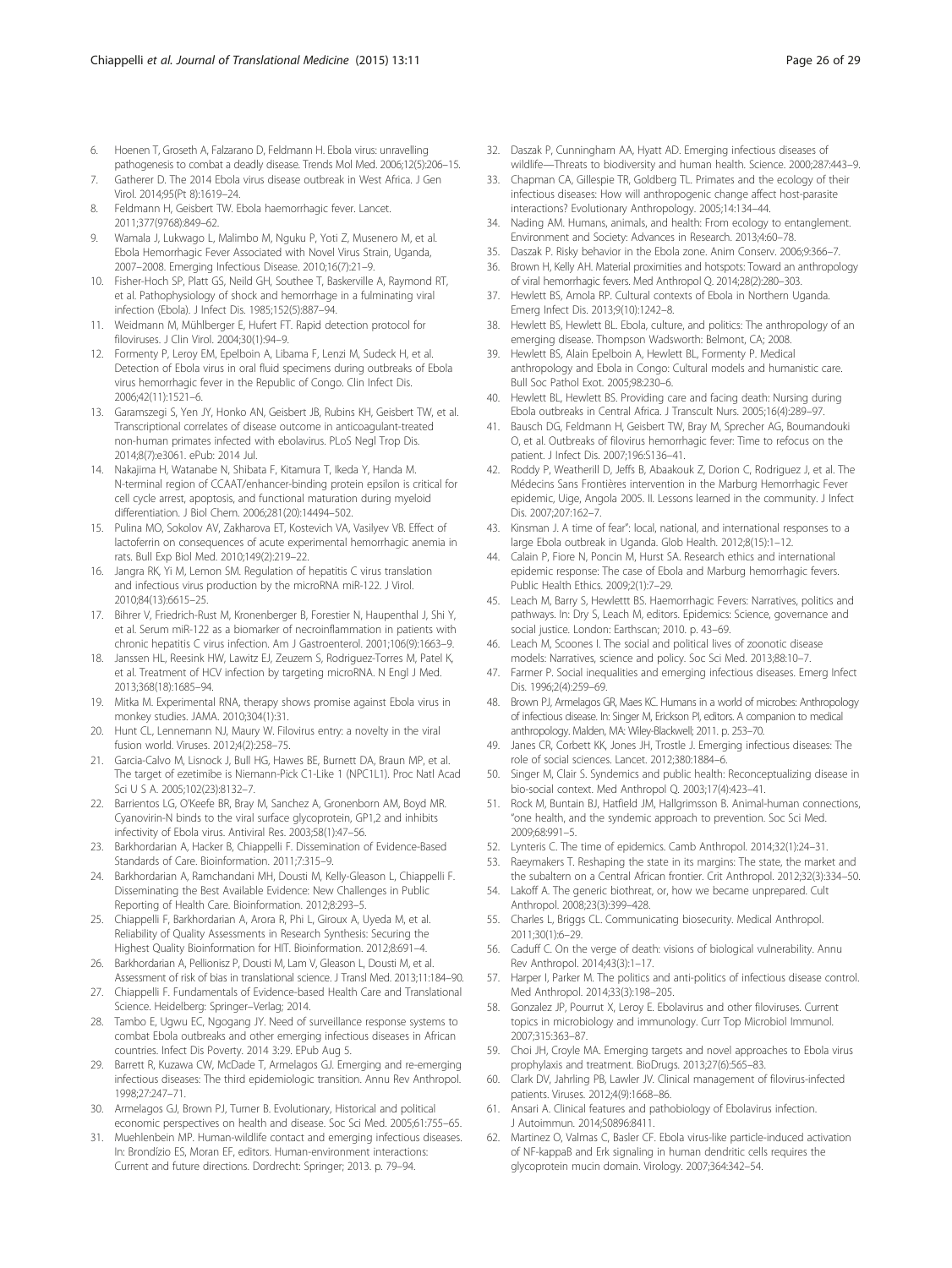6. Hoenen T, Groseth A, Falzarano D, Feldmann H. Ebola virus: unravelling pathogenesis to combat a deadly disease. Trends Mol Med. 2006;12(5):206–15.
7. Gatherer D. The 2014 Ebola virus disease outbreak in West Africa. J Gen Virol. 2014;95(Pt 8):1619–24.
8. Feldmann H, Geisbert TW. Ebola haemorrhagic fever. Lancet. 2011;377(9768):849–62.
9. Wamala J, Lukwago L, Malimbo M, Nguku P, Yoti Z, Musenero M, et al. Ebola Hemorrhagic Fever Associated with Novel Virus Strain, Uganda, 2007–2008. Emerging Infectious Disease. 2010;16(7):21–9.
10. Fisher-Hoch SP, Platt GS, Neild GH, Southee T, Baskerville A, Raymond RT, et al. Pathophysiology of shock and hemorrhage in a fulminating viral infection (Ebola). J Infect Dis. 1985;152(5):887–94.
11. Weidmann M, Mühlberger E, Hufert FT. Rapid detection protocol for filoviruses. J Clin Virol. 2004;30(1):94–9.
12. Formenty P, Leroy EM, Epelboin A, Libama F, Lenzi M, Sudeck H, et al. Detection of Ebola virus in oral fluid specimens during outbreaks of Ebola virus hemorrhagic fever in the Republic of Congo. Clin Infect Dis. 2006;42(11):1521–6.
13. Garamszegi S, Yen JY, Honko AN, Geisbert JB, Rubins KH, Geisbert TW, et al. Transcriptional correlates of disease outcome in anticoagulant-treated non-human primates infected with ebolavirus. PLoS Negl Trop Dis. 2014;8(7):e3061. ePub: 2014 Jul.
14. Nakajima H, Watanabe N, Shibata F, Kitamura T, Ikeda Y, Handa M. N-terminal region of CCAAT/enhancer-binding protein epsilon is critical for cell cycle arrest, apoptosis, and functional maturation during myeloid differentiation. J Biol Chem. 2006;281(20):14494–502.
15. Pulina MO, Sokolov AV, Zakharova ET, Kostevich VA, Vasilyev VB. Effect of lactoferrin on consequences of acute experimental hemorrhagic anemia in rats. Bull Exp Biol Med. 2010;149(2):219–22.
16. Jangra RK, Yi M, Lemon SM. Regulation of hepatitis C virus translation and infectious virus production by the microRNA miR-122. J Virol. 2010;84(13):6615–25.
17. Bihrer V, Friedrich-Rust M, Kronenberger B, Forestier N, Haupenthal J, Shi Y, et al. Serum miR-122 as a biomarker of necroinflammation in patients with chronic hepatitis C virus infection. Am J Gastroenterol. 2001;106(9):1663–9.
18. Janssen HL, Reesink HW, Lawitz EJ, Zeuzem S, Rodriguez-Torres M, Patel K, et al. Treatment of HCV infection by targeting microRNA. N Engl J Med. 2013;368(18):1685–94.
19. Mitka M. Experimental RNA, therapy shows promise against Ebola virus in monkey studies. JAMA. 2010;304(1):31.
20. Hunt CL, Lennemann NJ, Maury W. Filovirus entry: a novelty in the viral fusion world. Viruses. 2012;4(2):258–75.
21. Garcia-Calvo M, Lisnock J, Bull HG, Hawes BE, Burnett DA, Braun MP, et al. The target of ezetimibe is Niemann-Pick C1-Like 1 (NPC1L1). Proc Natl Acad Sci U S A. 2005;102(23):8132–7.
22. Barrientos LG, O'Keefe BR, Bray M, Sanchez A, Gronenborn AM, Boyd MR. Cyanovirin-N binds to the viral surface glycoprotein, GP1,2 and inhibits infectivity of Ebola virus. Antiviral Res. 2003;58(1):47–56.
23. Barkhordarian A, Hacker B, Chiappelli F. Dissemination of Evidence-Based Standards of Care. Bioinformation. 2011;7:315–9.
24. Barkhordarian A, Ramchandani MH, Dousti M, Kelly-Gleason L, Chiappelli F. Disseminating the Best Available Evidence: New Challenges in Public Reporting of Health Care. Bioinformation. 2012;8:293–5.
25. Chiappelli F, Barkhordarian A, Arora R, Phi L, Giroux A, Uyeda M, et al. Reliability of Quality Assessments in Research Synthesis: Securing the Highest Quality Bioinformation for HIT. Bioinformation. 2012;8:691–4.
26. Barkhordarian A, Pellionisz P, Dousti M, Lam V, Gleason L, Dousti M, et al. Assessment of risk of bias in translational science. J Transl Med. 2013;11:184–90.
27. Chiappelli F. Fundamentals of Evidence-based Health Care and Translational Science. Heidelberg: Springer–Verlag; 2014.
28. Tambo E, Ugwu EC, Ngogang JY. Need of surveillance response systems to combat Ebola outbreaks and other emerging infectious diseases in African countries. Infect Dis Poverty. 2014 3:29. EPub Aug 5.
29. Barrett R, Kuzawa CW, McDade T, Armelagos GJ. Emerging and re-emerging infectious diseases: The third epidemiologic transition. Annu Rev Anthropol. 1998;27:247–71.
30. Armelagos GJ, Brown PJ, Turner B. Evolutionary, Historical and political economic perspectives on health and disease. Soc Sci Med. 2005;61:755–65.
31. Muehlenbein MP. Human-wildlife contact and emerging infectious diseases. In: Brondízio ES, Moran EF, editors. Human-environment interactions: Current and future directions. Dordrecht: Springer; 2013. p. 79–94.
32. Daszak P, Cunningham AA, Hyatt AD. Emerging infectious diseases of wildlife—Threats to biodiversity and human health. Science. 2000;287:443–9.
33. Chapman CA, Gillespie TR, Goldberg TL. Primates and the ecology of their infectious diseases: How will anthropogenic change affect host-parasite interactions? Evolutionary Anthropology. 2005;14:134–44.
34. Nading AM. Humans, animals, and health: From ecology to entanglement. Environment and Society: Advances in Research. 2013;4:60–78.
35. Daszak P. Risky behavior in the Ebola zone. Anim Conserv. 2006;9:366–7.
36. Brown H, Kelly AH. Material proximities and hotspots: Toward an anthropology of viral hemorrhagic fevers. Med Anthropol Q. 2014;28(2):280–303.
37. Hewlett BS, Amola RP. Cultural contexts of Ebola in Northern Uganda. Emerg Infect Dis. 2013;9(10):1242–8.
38. Hewlett BS, Hewlett BL. Ebola, culture, and politics: The anthropology of an emerging disease. Thompson Wadsworth: Belmont, CA; 2008.
39. Hewlett BS, Alain Epelboin A, Hewlett BL, Formenty P. Medical anthropology and Ebola in Congo: Cultural models and humanistic care. Bull Soc Pathol Exot. 2005;98:230–6.
40. Hewlett BL, Hewlett BS. Providing care and facing death: Nursing during Ebola outbreaks in Central Africa. J Transcult Nurs. 2005;16(4):289–97.
41. Bausch DG, Feldmann H, Geisbert TW, Bray M, Sprecher AG, Boumandouki O, et al. Outbreaks of filovirus hemorrhagic fever: Time to refocus on the patient. J Infect Dis. 2007;196:S136–41.
42. Roddy P, Weatherill D, Jeffs B, Abaakouk Z, Dorion C, Rodriguez J, et al. The Médecins Sans Frontières intervention in the Marburg Hemorrhagic Fever epidemic, Uige, Angola 2005. II. Lessons learned in the community. J Infect Dis. 2007;207:162–7.
43. Kinsman J. A time of fear": local, national, and international responses to a large Ebola outbreak in Uganda. Glob Health. 2012;8(15):1–12.
44. Calain P, Fiore N, Poncin M, Hurst SA. Research ethics and international epidemic response: The case of Ebola and Marburg hemorrhagic fevers. Public Health Ethics. 2009;2(1):7–29.
45. Leach M, Barry S, Hewlettt BS. Haemorrhagic Fevers: Narratives, politics and pathways. In: Dry S, Leach M, editors. Epidemics: Science, governance and social justice. London: Earthscan; 2010. p. 43–69.
46. Leach M, Scoones I. The social and political lives of zoonotic disease models: Narratives, science and policy. Soc Sci Med. 2013;88:10–7.
47. Farmer P. Social inequalities and emerging infectious diseases. Emerg Infect Dis. 1996;2(4):259–69.
48. Brown PJ, Armelagos GR, Maes KC. Humans in a world of microbes: Anthropology of infectious disease. In: Singer M, Erickson PI, editors. A companion to medical anthropology. Malden, MA: Wiley-Blackwell; 2011. p. 253–70.
49. Janes CR, Corbett KK, Jones JH, Trostle J. Emerging infectious diseases: The role of social sciences. Lancet. 2012;380:1884–6.
50. Singer M, Clair S. Syndemics and public health: Reconceptualizing disease in bio-social context. Med Anthropol Q. 2003;17(4):423–41.
51. Rock M, Buntain BJ, Hatfield JM, Hallgrimsson B. Animal-human connections, "one health, and the syndemic approach to prevention. Soc Sci Med. 2009;68:991–5.
52. Lynteris C. The time of epidemics. Camb Anthropol. 2014;32(1):24–31.
53. Raeymakers T. Reshaping the state in its margins: The state, the market and the subaltern on a Central African frontier. Crit Anthropol. 2012;32(3):334–50.
54. Lakoff A. The generic biothreat, or, how we became unprepared. Cult Anthropol. 2008;23(3):399–428.
55. Charles L, Briggs CL. Communicating biosecurity. Medical Anthropol. 2011;30(1):6–29.
56. Caduff C. On the verge of death: visions of biological vulnerability. Annu Rev Anthropol. 2014;43(3):1–17.
57. Harper I, Parker M. The politics and anti-politics of infectious disease control. Med Anthropol. 2014;33(3):198–205.
58. Gonzalez JP, Pourrut X, Leroy E. Ebolavirus and other filoviruses. Current topics in microbiology and immunology. Curr Top Microbiol Immunol. 2007;315:363–87.
59. Choi JH, Croyle MA. Emerging targets and novel approaches to Ebola virus prophylaxis and treatment. BioDrugs. 2013;27(6):565–83.
60. Clark DV, Jahrling PB, Lawler JV. Clinical management of filovirus-infected patients. Viruses. 2012;4(9):1668–86.
61. Ansari A. Clinical features and pathobiology of Ebolavirus infection. J Autoimmun. 2014;S0896:8411.
62. Martinez O, Valmas C, Basler CF. Ebola virus-like particle-induced activation of NF-kappaB and Erk signaling in human dendritic cells requires the glycoprotein mucin domain. Virology. 2007;364:342–54.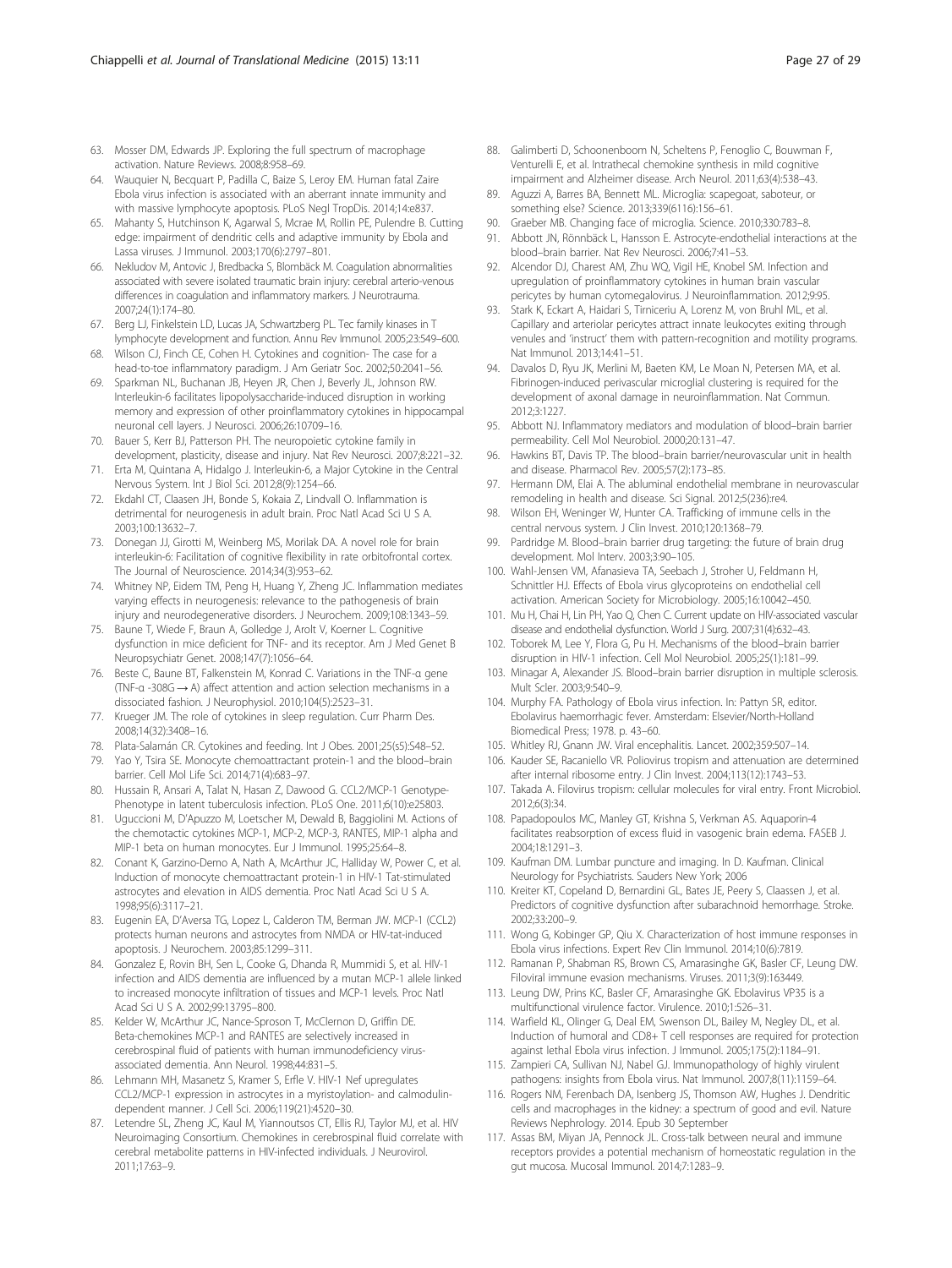63. Mosser DM, Edwards JP. Exploring the full spectrum of macrophage activation. Nature Reviews. 2008;8:958–69.
64. Wauquier N, Becquart P, Padilla C, Baize S, Leroy EM. Human fatal Zaire Ebola virus infection is associated with an aberrant innate immunity and with massive lymphocyte apoptosis. PLoS Negl TropDis. 2014;14:e837.
65. Mahanty S, Hutchinson K, Agarwal S, Mcrae M, Rollin PE, Pulendre B. Cutting edge: impairment of dendritic cells and adaptive immunity by Ebola and Lassa viruses. J Immunol. 2003;170(6):2797–801.
66. Nekludov M, Antovic J, Bredbacka S, Blombäck M. Coagulation abnormalities associated with severe isolated traumatic brain injury: cerebral arterio-venous differences in coagulation and inflammatory markers. J Neurotrauma. 2007;24(1):174–80.
67. Berg LJ, Finkelstein LD, Lucas JA, Schwartzberg PL. Tec family kinases in T lymphocyte development and function. Annu Rev Immunol. 2005;23:549–600.
68. Wilson CJ, Finch CE, Cohen H. Cytokines and cognition- The case for a head-to-toe inflammatory paradigm. J Am Geriatr Soc. 2002;50:2041–56.
69. Sparkman NL, Buchanan JB, Heyen JR, Chen J, Beverly JL, Johnson RW. Interleukin-6 facilitates lipopolysaccharide-induced disruption in working memory and expression of other proinflammatory cytokines in hippocampal neuronal cell layers. J Neurosci. 2006;26:10709–16.
70. Bauer S, Kerr BJ, Patterson PH. The neuropoietic cytokine family in development, plasticity, disease and injury. Nat Rev Neurosci. 2007;8:221–32.
71. Erta M, Quintana A, Hidalgo J. Interleukin-6, a Major Cytokine in the Central Nervous System. Int J Biol Sci. 2012;8(9):1254–66.
72. Ekdahl CT, Claasen JH, Bonde S, Kokaia Z, Lindvall O. Inflammation is detrimental for neurogenesis in adult brain. Proc Natl Acad Sci U S A. 2003;100:13632–7.
73. Donegan JJ, Girotti M, Weinberg MS, Morilak DA. A novel role for brain interleukin-6: Facilitation of cognitive flexibility in rate orbitofrontal cortex. The Journal of Neuroscience. 2014;34(3):953–62.
74. Whitney NP, Eidem TM, Peng H, Huang Y, Zheng JC. Inflammation mediates varying effects in neurogenesis: relevance to the pathogenesis of brain injury and neurodegenerative disorders. J Neurochem. 2009;108:1343–59.
75. Baune T, Wiede F, Braun A, Golledge J, Arolt V, Koerner L. Cognitive dysfunction in mice deficient for TNF- and its receptor. Am J Med Genet B Neuropsychiatr Genet. 2008;147(7):1056–64.
76. Beste C, Baune BT, Falkenstein M, Konrad C. Variations in the TNF-α gene (TNF-α -308G → A) affect attention and action selection mechanisms in a dissociated fashion. J Neurophysiol. 2010;104(5):2523–31.
77. Krueger JM. The role of cytokines in sleep regulation. Curr Pharm Des. 2008;14(32):3408–16.
78. Plata-Salamán CR. Cytokines and feeding. Int J Obes. 2001;25(s5):S48–52.
79. Yao Y, Tsira SE. Monocyte chemoattractant protein-1 and the blood–brain barrier. Cell Mol Life Sci. 2014;71(4):683–97.
80. Hussain R, Ansari A, Talat N, Hasan Z, Dawood G. CCL2/MCP-1 Genotype-Phenotype in latent tuberculosis infection. PLoS One. 2011;6(10):e25803.
81. Uguccioni M, D'Apuzzo M, Loetscher M, Dewald B, Baggiolini M. Actions of the chemotactic cytokines MCP-1, MCP-2, MCP-3, RANTES, MIP-1 alpha and MIP-1 beta on human monocytes. Eur J Immunol. 1995;25:64–8.
82. Conant K, Garzino-Demo A, Nath A, McArthur JC, Halliday W, Power C, et al. Induction of monocyte chemoattractant protein-1 in HIV-1 Tat-stimulated astrocytes and elevation in AIDS dementia. Proc Natl Acad Sci U S A. 1998;95(6):3117–21.
83. Eugenin EA, D'Aversa TG, Lopez L, Calderon TM, Berman JW. MCP-1 (CCL2) protects human neurons and astrocytes from NMDA or HIV-tat-induced apoptosis. J Neurochem. 2003;85:1299–311.
84. Gonzalez E, Rovin BH, Sen L, Cooke G, Dhanda R, Mummidi S, et al. HIV-1 infection and AIDS dementia are influenced by a mutan MCP-1 allele linked to increased monocyte infiltration of tissues and MCP-1 levels. Proc Natl Acad Sci U S A. 2002;99:13795–800.
85. Kelder W, McArthur JC, Nance-Sproson T, McClernon D, Griffin DE. Beta-chemokines MCP-1 and RANTES are selectively increased in cerebrospinal fluid of patients with human immunodeficiency virus-associated dementia. Ann Neurol. 1998;44:831–5.
86. Lehmann MH, Masanetz S, Kramer S, Erfle V. HIV-1 Nef upregulates CCL2/MCP-1 expression in astrocytes in a myristoylation- and calmodulin-dependent manner. J Cell Sci. 2006;119(21):4520–30.
87. Letendre SL, Zheng JC, Kaul M, Yiannoutsos CT, Ellis RJ, Taylor MJ, et al. HIV Neuroimaging Consortium. Chemokines in cerebrospinal fluid correlate with cerebral metabolite patterns in HIV-infected individuals. J Neurovirol. 2011;17:63–9.
88. Galimberti D, Schoonenboom N, Scheltens P, Fenoglio C, Bouwman F, Venturelli E, et al. Intrathecal chemokine synthesis in mild cognitive impairment and Alzheimer disease. Arch Neurol. 2011;63(4):538–43.
89. Aguzzi A, Barres BA, Bennett ML. Microglia: scapegoat, saboteur, or something else? Science. 2013;339(6116):156–61.
90. Graeber MB. Changing face of microglia. Science. 2010;330:783–8.
91. Abbott JN, Rönnbäck L, Hansson E. Astrocyte-endothelial interactions at the blood–brain barrier. Nat Rev Neurosci. 2006;7:41–53.
92. Alcendor DJ, Charest AM, Zhu WQ, Vigil HE, Knobel SM. Infection and upregulation of proinflammatory cytokines in human brain vascular pericytes by human cytomegalovirus. J Neuroinflammation. 2012;9:95.
93. Stark K, Eckart A, Haidari S, Tirniceriu A, Lorenz M, von Bruhl ML, et al. Capillary and arteriolar pericytes attract innate leukocytes exiting through venules and 'instruct' them with pattern-recognition and motility programs. Nat Immunol. 2013;14:41–51.
94. Davalos D, Ryu JK, Merlini M, Baeten KM, Le Moan N, Petersen MA, et al. Fibrinogen-induced perivascular microglial clustering is required for the development of axonal damage in neuroinflammation. Nat Commun. 2012;3:1227.
95. Abbott NJ. Inflammatory mediators and modulation of blood–brain barrier permeability. Cell Mol Neurobiol. 2000;20:131–47.
96. Hawkins BT, Davis TP. The blood–brain barrier/neurovascular unit in health and disease. Pharmacol Rev. 2005;57(2):173–85.
97. Hermann DM, Elai A. The abluminal endothelial membrane in neurovascular remodeling in health and disease. Sci Signal. 2012;5(236):re4.
98. Wilson EH, Weninger W, Hunter CA. Trafficking of immune cells in the central nervous system. J Clin Invest. 2010;120:1368–79.
99. Pardridge M. Blood–brain barrier drug targeting: the future of brain drug development. Mol Interv. 2003;3:90–105.
100. Wahl-Jensen VM, Afanasieva TA, Seebach J, Stroher U, Feldmann H, Schnittler HJ. Effects of Ebola virus glycoproteins on endothelial cell activation. American Society for Microbiology. 2005;16:10042–450.
101. Mu H, Chai H, Lin PH, Yao Q, Chen C. Current update on HIV-associated vascular disease and endothelial dysfunction. World J Surg. 2007;31(4):632–43.
102. Toborek M, Lee Y, Flora G, Pu H. Mechanisms of the blood–brain barrier disruption in HIV-1 infection. Cell Mol Neurobiol. 2005;25(1):181–99.
103. Minagar A, Alexander JS. Blood–brain barrier disruption in multiple sclerosis. Mult Scler. 2003;9:540–9.
104. Murphy FA. Pathology of Ebola virus infection. In: Pattyn SR, editor. Ebolavirus haemorrhagic fever. Amsterdam: Elsevier/North-Holland Biomedical Press; 1978. p. 43–60.
105. Whitley RJ, Gnann JW. Viral encephalitis. Lancet. 2002;359:507–14.
106. Kauder SE, Racaniello VR. Poliovirus tropism and attenuation are determined after internal ribosome entry. J Clin Invest. 2004;113(12):1743–53.
107. Takada A. Filovirus tropism: cellular molecules for viral entry. Front Microbiol. 2012;6(3):34.
108. Papadopoulos MC, Manley GT, Krishna S, Verkman AS. Aquaporin-4 facilitates reabsorption of excess fluid in vasogenic brain edema. FASEB J. 2004;18:1291–3.
109. Kaufman DM. Lumbar puncture and imaging. In D. Kaufman. Clinical Neurology for Psychiatrists. Sauders New York; 2006
110. Kreiter KT, Copeland D, Bernardini GL, Bates JE, Peery S, Claassen J, et al. Predictors of cognitive dysfunction after subarachnoid hemorrhage. Stroke. 2002;33:200–9.
111. Wong G, Kobinger GP, Qiu X. Characterization of host immune responses in Ebola virus infections. Expert Rev Clin Immunol. 2014;10(6):7819.
112. Ramanan P, Shabman RS, Brown CS, Amarasinghe GK, Basler CF, Leung DW. Filoviral immune evasion mechanisms. Viruses. 2011;3(9):163449.
113. Leung DW, Prins KC, Basler CF, Amarasinghe GK. Ebolavirus VP35 is a multifunctional virulence factor. Virulence. 2010;1:526–31.
114. Warfield KL, Olinger G, Deal EM, Swenson DL, Bailey M, Negley DL, et al. Induction of humoral and CD8+ T cell responses are required for protection against lethal Ebola virus infection. J Immunol. 2005;175(2):1184–91.
115. Zampieri CA, Sullivan NJ, Nabel GJ. Immunopathology of highly virulent pathogens: insights from Ebola virus. Nat Immunol. 2007;8(11):1159–64.
116. Rogers NM, Ferenbach DA, Isenberg JS, Thomson AW, Hughes J. Dendritic cells and macrophages in the kidney: a spectrum of good and evil. Nature Reviews Nephrology. 2014. Epub 30 September
117. Assas BM, Miyan JA, Pennock JL. Cross-talk between neural and immune receptors provides a potential mechanism of homeostatic regulation in the gut mucosa. Mucosal Immunol. 2014;7:1283–9.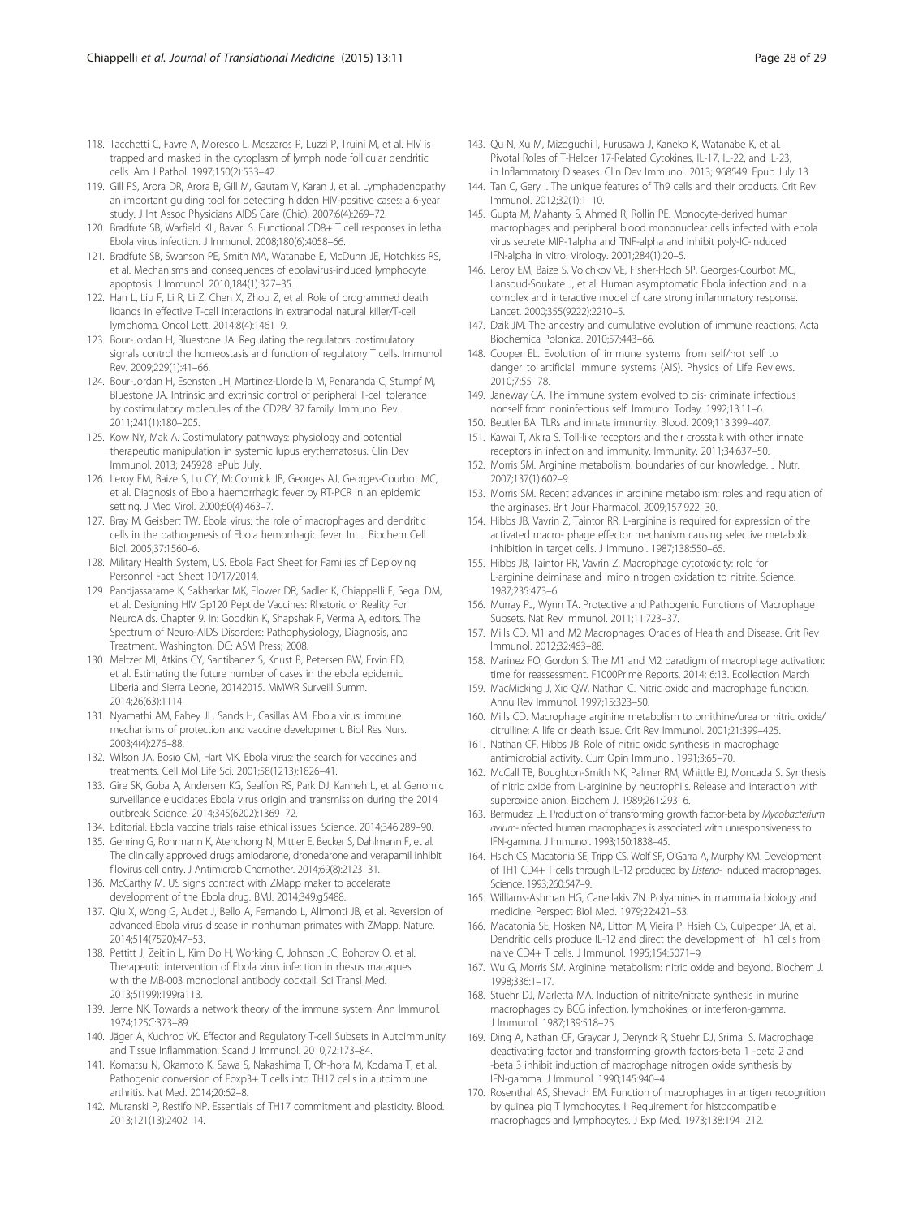118. Tacchetti C, Favre A, Moresco L, Meszaros P, Luzzi P, Truini M, et al. HIV is trapped and masked in the cytoplasm of lymph node follicular dendritic cells. Am J Pathol. 1997;150(2):533–42.
119. Gill PS, Arora DR, Arora B, Gill M, Gautam V, Karan J, et al. Lymphadenopathy an important guiding tool for detecting hidden HIV-positive cases: a 6-year study. J Int Assoc Physicians AIDS Care (Chic). 2007;6(4):269–72.
120. Bradfute SB, Warfield KL, Bavari S. Functional CD8+ T cell responses in lethal Ebola virus infection. J Immunol. 2008;180(6):4058–66.
121. Bradfute SB, Swanson PE, Smith MA, Watanabe E, McDunn JE, Hotchkiss RS, et al. Mechanisms and consequences of ebolavirus-induced lymphocyte apoptosis. J Immunol. 2010;184(1):327–35.
122. Han L, Liu F, Li R, Li Z, Chen X, Zhou Z, et al. Role of programmed death ligands in effective T-cell interactions in extranodal natural killer/T-cell lymphoma. Oncol Lett. 2014;8(4):1461–9.
123. Bour-Jordan H, Bluestone JA. Regulating the regulators: costimulatory signals control the homeostasis and function of regulatory T cells. Immunol Rev. 2009;229(1):41–66.
124. Bour-Jordan H, Esensten JH, Martinez-Llordella M, Penaranda C, Stumpf M, Bluestone JA. Intrinsic and extrinsic control of peripheral T-cell tolerance by costimulatory molecules of the CD28/ B7 family. Immunol Rev. 2011;241(1):180–205.
125. Kow NY, Mak A. Costimulatory pathways: physiology and potential therapeutic manipulation in systemic lupus erythematosus. Clin Dev Immunol. 2013; 245928. ePub July.
126. Leroy EM, Baize S, Lu CY, McCormick JB, Georges AJ, Georges-Courbot MC, et al. Diagnosis of Ebola haemorrhagic fever by RT-PCR in an epidemic setting. J Med Virol. 2000;60(4):463–7.
127. Bray M, Geisbert TW. Ebola virus: the role of macrophages and dendritic cells in the pathogenesis of Ebola hemorrhagic fever. Int J Biochem Cell Biol. 2005;37:1560–6.
128. Military Health System, US. Ebola Fact Sheet for Families of Deploying Personnel Fact. Sheet 10/17/2014.
129. Pandjassarame K, Sakharkar MK, Flower DR, Sadler K, Chiappelli F, Segal DM, et al. Designing HIV Gp120 Peptide Vaccines: Rhetoric or Reality For NeuroAids. Chapter 9. In: Goodkin K, Shapshak P, Verma A, editors. The Spectrum of Neuro-AIDS Disorders: Pathophysiology, Diagnosis, and Treatment. Washington, DC: ASM Press; 2008.
130. Meltzer MI, Atkins CY, Santibanez S, Knust B, Petersen BW, Ervin ED, et al. Estimating the future number of cases in the ebola epidemic Liberia and Sierra Leone, 20142015. MMWR Surveill Summ. 2014;26(63):1114.
131. Nyamathi AM, Fahey JL, Sands H, Casillas AM. Ebola virus: immune mechanisms of protection and vaccine development. Biol Res Nurs. 2003;4(4):276–88.
132. Wilson JA, Bosio CM, Hart MK. Ebola virus: the search for vaccines and treatments. Cell Mol Life Sci. 2001;58(1213):1826–41.
133. Gire SK, Goba A, Andersen KG, Sealfon RS, Park DJ, Kanneh L, et al. Genomic surveillance elucidates Ebola virus origin and transmission during the 2014 outbreak. Science. 2014;345(6202):1369–72.
134. Editorial. Ebola vaccine trials raise ethical issues. Science. 2014;346:289–90.
135. Gehring G, Rohrmann K, Atenchong N, Mittler E, Becker S, Dahlmann F, et al. The clinically approved drugs amiodarone, dronedarone and verapamil inhibit filovirus cell entry. J Antimicrob Chemother. 2014;69(8):2123–31.
136. McCarthy M. US signs contract with ZMapp maker to accelerate development of the Ebola drug. BMJ. 2014;349:g5488.
137. Qiu X, Wong G, Audet J, Bello A, Fernando L, Alimonti JB, et al. Reversion of advanced Ebola virus disease in nonhuman primates with ZMapp. Nature. 2014;514(7520):47–53.
138. Pettitt J, Zeitlin L, Kim Do H, Working C, Johnson JC, Bohorov O, et al. Therapeutic intervention of Ebola virus infection in rhesus macaques with the MB-003 monoclonal antibody cocktail. Sci Transl Med. 2013;5(199):199ra113.
139. Jerne NK. Towards a network theory of the immune system. Ann Immunol. 1974;125C:373–89.
140. Jäger A, Kuchroo VK. Effector and Regulatory T-cell Subsets in Autoimmunity and Tissue Inflammation. Scand J Immunol. 2010;72:173–84.
141. Komatsu N, Okamoto K, Sawa S, Nakashima T, Oh-hora M, Kodama T, et al. Pathogenic conversion of Foxp3+ T cells into TH17 cells in autoimmune arthritis. Nat Med. 2014;20:62–8.
142. Muranski P, Restifo NP. Essentials of TH17 commitment and plasticity. Blood. 2013;121(13):2402–14.
143. Qu N, Xu M, Mizoguchi I, Furusawa J, Kaneko K, Watanabe K, et al. Pivotal Roles of T-Helper 17-Related Cytokines, IL-17, IL-22, and IL-23, in Inflammatory Diseases. Clin Dev Immunol. 2013; 968549. Epub July 13.
144. Tan C, Gery I. The unique features of Th9 cells and their products. Crit Rev Immunol. 2012;32(1):1–10.
145. Gupta M, Mahanty S, Ahmed R, Rollin PE. Monocyte-derived human macrophages and peripheral blood mononuclear cells infected with ebola virus secrete MIP-1alpha and TNF-alpha and inhibit poly-IC-induced IFN-alpha in vitro. Virology. 2001;284(1):20–5.
146. Leroy EM, Baize S, Volchkov VE, Fisher-Hoch SP, Georges-Courbot MC, Lansoud-Soukate J, et al. Human asymptomatic Ebola infection and in a complex and interactive model of care strong inflammatory response. Lancet. 2000;355(9222):2210–5.
147. Dzik JM. The ancestry and cumulative evolution of immune reactions. Acta Biochemica Polonica. 2010;57:443–66.
148. Cooper EL. Evolution of immune systems from self/not self to danger to artificial immune systems (AIS). Physics of Life Reviews. 2010;7:55–78.
149. Janeway CA. The immune system evolved to dis- criminate infectious nonself from noninfectious self. Immunol Today. 1992;13:11–6.
150. Beutler BA. TLRs and innate immunity. Blood. 2009;113:399–407.
151. Kawai T, Akira S. Toll-like receptors and their crosstalk with other innate receptors in infection and immunity. Immunity. 2011;34:637–50.
152. Morris SM. Arginine metabolism: boundaries of our knowledge. J Nutr. 2007;137(1):602–9.
153. Morris SM. Recent advances in arginine metabolism: roles and regulation of the arginases. Brit Jour Pharmacol. 2009;157:922–30.
154. Hibbs JB, Vavrin Z, Taintor RR. L-arginine is required for expression of the activated macro- phage effector mechanism causing selective metabolic inhibition in target cells. J Immunol. 1987;138:550–65.
155. Hibbs JB, Taintor RR, Vavrin Z. Macrophage cytotoxicity: role for L-arginine deiminase and imino nitrogen oxidation to nitrite. Science. 1987;235:473–6.
156. Murray PJ, Wynn TA. Protective and Pathogenic Functions of Macrophage Subsets. Nat Rev Immunol. 2011;11:723–37.
157. Mills CD. M1 and M2 Macrophages: Oracles of Health and Disease. Crit Rev Immunol. 2012;32:463–88.
158. Marinez FO, Gordon S. The M1 and M2 paradigm of macrophage activation: time for reassessment. F1000Prime Reports. 2014; 6:13. Ecollection March
159. MacMicking J, Xie QW, Nathan C. Nitric oxide and macrophage function. Annu Rev Immunol. 1997;15:323–50.
160. Mills CD. Macrophage arginine metabolism to ornithine/urea or nitric oxide/ citrulline: A life or death issue. Crit Rev Immunol. 2001;21:399–425.
161. Nathan CF, Hibbs JB. Role of nitric oxide synthesis in macrophage antimicrobial activity. Curr Opin Immunol. 1991;3:65–70.
162. McCall TB, Boughton-Smith NK, Palmer RM, Whittle BJ, Moncada S. Synthesis of nitric oxide from L-arginine by neutrophils. Release and interaction with superoxide anion. Biochem J. 1989;261:293–6.
163. Bermudez LE. Production of transforming growth factor-beta by *Mycobacterium avium*-infected human macrophages is associated with unresponsiveness to IFN-gamma. J Immunol. 1993;150:1838–45.
164. Hsieh CS, Macatonia SE, Tripp CS, Wolf SF, O'Garra A, Murphy KM. Development of TH1 CD4+ T cells through IL-12 produced by *Listeria*- induced macrophages. Science. 1993;260:547–9.
165. Williams-Ashman HG, Canellakis ZN. Polyamines in mammalia biology and medicine. Perspect Biol Med. 1979;22:421–53.
166. Macatonia SE, Hosken NA, Litton M, Vieira P, Hsieh CS, Culpepper JA, et al. Dendritic cells produce IL-12 and direct the development of Th1 cells from naive CD4+ T cells. J Immunol. 1995;154:5071–9.
167. Wu G, Morris SM. Arginine metabolism: nitric oxide and beyond. Biochem J. 1998;336:1–17.
168. Stuehr DJ, Marletta MA. Induction of nitrite/nitrate synthesis in murine macrophages by BCG infection, lymphokines, or interferon-gamma. J Immunol. 1987;139:518–25.
169. Ding A, Nathan CF, Graycar J, Derynck R, Stuehr DJ, Srimal S. Macrophage deactivating factor and transforming growth factors-beta 1 -beta 2 and -beta 3 inhibit induction of macrophage nitrogen oxide synthesis by IFN-gamma. J Immunol. 1990;145:940–4.
170. Rosenthal AS, Shevach EM. Function of macrophages in antigen recognition by guinea pig T lymphocytes. I. Requirement for histocompatible macrophages and lymphocytes. J Exp Med. 1973;138:194–212.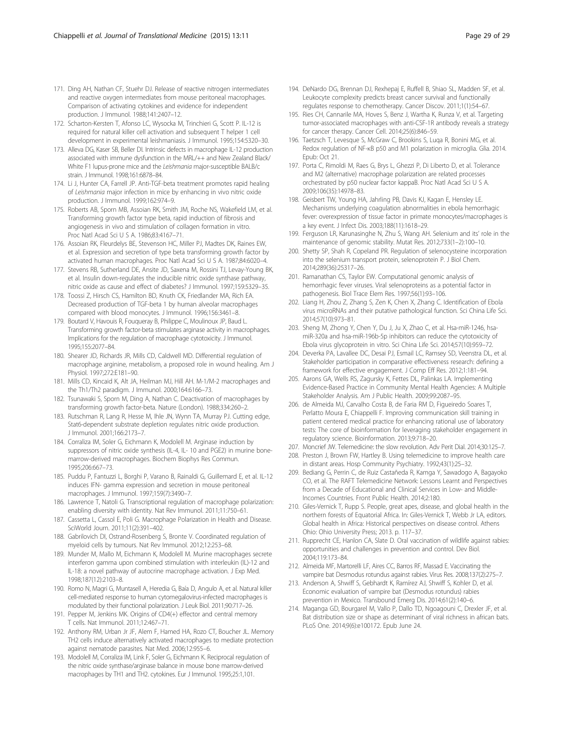171. Ding AH, Nathan CF, Stuehr DJ. Release of reactive nitrogen intermediates and reactive oxygen intermediates from mouse peritoneal macrophages. Comparison of activating cytokines and evidence for independent production. J Immunol. 1988;141:2407–12.
172. Scharton-Kersten T, Afonso LC, Wysocka M, Trinchieri G, Scott P. IL-12 is required for natural killer cell activation and subsequent T helper 1 cell development in experimental leishmaniasis. J Immunol. 1995;154:5320–30.
173. Alleva DG, Kaser SB, Beller DI. Intrinsic defects in macrophage IL-12 production associated with immune dysfunction in the MRL/++ and New Zealand Black/White F1 lupus-prone mice and the *Leishmania* major-susceptible BALB/c strain. J Immunol. 1998;161:6878–84.
174. Li J, Hunter CA, Farrell JP. Anti-TGF-beta treatment promotes rapid healing of *Leishmania* major infection in mice by enhancing in vivo nitric oxide production. J Immunol. 1999;162:974–9.
175. Roberts AB, Sporn MB, Assoian RK, Smith JM, Roche NS, Wakefield LM, et al. Transforming growth factor type beta, rapid induction of fibrosis and angiogenesis in vivo and stimulation of collagen formation in vitro. Proc Natl Acad Sci U S A. 1986;83:4167–71.
176. Assoian RK, Fleurdelys BE, Stevenson HC, Miller PJ, Madtes DK, Raines EW, et al. Expression and secretion of type beta transforming growth factor by activated human macrophages. Proc Natl Acad Sci U S A. 1987;84:6020–4.
177. Stevens RB, Sutherland DE, Ansite JD, Saxena M, Rossini TJ, Levay-Young BK, et al. Insulin down-regulates the inducible nitric oxide synthase pathway, nitric oxide as cause and effect of diabetes? J Immunol. 1997;159:5329–35.
178. Toossi Z, Hirsch CS, Hamilton BD, Knuth CK, Friedlander MA, Rich EA. Decreased production of TGF-beta 1 by human alveolar macrophages compared with blood monocytes. J Immunol. 1996;156:3461–8.
179. Boutard V, Havouis R, Fouqueray B, Philippe C, Moulinoux JP, Baud L. Transforming growth factor-beta stimulates arginase activity in macrophages. Implications for the regulation of macrophage cytotoxicity. J Immunol. 1995;155:2077–84.
180. Shearer JD, Richards JR, Mills CD, Caldwell MD. Differential regulation of macrophage arginine, metabolism, a proposed role in wound healing. Am J Physiol. 1997;272:E181–90.
181. Mills CD, Kincaid K, Alt JA, Heilman MJ, Hill AH. M-1/M-2 macrophages and the Th1/Th2 paradigm. J Immunol. 2000;164:6166–73.
182. Tsunawaki S, Sporn M, Ding A, Nathan C. Deactivation of macrophages by transforming growth factor-beta. Nature (London). 1988;334:260–2.
183. Rutschman R, Lang R, Hesse M, Ihle JN, Wynn TA, Murray PJ. Cutting edge, Stat6-dependent substrate depletion regulates nitric oxide production. J Immunol. 2001;166:2173–7.
184. Corraliza IM, Soler G, Eichmann K, Modolell M. Arginase induction by suppressors of nitric oxide synthesis (IL-4, IL- 10 and PGE2) in murine bone-marrow-derived macrophages. Biochem Biophys Res Commun. 1995;206:667–73.
185. Puddu P, Fantuzzi L, Borghi P, Varano B, Rainaldi G, Guillemard E, et al. IL-12 induces IFN- gamma expression and secretion in mouse peritoneal macrophages. J Immunol. 1997;159(7):3490–7.
186. Lawrence T, Natoli G. Transcriptional regulation of macrophage polarization: enabling diversity with identity. Nat Rev Immunol. 2011;11:750–61.
187. Cassetta L, Cassol E, Poli G. Macrophage Polarization in Health and Disease. SciWorld Journ. 2011;11(2):391–402.
188. Gabrilovich DI, Ostrand-Rosenberg S, Bronte V. Coordinated regulation of myeloid cells by tumours. Nat Rev Immunol. 2012;12:253–68.
189. Munder M, Mallo M, Eichmann K, Modolell M. Murine macrophages secrete interferon gamma upon combined stimulation with interleukin (IL)-12 and IL-18: a novel pathway of autocrine macrophage activation. J Exp Med. 1998;187(12):2103–8.
190. Romo N, Magri G, Muntasell A, Heredia G, Baía D, Angulo A, et al. Natural killer cell-mediated response to human cytomegalovirus-infected macrophages is modulated by their functional polarization. J Leuk Biol. 2011;90:717–26.
191. Pepper M, Jenkins MK. Origins of CD4(+) effector and central memory T cells. Nat Immunol. 2011;12:467–71.
192. Anthony RM, Urban Jr JF, Alem F, Hamed HA, Rozo CT, Boucher JL. Memory TH2 cells induce alternatively activated macrophages to mediate protection against nematode parasites. Nat Med. 2006;12:955–6.
193. Modolell M, Corraliza IM, Link F, Soler G, Eichmann K. Reciprocal regulation of the nitric oxide synthase/arginase balance in mouse bone marrow-derived macrophages by TH1 and TH2. cytokines. Eur J Immunol. 1995;25:1,101.
194. DeNardo DG, Brennan DJ, Rexhepaj E, Ruffell B, Shiao SL, Madden SF, et al. Leukocyte complexity predicts breast cancer survival and functionally regulates response to chemotherapy. Cancer Discov. 2011;1(1):54–67.
195. Ries CH, Cannarile MA, Hoves S, Benz J, Wartha K, Runza V, et al. Targeting tumor-associated macrophages with anti-CSF-1R antibody reveals a strategy for cancer therapy. Cancer Cell. 2014;25(6):846–59.
196. Taetzsch T, Levesque S, McGraw C, Brookins S, Luqa R, Bonini MG, et al. Redox regulation of NF-κB p50 and M1 polarization in microglia. Glia. 2014. Epub: Oct 21.
197. Porta C, Rimoldi M, Raes G, Brys L, Ghezzi P, Di Liberto D, et al. Tolerance and M2 (alternative) macrophage polarization are related processes orchestrated by p50 nuclear factor kappaB. Proc Natl Acad Sci U S A. 2009;106(35):14978–83.
198. Geisbert TW, Young HA, Jahrling PB, Davis KJ, Kagan E, Hensley LE. Mechanisms underlying coagulation abnormalities in ebola hemorrhagic fever: overexpression of tissue factor in primate monocytes/macrophages is a key event. J Infect Dis. 2003;188(11):1618–29.
199. Ferguson LR, Karunasinghe N, Zhu S, Wang AH. Selenium and its' role in the maintenance of genomic stability. Mutat Res. 2012;733(1–2):100–10.
200. Shetty SP, Shah R, Copeland PR. Regulation of selenocysteine incorporation into the selenium transport protein, selenoprotein P. J Biol Chem. 2014;289(36):25317–26.
201. Ramanathan CS, Taylor EW. Computational genomic analysis of hemorrhagic fever viruses. Viral selenoproteins as a potential factor in pathogenesis. Biol Trace Elem Res. 1997;56(1):93–106.
202. Liang H, Zhou Z, Zhang S, Zen K, Chen X, Zhang C. Identification of Ebola virus microRNAs and their putative pathological function. Sci China Life Sci. 2014;57(10):973–81.
203. Sheng M, Zhong Y, Chen Y, Du J, Ju X, Zhao C, et al. Hsa-miR-1246, hsa-miR-320a and hsa-miR-196b-5p inhibitors can reduce the cytotoxicity of Ebola virus glycoprotein in vitro. Sci China Life Sci. 2014;57(10):959–72.
204. Deverka PA, Lavallee DC, Desai PJ, Esmail LC, Ramsey SD, Veenstra DL, et al. Stakeholder participation in comparative effectiveness research: defining a framework for effective engagement. J Comp Eff Res. 2012;1:181–94.
205. Aarons GA, Wells RS, Zagursky K, Fettes DL, Palinkas LA. Implementing Evidence-Based Practice in Community Mental Health Agencies: A Multiple Stakeholder Analysis. Am J Public Health. 2009;99:2087–95.
206. de Almeida MJ, Carvalho Costa B, de Faria RM D, Figueiredo Soares T, Perlatto Moura E, Chiappelli F. Improving communication skill training in patient centered medical practice for enhancing rational use of laboratory tests: The core of bioinformation for leveraging stakeholder engagement in regulatory science. Bioinformation. 2013;9:718–20.
207. Moncrief JW. Telemedicine: the slow revolution. Adv Perit Dial. 2014;30:125–7.
208. Preston J, Brown FW, Hartley B. Using telemedicine to improve health care in distant areas. Hosp Community Psychiatry. 1992;43(1):25–32.
209. Bediang G, Perrin C, de Ruiz Castañeda R, Kamga Y, Sawadogo A, Bagayoko CO, et al. The RAFT Telemedicine Network: Lessons Learnt and Perspectives from a Decade of Educational and Clinical Services in Low- and Middle-Incomes Countries. Front Public Health. 2014;2:180.
210. Giles-Vernick T, Rupp S. People, great apes, disease, and global health in the northern forests of Equatorial Africa. In: Giles-Vernick T, Webb Jr LA, editors. Global health in Africa: Historical perspectives on disease control. Athens Ohio: Ohio University Press; 2013. p. 117–37.
211. Rupprecht CE, Hanlon CA, Slate D. Oral vaccination of wildlife against rabies: opportunities and challenges in prevention and control. Dev Biol. 2004;119:173–84.
212. Almeida MF, Martorelli LF, Aires CC, Barros RF, Massad E. Vaccinating the vampire bat Desmodus rotundus against rabies. Virus Res. 2008;137(2):275–7.
213. Anderson A, Shwiff S, Gebhardt K, Ramírez AJ, Shwiff S, Kohler D, et al. Economic evaluation of vampire bat (Desmodus rotundus) rabies prevention in Mexico. Transbound Emerg Dis. 2014;61(2):140–6.
214. Maganga GD, Bourgarel M, Vallo P, Dallo TD, Ngoagouni C, Drexler JF, et al. Bat distribution size or shape as determinant of viral richness in african bats. PLoS One. 2014;9(6):e100172. Epub June 24.